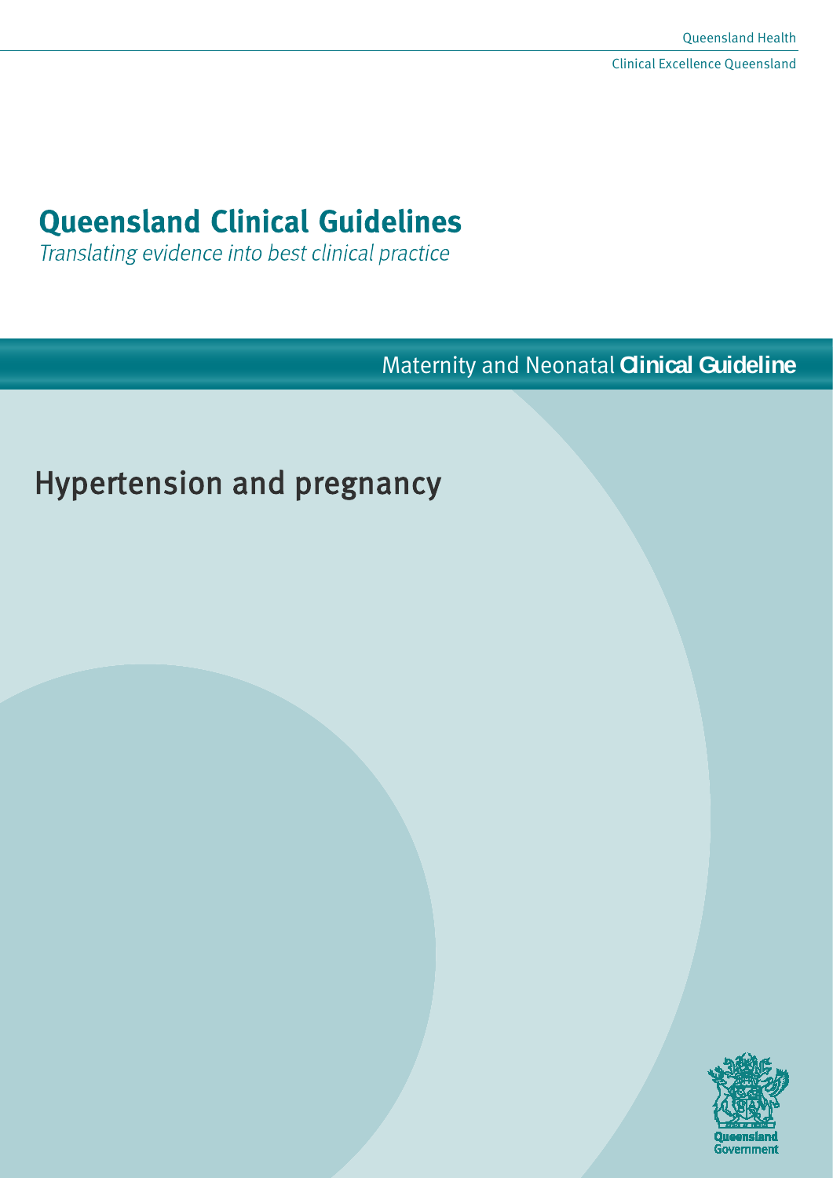Queensland Health

Clinical Excellence Queensland

# Queensland Clinical Guidelines

*Translating evidence into best clinical practice*

Maternity and Neonatal **Clinical Guideline**

## Hypertension and pregnancy

Queensland Government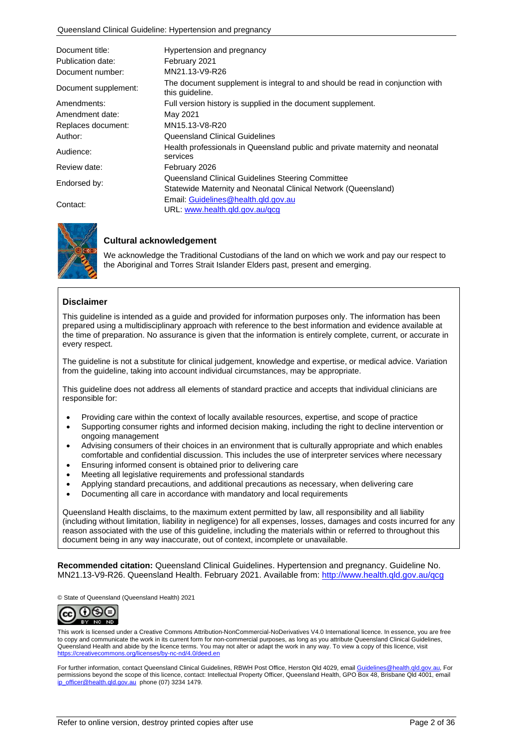| | |
|---|---|
| Document title: | Hypertension and pregnancy |
| Publication date: | February 2021 |
| Document number: | MN21.13-V9-R26 |
| Document supplement: | The document supplement is integral to and should be read in conjunction with this guideline. |
| Amendments: | Full version history is supplied in the document supplement. |
| Amendment date: | May 2021 |
| Replaces document: | MN15.13-V8-R20 |
| Author: | Queensland Clinical Guidelines |
| Audience: | Health professionals in Queensland public and private maternity and neonatal services |
| Review date: | February 2026 |
| Endorsed by: | Queensland Clinical Guidelines Steering Committee<br>Statewide Maternity and Neonatal Clinical Network (Queensland) |
| Contact: | Email: Guidelines@health.qld.gov.au<br>URL: www.health.qld.gov.au/qcg |

### Cultural acknowledgement

We acknowledge the Traditional Custodians of the land on which we work and pay our respect to the Aboriginal and Torres Strait Islander Elders past, present and emerging.

### Disclaimer

This guideline is intended as a guide and provided for information purposes only. The information has been prepared using a multidisciplinary approach with reference to the best information and evidence available at the time of preparation. No assurance is given that the information is entirely complete, current, or accurate in every respect.

The guideline is not a substitute for clinical judgement, knowledge and expertise, or medical advice. Variation from the guideline, taking into account individual circumstances, may be appropriate.

This guideline does not address all elements of standard practice and accepts that individual clinicians are responsible for:

- Providing care within the context of locally available resources, expertise, and scope of practice
- Supporting consumer rights and informed decision making, including the right to decline intervention or ongoing management
- Advising consumers of their choices in an environment that is culturally appropriate and which enables comfortable and confidential discussion. This includes the use of interpreter services where necessary
- Ensuring informed consent is obtained prior to delivering care
- Meeting all legislative requirements and professional standards
- Applying standard precautions, and additional precautions as necessary, when delivering care
- Documenting all care in accordance with mandatory and local requirements

Queensland Health disclaims, to the maximum extent permitted by law, all responsibility and all liability (including without limitation, liability in negligence) for all expenses, losses, damages and costs incurred for any reason associated with the use of this guideline, including the materials within or referred to throughout this document being in any way inaccurate, out of context, incomplete or unavailable.

**Recommended citation:** Queensland Clinical Guidelines. Hypertension and pregnancy. Guideline No. MN21.13-V9-R26. Queensland Health. February 2021. Available from: http://www.health.qld.gov.au/qcg

© State of Queensland (Queensland Health) 2021

This work is licensed under a Creative Commons Attribution-NonCommercial-NoDerivatives V4.0 International licence. In essence, you are free to copy and communicate the work in its current form for non-commercial purposes, as long as you attribute Queensland Clinical Guidelines, Queensland Health and abide by the licence terms. You may not alter or adapt the work in any way. To view a copy of this licence, visit https://creativecommons.org/licenses/by-nc-nd/4.0/deed.en

For further information, contact Queensland Clinical Guidelines, RBWH Post Office, Herston Qld 4029, email Guidelines@health.qld.gov.au, For permissions beyond the scope of this licence, contact: Intellectual Property Officer, Queensland Health, GPO Box 48, Brisbane Qld 4001, email ip_officer@health.qld.gov.au phone (07) 3234 1479.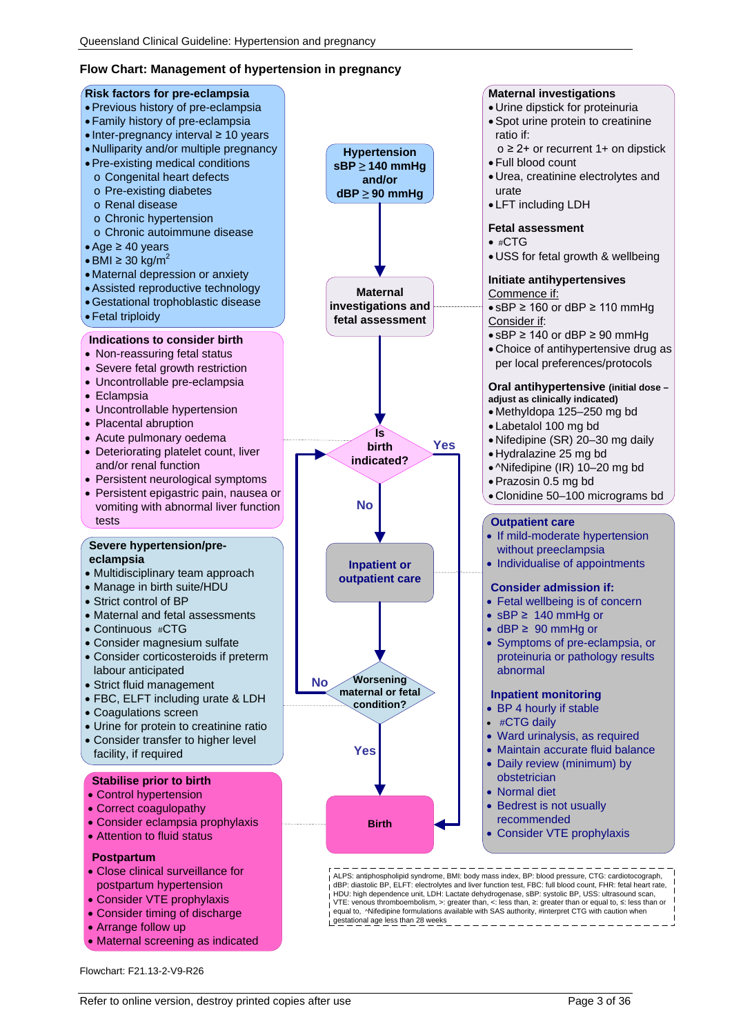## Flow Chart: Management of hypertension in pregnancy

### Risk factors for pre-eclampsia

- Previous history of pre-eclampsia
- Family history of pre-eclampsia
- Inter-pregnancy interval ≥ 10 years
- Nulliparity and/or multiple pregnancy
- Pre-existing medical conditions
  - Congenital heart defects
  - Pre-existing diabetes
  - Renal disease
  - Chronic hypertension
  - Chronic autoimmune disease
- Age ≥ 40 years
- BMI ≥ 30 kg/m$^2$
- Maternal depression or anxiety
- Assisted reproductive technology
- Gestational trophoblastic disease
- Fetal triploidy

### Indications to consider birth

- Non-reassuring fetal status
- Severe fetal growth restriction
- Uncontrollable pre-eclampsia
- Eclampsia
- Uncontrollable hypertension
- Placental abruption
- Acute pulmonary oedema
- Deteriorating platelet count, liver and/or renal function
- Persistent neurological symptoms
- Persistent epigastric pain, nausea or vomiting with abnormal liver function tests

### Severe hypertension/pre-eclampsia

- Multidisciplinary team approach
- Manage in birth suite/HDU
- Strict control of BP
- Maternal and fetal assessments
- Continuous #CTG
- Consider magnesium sulfate
- Consider corticosteroids if preterm labour anticipated
- Strict fluid management
- FBC, ELFT including urate & LDH
- Coagulations screen
- Urine for protein to creatinine ratio
- Consider transfer to higher level facility, if required

### Stabilise prior to birth

- Control hypertension
- Correct coagulopathy
- Consider eclampsia prophylaxis
- Attention to fluid status

### Postpartum

- Close clinical surveillance for postpartum hypertension
- Consider VTE prophylaxis
- Consider timing of discharge
- Arrange follow up
- Maternal screening as indicated

### Flow

1. **Hypertension** sBP ≥ 140 mmHg and/or dBP ≥ 90 mmHg
2. → **Maternal investigations and fetal assessment**
3. → **Is birth indicated?**
   - Yes → **Birth**
   - No → **Inpatient or outpatient care**
4. → **Worsening maternal or fetal condition?**
   - Yes → **Birth**
   - No → return to **Is birth indicated?**

### Maternal investigations

- Urine dipstick for proteinuria
- Spot urine protein to creatinine ratio if:
  - ≥ 2+ or recurrent 1+ on dipstick
- Full blood count
- Urea, creatinine electrolytes and urate
- LFT including LDH

### Fetal assessment

- #CTG
- USS for fetal growth & wellbeing

### Initiate antihypertensives

Commence if:

- sBP ≥ 160 or dBP ≥ 110 mmHg

Consider if:

- sBP ≥ 140 or dBP ≥ 90 mmHg
- Choice of antihypertensive drug as per local preferences/protocols

### Oral antihypertensive (initial dose – adjust as clinically indicated)

- Methyldopa 125–250 mg bd
- Labetalol 100 mg bd
- Nifedipine (SR) 20–30 mg daily
- Hydralazine 25 mg bd
- ^Nifedipine (IR) 10–20 mg bd
- Prazosin 0.5 mg bd
- Clonidine 50–100 micrograms bd

### Outpatient care

- If mild-moderate hypertension without preeclampsia
- Individualise of appointments

### Consider admission if:

- Fetal wellbeing is of concern
- sBP ≥ 140 mmHg or
- dBP ≥ 90 mmHg or
- Symptoms of pre-eclampsia, or proteinuria or pathology results abnormal

### Inpatient monitoring

- BP 4 hourly if stable
- #CTG daily
- Ward urinalysis, as required
- Maintain accurate fluid balance
- Daily review (minimum) by obstetrician
- Normal diet
- Bedrest is not usually recommended
- Consider VTE prophylaxis

ALPS: antiphospholipid syndrome, BMI: body mass index, BP: blood pressure, CTG: cardiotocograph, dBP: diastolic BP, ELFT: electrolytes and liver function test, FBC: full blood count, FHR: fetal heart rate, HDU: high dependence unit, LDH: Lactate dehydrogenase, sBP: systolic BP, USS: ultrasound scan, VTE: venous thromboembolism, >: greater than, <: less than, ≥: greater than or equal to, ≤: less than or equal to, ^Nifedipine formulations available with SAS authority, #interpret CTG with caution when gestational age less than 28 weeks

Flowchart: F21.13-2-V9-R26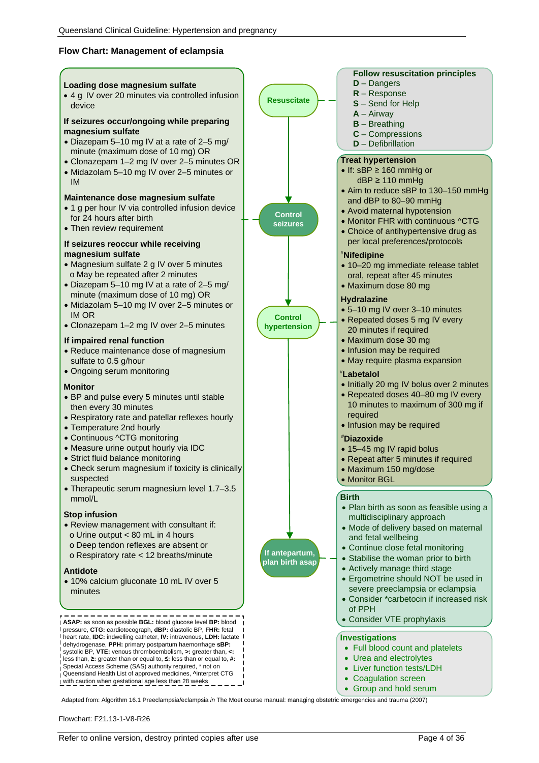## Flow Chart: Management of eclampsia

**Resuscitate**

**Follow resuscitation principles**

- **D** – Dangers
- **R** – Response
- **S** – Send for Help
- **A** – Airway
- **B** – Breathing
- **C** – Compressions
- **D** – Defibrillation

**Control seizures**

**Loading dose magnesium sulfate**

- 4 g IV over 20 minutes via controlled infusion device

**If seizures occur/ongoing while preparing magnesium sulfate**

- Diazepam 5–10 mg IV at a rate of 2–5 mg/minute (maximum dose of 10 mg) OR
- Clonazepam 1–2 mg IV over 2–5 minutes OR
- Midazolam 5–10 mg IV over 2–5 minutes or IM

**Maintenance dose magnesium sulfate**

- 1 g per hour IV via controlled infusion device for 24 hours after birth
- Then review requirement

**If seizures reoccur while receiving magnesium sulfate**

- Magnesium sulfate 2 g IV over 5 minutes
  - May be repeated after 2 minutes
- Diazepam 5–10 mg IV at a rate of 2–5 mg/minute (maximum dose of 10 mg) OR
- Midazolam 5–10 mg IV over 2–5 minutes or IM OR
- Clonazepam 1–2 mg IV over 2–5 minutes

**If impaired renal function**

- Reduce maintenance dose of magnesium sulfate to 0.5 g/hour
- Ongoing serum monitoring

**Monitor**

- BP and pulse every 5 minutes until stable then every 30 minutes
- Respiratory rate and patellar reflexes hourly
- Temperature 2nd hourly
- Continuous ^CTG monitoring
- Measure urine output hourly via IDC
- Strict fluid balance monitoring
- Check serum magnesium if toxicity is clinically suspected
- Therapeutic serum magnesium level 1.7–3.5 mmol/L

**Stop infusion**

- Review management with consultant if:
  - Urine output < 80 mL in 4 hours
  - Deep tendon reflexes are absent or
  - Respiratory rate < 12 breaths/minute

**Antidote**

- 10% calcium gluconate 10 mL IV over 5 minutes

**Control hypertension**

**Treat hypertension**

- If: sBP ≥ 160 mmHg or dBP ≥ 110 mmHg
- Aim to reduce sBP to 130–150 mmHg and dBP to 80–90 mmHg
- Avoid maternal hypotension
- Monitor FHR with continuous ^CTG
- Choice of antihypertensive drug as per local preferences/protocols

**#Nifedipine**

- 10–20 mg immediate release tablet oral, repeat after 45 minutes
- Maximum dose 80 mg

**Hydralazine**

- 5–10 mg IV over 3–10 minutes
- Repeated doses 5 mg IV every 20 minutes if required
- Maximum dose 30 mg
- Infusion may be required
- May require plasma expansion

**#Labetalol**

- Initially 20 mg IV bolus over 2 minutes
- Repeated doses 40–80 mg IV every 10 minutes to maximum of 300 mg if required
- Infusion may be required

**#Diazoxide**

- 15–45 mg IV rapid bolus
- Repeat after 5 minutes if required
- Maximum 150 mg/dose
- Monitor BGL

**If antepartum, plan birth asap**

**Birth**

- Plan birth as soon as feasible using a multidisciplinary approach
- Mode of delivery based on maternal and fetal wellbeing
- Continue close fetal monitoring
- Stabilise the woman prior to birth
- Actively manage third stage
- Ergometrine should NOT be used in severe preeclampsia or eclampsia
- Consider *carbetocin if increased risk of PPH
- Consider VTE prophylaxis

**Investigations**

- Full blood count and platelets
- Urea and electrolytes
- Liver function tests/LDH
- Coagulation screen
- Group and hold serum

**ASAP:** as soon as possible **BGL:** blood glucose level **BP:** blood pressure, **CTG:** cardiotocograph, **dBP:** diastolic BP, **FHR:** fetal heart rate, **IDC:** indwelling catheter, **IV:** intravenous, **LDH:** lactate dehydrogenase, **PPH:** primary postpartum haemorrhage **sBP:** systolic BP, **VTE:** venous thromboembolism, **>:** greater than, **<:** less than, **≥:** greater than or equal to, **≤:** less than or equal to, **#:** Special Access Scheme (SAS) authority required, * not on Queensland Health List of approved medicines, **^**interpret CTG with caution when gestational age less than 28 weeks

Adapted from: Algorithm 16.1 Preeclampsia/eclampsia *in* The Moet course manual: managing obstetric emergencies and trauma (2007)

Flowchart: F21.13-1-V8-R26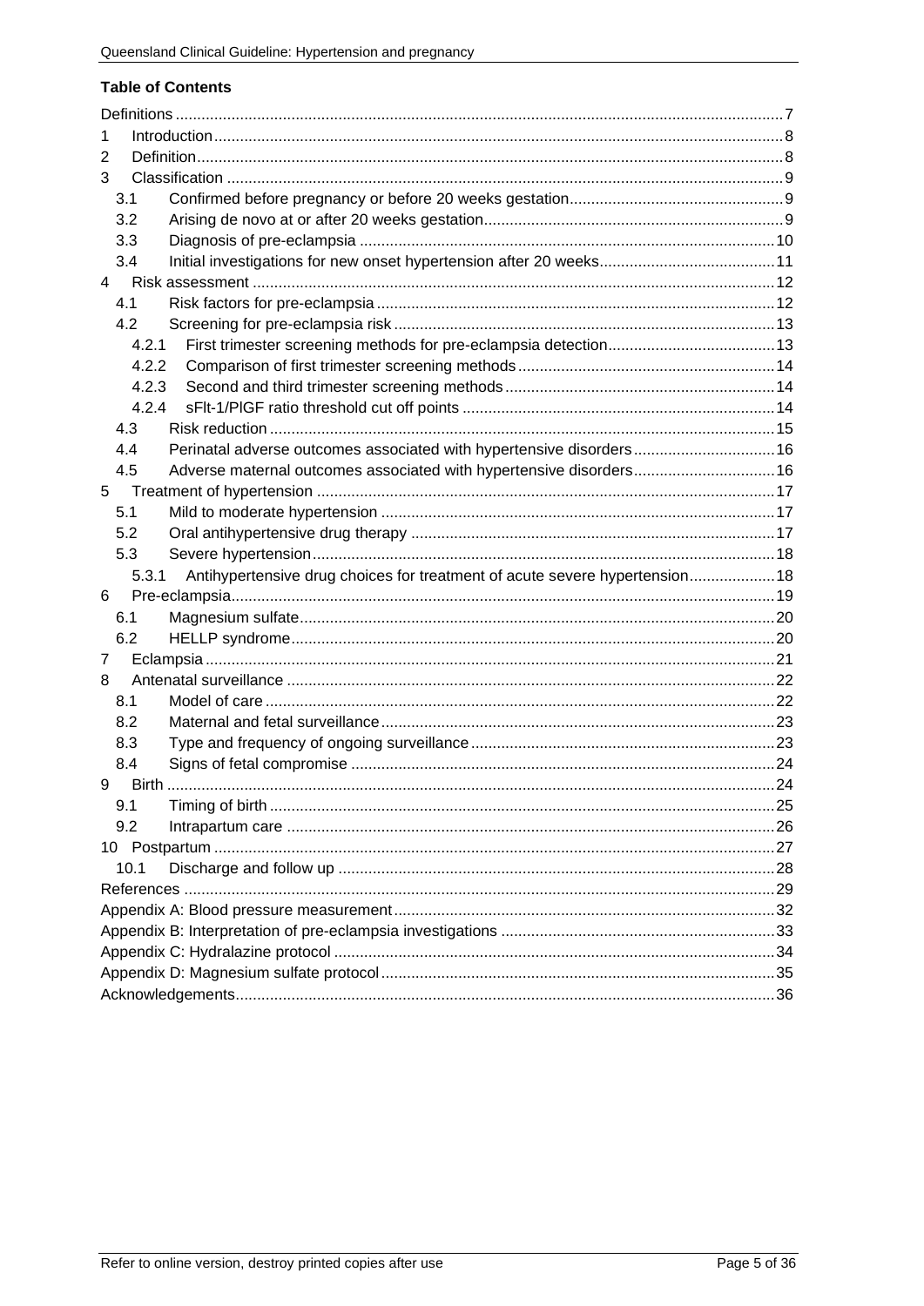**Table of Contents**

Definitions ... 7
1 Introduction ... 8
2 Definition ... 8
3 Classification ... 9
- 3.1 Confirmed before pregnancy or before 20 weeks gestation ... 9
- 3.2 Arising de novo at or after 20 weeks gestation ... 9
- 3.3 Diagnosis of pre-eclampsia ... 10
- 3.4 Initial investigations for new onset hypertension after 20 weeks ... 11

4 Risk assessment ... 12
- 4.1 Risk factors for pre-eclampsia ... 12
- 4.2 Screening for pre-eclampsia risk ... 13
  - 4.2.1 First trimester screening methods for pre-eclampsia detection ... 13
  - 4.2.2 Comparison of first trimester screening methods ... 14
  - 4.2.3 Second and third trimester screening methods ... 14
  - 4.2.4 sFlt-1/PlGF ratio threshold cut off points ... 14
- 4.3 Risk reduction ... 15
- 4.4 Perinatal adverse outcomes associated with hypertensive disorders ... 16
- 4.5 Adverse maternal outcomes associated with hypertensive disorders ... 16

5 Treatment of hypertension ... 17
- 5.1 Mild to moderate hypertension ... 17
- 5.2 Oral antihypertensive drug therapy ... 17
- 5.3 Severe hypertension ... 18
  - 5.3.1 Antihypertensive drug choices for treatment of acute severe hypertension ... 18

6 Pre-eclampsia ... 19
- 6.1 Magnesium sulfate ... 20
- 6.2 HELLP syndrome ... 20

7 Eclampsia ... 21
8 Antenatal surveillance ... 22
- 8.1 Model of care ... 22
- 8.2 Maternal and fetal surveillance ... 23
- 8.3 Type and frequency of ongoing surveillance ... 23
- 8.4 Signs of fetal compromise ... 24

9 Birth ... 24
- 9.1 Timing of birth ... 25
- 9.2 Intrapartum care ... 26

10 Postpartum ... 27
- 10.1 Discharge and follow up ... 28

References ... 29
Appendix A: Blood pressure measurement ... 32
Appendix B: Interpretation of pre-eclampsia investigations ... 33
Appendix C: Hydralazine protocol ... 34
Appendix D: Magnesium sulfate protocol ... 35
Acknowledgements ... 36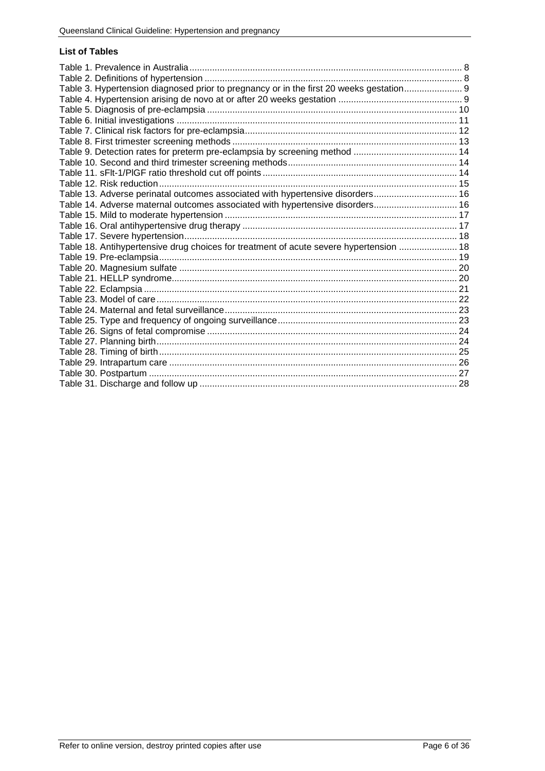### List of Tables

Table 1. Prevalence in Australia ... 8
Table 2. Definitions of hypertension ... 8
Table 3. Hypertension diagnosed prior to pregnancy or in the first 20 weeks gestation ... 9
Table 4. Hypertension arising de novo at or after 20 weeks gestation ... 9
Table 5. Diagnosis of pre-eclampsia ... 10
Table 6. Initial investigations ... 11
Table 7. Clinical risk factors for pre-eclampsia ... 12
Table 8. First trimester screening methods ... 13
Table 9. Detection rates for preterm pre-eclampsia by screening method ... 14
Table 10. Second and third trimester screening methods ... 14
Table 11. sFlt-1/PlGF ratio threshold cut off points ... 14
Table 12. Risk reduction ... 15
Table 13. Adverse perinatal outcomes associated with hypertensive disorders ... 16
Table 14. Adverse maternal outcomes associated with hypertensive disorders ... 16
Table 15. Mild to moderate hypertension ... 17
Table 16. Oral antihypertensive drug therapy ... 17
Table 17. Severe hypertension ... 18
Table 18. Antihypertensive drug choices for treatment of acute severe hypertension ... 18
Table 19. Pre-eclampsia ... 19
Table 20. Magnesium sulfate ... 20
Table 21. HELLP syndrome ... 20
Table 22. Eclampsia ... 21
Table 23. Model of care ... 22
Table 24. Maternal and fetal surveillance ... 23
Table 25. Type and frequency of ongoing surveillance ... 23
Table 26. Signs of fetal compromise ... 24
Table 27. Planning birth ... 24
Table 28. Timing of birth ... 25
Table 29. Intrapartum care ... 26
Table 30. Postpartum ... 27
Table 31. Discharge and follow up ... 28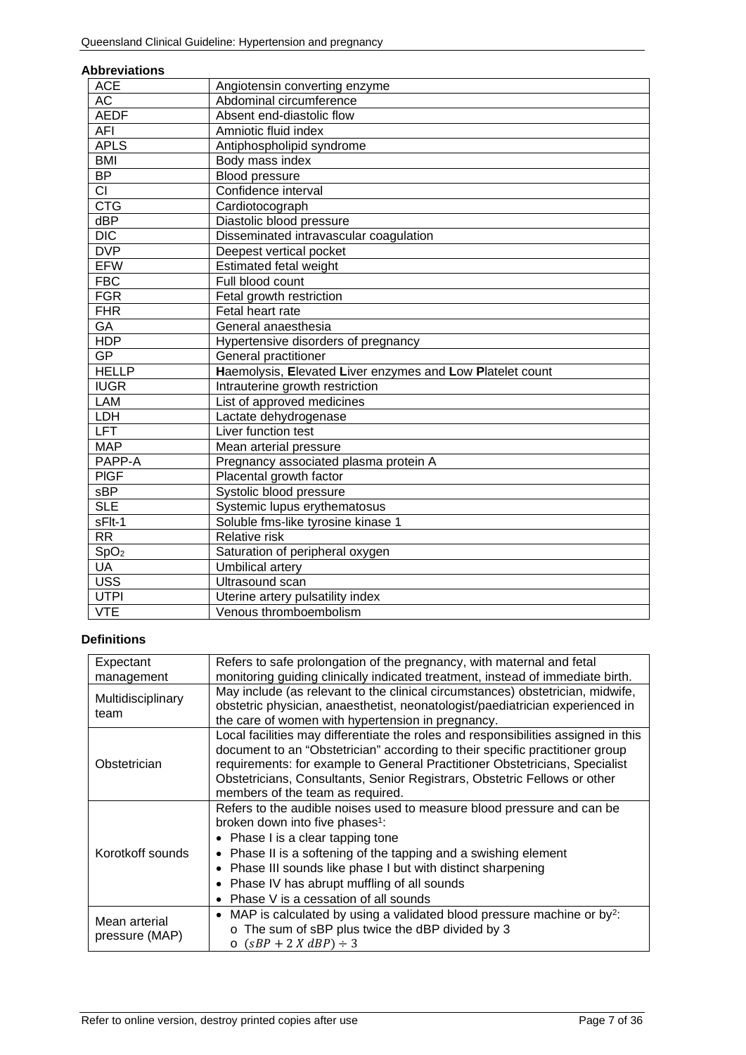**Abbreviations**

| | |
|---|---|
| ACE | Angiotensin converting enzyme |
| AC | Abdominal circumference |
| AEDF | Absent end-diastolic flow |
| AFI | Amniotic fluid index |
| APLS | Antiphospholipid syndrome |
| BMI | Body mass index |
| BP | Blood pressure |
| CI | Confidence interval |
| CTG | Cardiotocograph |
| dBP | Diastolic blood pressure |
| DIC | Disseminated intravascular coagulation |
| DVP | Deepest vertical pocket |
| EFW | Estimated fetal weight |
| FBC | Full blood count |
| FGR | Fetal growth restriction |
| FHR | Fetal heart rate |
| GA | General anaesthesia |
| HDP | Hypertensive disorders of pregnancy |
| GP | General practitioner |
| HELLP | **H**aemolysis, **E**levated **L**iver enzymes and **L**ow **P**latelet count |
| IUGR | Intrauterine growth restriction |
| LAM | List of approved medicines |
| LDH | Lactate dehydrogenase |
| LFT | Liver function test |
| MAP | Mean arterial pressure |
| PAPP-A | Pregnancy associated plasma protein A |
| PlGF | Placental growth factor |
| sBP | Systolic blood pressure |
| SLE | Systemic lupus erythematosus |
| sFlt-1 | Soluble fms-like tyrosine kinase 1 |
| RR | Relative risk |
| $SpO_2$ | Saturation of peripheral oxygen |
| UA | Umbilical artery |
| USS | Ultrasound scan |
| UTPI | Uterine artery pulsatility index |
| VTE | Venous thromboembolism |

**Definitions**

| | |
|---|---|
| Expectant management | Refers to safe prolongation of the pregnancy, with maternal and fetal monitoring guiding clinically indicated treatment, instead of immediate birth. |
| Multidisciplinary team | May include (as relevant to the clinical circumstances) obstetrician, midwife, obstetric physician, anaesthetist, neonatologist/paediatrician experienced in the care of women with hypertension in pregnancy. |
| Obstetrician | Local facilities may differentiate the roles and responsibilities assigned in this document to an "Obstetrician" according to their specific practitioner group requirements: for example to General Practitioner Obstetricians, Specialist Obstetricians, Consultants, Senior Registrars, Obstetric Fellows or other members of the team as required. |
| Korotkoff sounds | Refers to the audible noises used to measure blood pressure and can be broken down into five phases[1]: <br>• Phase I is a clear tapping tone <br>• Phase II is a softening of the tapping and a swishing element <br>• Phase III sounds like phase I but with distinct sharpening <br>• Phase IV has abrupt muffling of all sounds <br>• Phase V is a cessation of all sounds |
| Mean arterial pressure (MAP) | • MAP is calculated by using a validated blood pressure machine or by[2]: <br>o The sum of sBP plus twice the dBP divided by 3 <br>o $(sBP + 2\ X\ dBP) \div 3$ |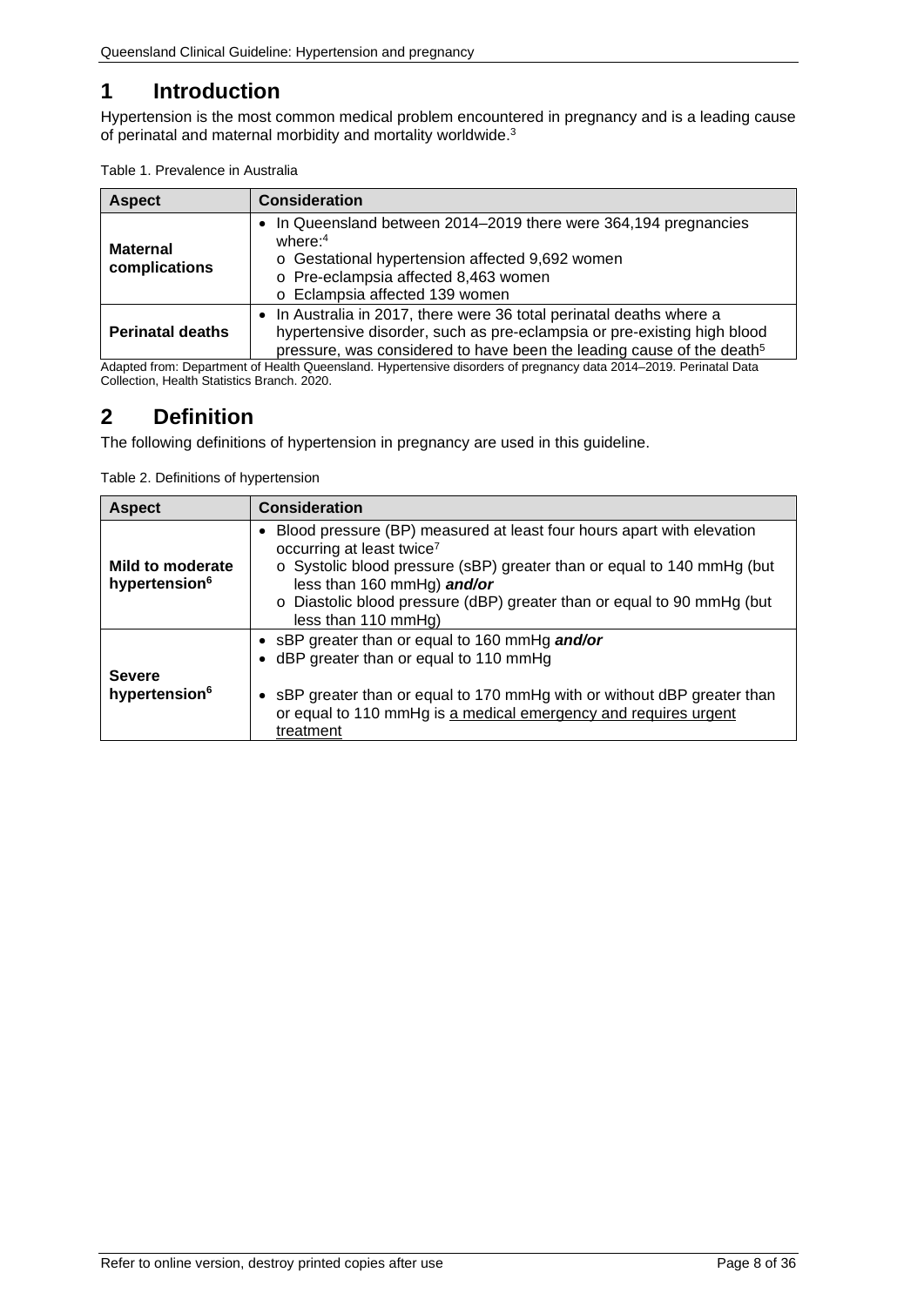# 1 Introduction

Hypertension is the most common medical problem encountered in pregnancy and is a leading cause of perinatal and maternal morbidity and mortality worldwide.[3]

Table 1. Prevalence in Australia

| Aspect | Consideration |
|---|---|
| **Maternal complications** | • In Queensland between 2014–2019 there were 364,194 pregnancies where:[4]<br>o Gestational hypertension affected 9,692 women<br>o Pre-eclampsia affected 8,463 women<br>o Eclampsia affected 139 women |
| **Perinatal deaths** | • In Australia in 2017, there were 36 total perinatal deaths where a hypertensive disorder, such as pre-eclampsia or pre-existing high blood pressure, was considered to have been the leading cause of the death[5] |

Adapted from: Department of Health Queensland. Hypertensive disorders of pregnancy data 2014–2019. Perinatal Data Collection, Health Statistics Branch. 2020.

# 2 Definition

The following definitions of hypertension in pregnancy are used in this guideline.

Table 2. Definitions of hypertension

| Aspect | Consideration |
|---|---|
| **Mild to moderate hypertension**[6] | • Blood pressure (BP) measured at least four hours apart with elevation occurring at least twice[7]<br>o Systolic blood pressure (sBP) greater than or equal to 140 mmHg (but less than 160 mmHg) ***and/or***<br>o Diastolic blood pressure (dBP) greater than or equal to 90 mmHg (but less than 110 mmHg) |
| **Severe hypertension**[6] | • sBP greater than or equal to 160 mmHg ***and/or***<br>• dBP greater than or equal to 110 mmHg<br><br>• sBP greater than or equal to 170 mmHg with or without dBP greater than or equal to 110 mmHg is <u>a medical emergency and requires urgent treatment</u> |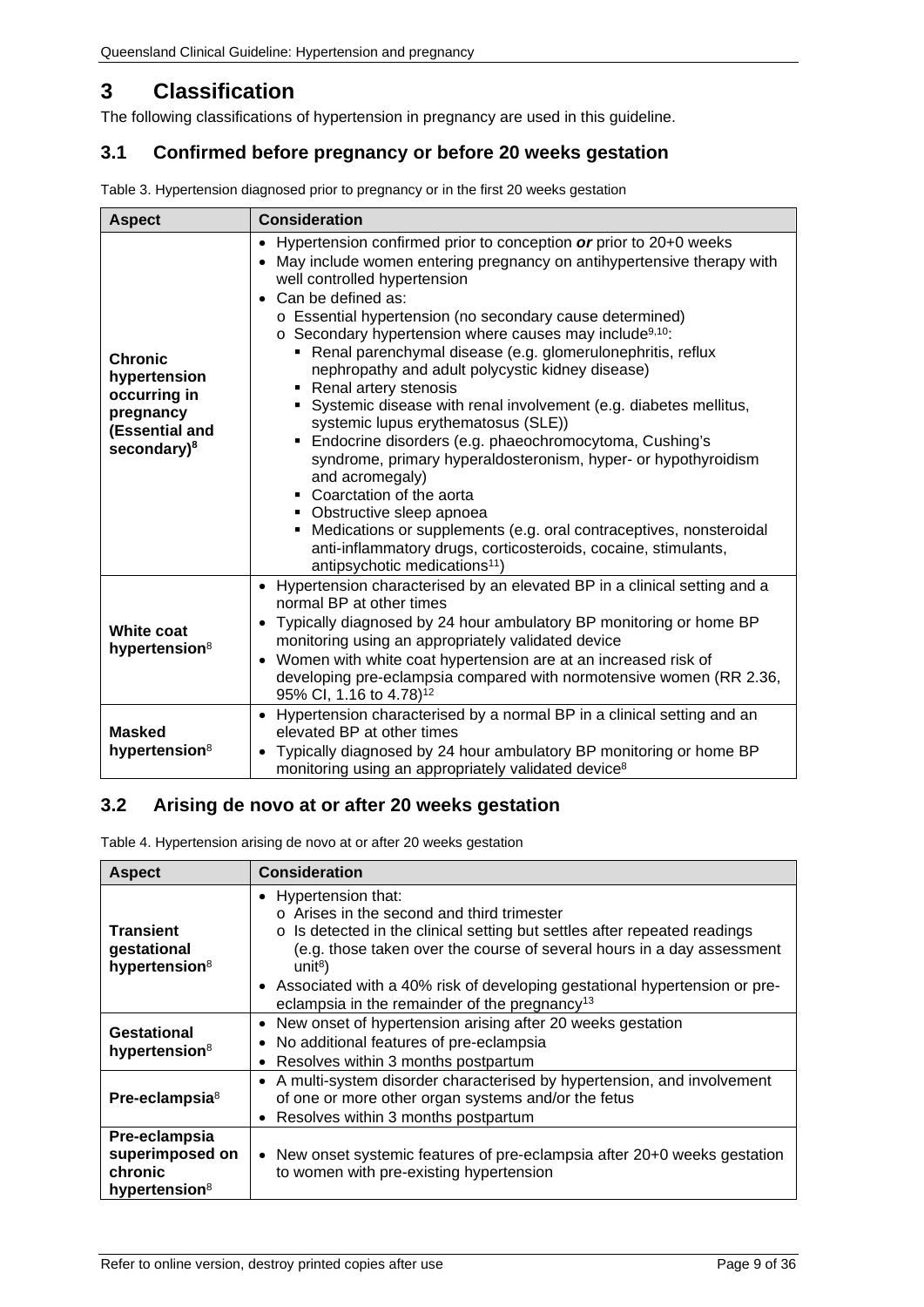# 3 Classification

The following classifications of hypertension in pregnancy are used in this guideline.

## 3.1 Confirmed before pregnancy or before 20 weeks gestation

Table 3. Hypertension diagnosed prior to pregnancy or in the first 20 weeks gestation

| Aspect | Consideration |
|---|---|
| **Chronic hypertension occurring in pregnancy (Essential and secondary)**[8] | • Hypertension confirmed prior to conception ***or*** prior to 20+0 weeks<br>• May include women entering pregnancy on antihypertensive therapy with well controlled hypertension<br>• Can be defined as:<br>  o Essential hypertension (no secondary cause determined)<br>  o Secondary hypertension where causes may include[9,10]:<br>    ▪ Renal parenchymal disease (e.g. glomerulonephritis, reflux nephropathy and adult polycystic kidney disease)<br>    ▪ Renal artery stenosis<br>    ▪ Systemic disease with renal involvement (e.g. diabetes mellitus, systemic lupus erythematosus (SLE))<br>    ▪ Endocrine disorders (e.g. phaeochromocytoma, Cushing's syndrome, primary hyperaldosteronism, hyper- or hypothyroidism and acromegaly)<br>    ▪ Coarctation of the aorta<br>    ▪ Obstructive sleep apnoea<br>    ▪ Medications or supplements (e.g. oral contraceptives, nonsteroidal anti-inflammatory drugs, corticosteroids, cocaine, stimulants, antipsychotic medications[11]) |
| **White coat hypertension**[8] | • Hypertension characterised by an elevated BP in a clinical setting and a normal BP at other times<br>• Typically diagnosed by 24 hour ambulatory BP monitoring or home BP monitoring using an appropriately validated device<br>• Women with white coat hypertension are at an increased risk of developing pre-eclampsia compared with normotensive women (RR 2.36, 95% CI, 1.16 to 4.78)[12] |
| **Masked hypertension**[8] | • Hypertension characterised by a normal BP in a clinical setting and an elevated BP at other times<br>• Typically diagnosed by 24 hour ambulatory BP monitoring or home BP monitoring using an appropriately validated device[8] |

## 3.2 Arising de novo at or after 20 weeks gestation

Table 4. Hypertension arising de novo at or after 20 weeks gestation

| Aspect | Consideration |
|---|---|
| **Transient gestational hypertension**[8] | • Hypertension that:<br>  o Arises in the second and third trimester<br>  o Is detected in the clinical setting but settles after repeated readings (e.g. those taken over the course of several hours in a day assessment unit[8])<br>• Associated with a 40% risk of developing gestational hypertension or pre-eclampsia in the remainder of the pregnancy[13] |
| **Gestational hypertension**[8] | • New onset of hypertension arising after 20 weeks gestation<br>• No additional features of pre-eclampsia<br>• Resolves within 3 months postpartum |
| **Pre-eclampsia**[8] | • A multi-system disorder characterised by hypertension, and involvement of one or more other organ systems and/or the fetus<br>• Resolves within 3 months postpartum |
| **Pre-eclampsia superimposed on chronic hypertension**[8] | • New onset systemic features of pre-eclampsia after 20+0 weeks gestation to women with pre-existing hypertension |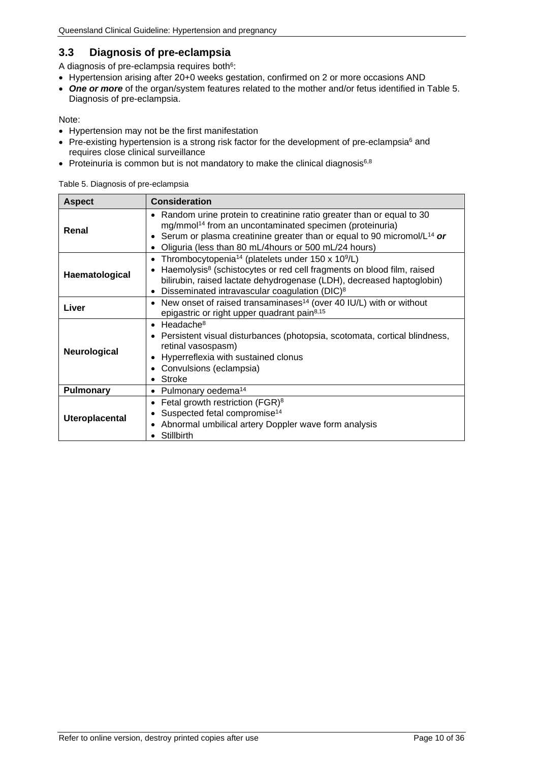## 3.3 Diagnosis of pre-eclampsia

A diagnosis of pre-eclampsia requires both[6]:

- Hypertension arising after 20+0 weeks gestation, confirmed on 2 or more occasions AND
- ***One or more*** of the organ/system features related to the mother and/or fetus identified in Table 5. Diagnosis of pre-eclampsia.

Note:

- Hypertension may not be the first manifestation
- Pre-existing hypertension is a strong risk factor for the development of pre-eclampsia[6] and requires close clinical surveillance
- Proteinuria is common but is not mandatory to make the clinical diagnosis[6,8]

Table 5. Diagnosis of pre-eclampsia

| Aspect | Consideration |
|---|---|
| **Renal** | • Random urine protein to creatinine ratio greater than or equal to 30 mg/mmol[14] from an uncontaminated specimen (proteinuria)<br>• Serum or plasma creatinine greater than or equal to 90 micromol/L[14] ***or***<br>• Oliguria (less than 80 mL/4hours or 500 mL/24 hours) |
| **Haematological** | • Thrombocytopenia[14] (platelets under 150 x $10^9$/L)<br>• Haemolysis[8] (schistocytes or red cell fragments on blood film, raised bilirubin, raised lactate dehydrogenase (LDH), decreased haptoglobin)<br>• Disseminated intravascular coagulation (DIC)[8] |
| **Liver** | • New onset of raised transaminases[14] (over 40 IU/L) with or without epigastric or right upper quadrant pain[8,15] |
| **Neurological** | • Headache[8]<br>• Persistent visual disturbances (photopsia, scotomata, cortical blindness, retinal vasospasm)<br>• Hyperreflexia with sustained clonus<br>• Convulsions (eclampsia)<br>• Stroke |
| **Pulmonary** | • Pulmonary oedema[14] |
| **Uteroplacental** | • Fetal growth restriction (FGR)[8]<br>• Suspected fetal compromise[14]<br>• Abnormal umbilical artery Doppler wave form analysis<br>• Stillbirth |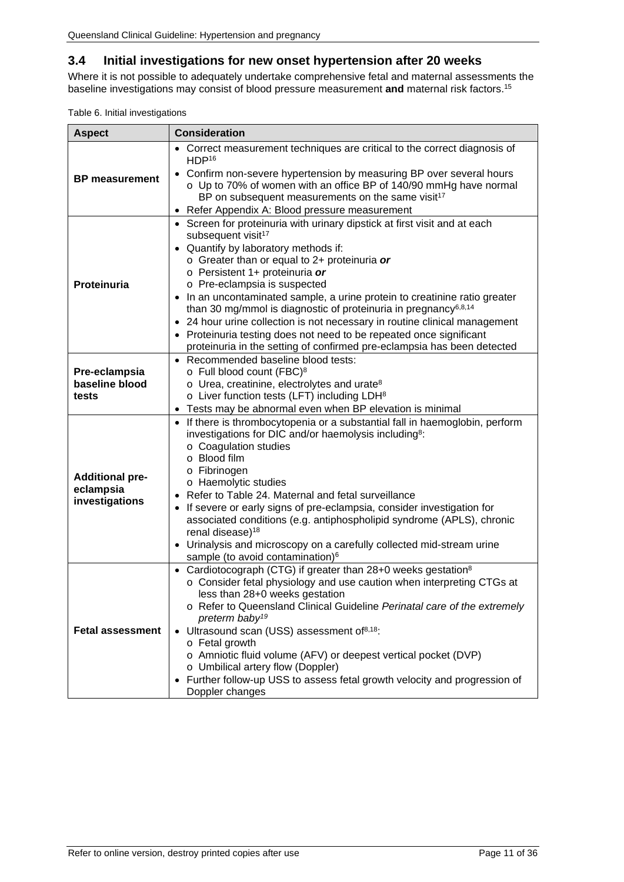## 3.4 Initial investigations for new onset hypertension after 20 weeks

Where it is not possible to adequately undertake comprehensive fetal and maternal assessments the baseline investigations may consist of blood pressure measurement **and** maternal risk factors.[15]

Table 6. Initial investigations

| Aspect | Consideration |
|---|---|
| **BP measurement** | • Correct measurement techniques are critical to the correct diagnosis of HDP[16]<br>• Confirm non-severe hypertension by measuring BP over several hours<br>  ○ Up to 70% of women with an office BP of 140/90 mmHg have normal BP on subsequent measurements on the same visit[17]<br>• Refer Appendix A: Blood pressure measurement |
| **Proteinuria** | • Screen for proteinuria with urinary dipstick at first visit and at each subsequent visit[17]<br>• Quantify by laboratory methods if:<br>  ○ Greater than or equal to 2+ proteinuria ***or***<br>  ○ Persistent 1+ proteinuria ***or***<br>  ○ Pre-eclampsia is suspected<br>• In an uncontaminated sample, a urine protein to creatinine ratio greater than 30 mg/mmol is diagnostic of proteinuria in pregnancy[6,8,14]<br>• 24 hour urine collection is not necessary in routine clinical management<br>• Proteinuria testing does not need to be repeated once significant proteinuria in the setting of confirmed pre-eclampsia has been detected |
| **Pre-eclampsia baseline blood tests** | • Recommended baseline blood tests:<br>  ○ Full blood count (FBC)[8]<br>  ○ Urea, creatinine, electrolytes and urate[8]<br>  ○ Liver function tests (LFT) including LDH[8]<br>• Tests may be abnormal even when BP elevation is minimal |
| **Additional pre-eclampsia investigations** | • If there is thrombocytopenia or a substantial fall in haemoglobin, perform investigations for DIC and/or haemolysis including[8]:<br>  ○ Coagulation studies<br>  ○ Blood film<br>  ○ Fibrinogen<br>  ○ Haemolytic studies<br>• Refer to Table 24. Maternal and fetal surveillance<br>• If severe or early signs of pre-eclampsia, consider investigation for associated conditions (e.g. antiphospholipid syndrome (APLS), chronic renal disease)[18]<br>• Urinalysis and microscopy on a carefully collected mid-stream urine sample (to avoid contamination)[6] |
| **Fetal assessment** | • Cardiotocograph (CTG) if greater than 28+0 weeks gestation[8]<br>  ○ Consider fetal physiology and use caution when interpreting CTGs at less than 28+0 weeks gestation<br>  ○ Refer to Queensland Clinical Guideline *Perinatal care of the extremely preterm baby*[19]<br>• Ultrasound scan (USS) assessment of[8,18]:<br>  ○ Fetal growth<br>  ○ Amniotic fluid volume (AFV) or deepest vertical pocket (DVP)<br>  ○ Umbilical artery flow (Doppler)<br>• Further follow-up USS to assess fetal growth velocity and progression of Doppler changes |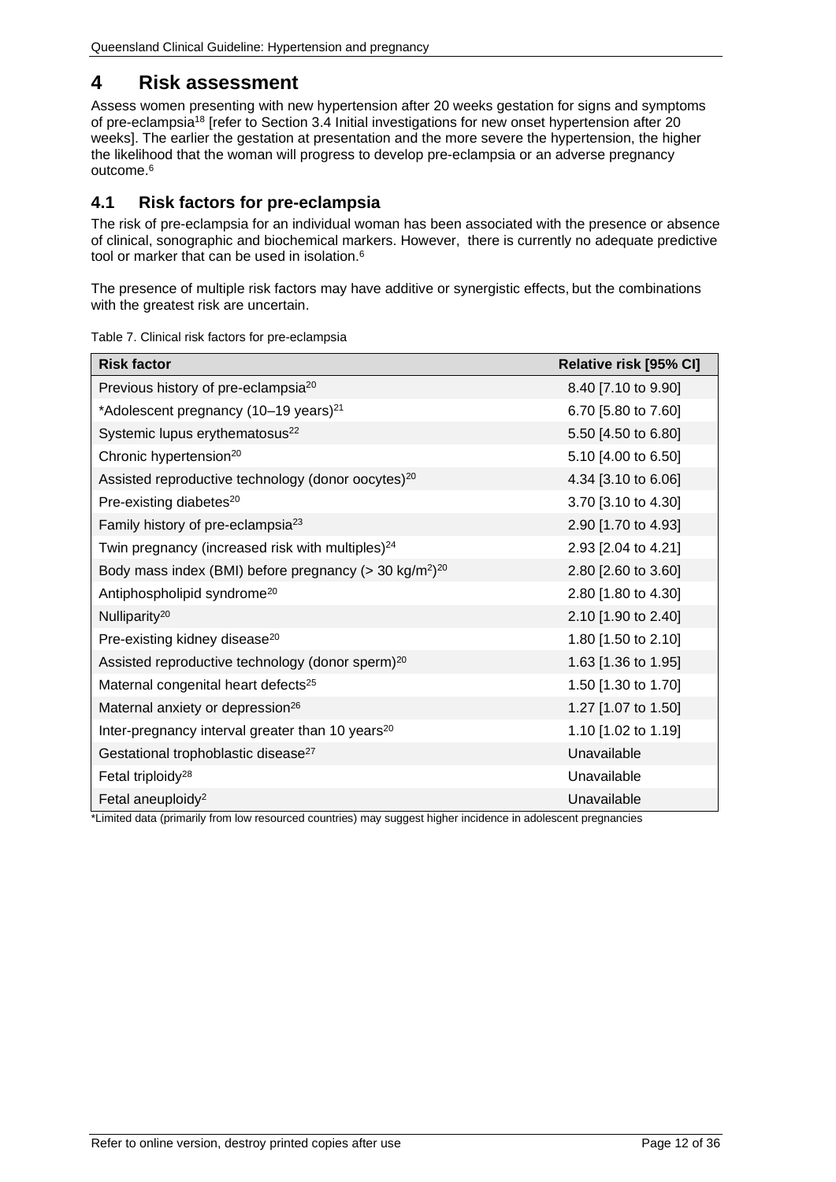# 4 Risk assessment

Assess women presenting with new hypertension after 20 weeks gestation for signs and symptoms of pre-eclampsia[18] [refer to Section 3.4 Initial investigations for new onset hypertension after 20 weeks]. The earlier the gestation at presentation and the more severe the hypertension, the higher the likelihood that the woman will progress to develop pre-eclampsia or an adverse pregnancy outcome.[6]

## 4.1 Risk factors for pre-eclampsia

The risk of pre-eclampsia for an individual woman has been associated with the presence or absence of clinical, sonographic and biochemical markers. However, there is currently no adequate predictive tool or marker that can be used in isolation.[6]

The presence of multiple risk factors may have additive or synergistic effects, but the combinations with the greatest risk are uncertain.

Table 7. Clinical risk factors for pre-eclampsia

| Risk factor | Relative risk [95% CI] |
|---|---|
| Previous history of pre-eclampsia[20] | 8.40 [7.10 to 9.90] |
| *Adolescent pregnancy (10–19 years)[21] | 6.70 [5.80 to 7.60] |
| Systemic lupus erythematosus[22] | 5.50 [4.50 to 6.80] |
| Chronic hypertension[20] | 5.10 [4.00 to 6.50] |
| Assisted reproductive technology (donor oocytes)[20] | 4.34 [3.10 to 6.06] |
| Pre-existing diabetes[20] | 3.70 [3.10 to 4.30] |
| Family history of pre-eclampsia[23] | 2.90 [1.70 to 4.93] |
| Twin pregnancy (increased risk with multiples)[24] | 2.93 [2.04 to 4.21] |
| Body mass index (BMI) before pregnancy (> 30 kg/m$^2$)[20] | 2.80 [2.60 to 3.60] |
| Antiphospholipid syndrome[20] | 2.80 [1.80 to 4.30] |
| Nulliparity[20] | 2.10 [1.90 to 2.40] |
| Pre-existing kidney disease[20] | 1.80 [1.50 to 2.10] |
| Assisted reproductive technology (donor sperm)[20] | 1.63 [1.36 to 1.95] |
| Maternal congenital heart defects[25] | 1.50 [1.30 to 1.70] |
| Maternal anxiety or depression[26] | 1.27 [1.07 to 1.50] |
| Inter-pregnancy interval greater than 10 years[20] | 1.10 [1.02 to 1.19] |
| Gestational trophoblastic disease[27] | Unavailable |
| Fetal triploidy[28] | Unavailable |
| Fetal aneuploidy[2] | Unavailable |

*Limited data (primarily from low resourced countries) may suggest higher incidence in adolescent pregnancies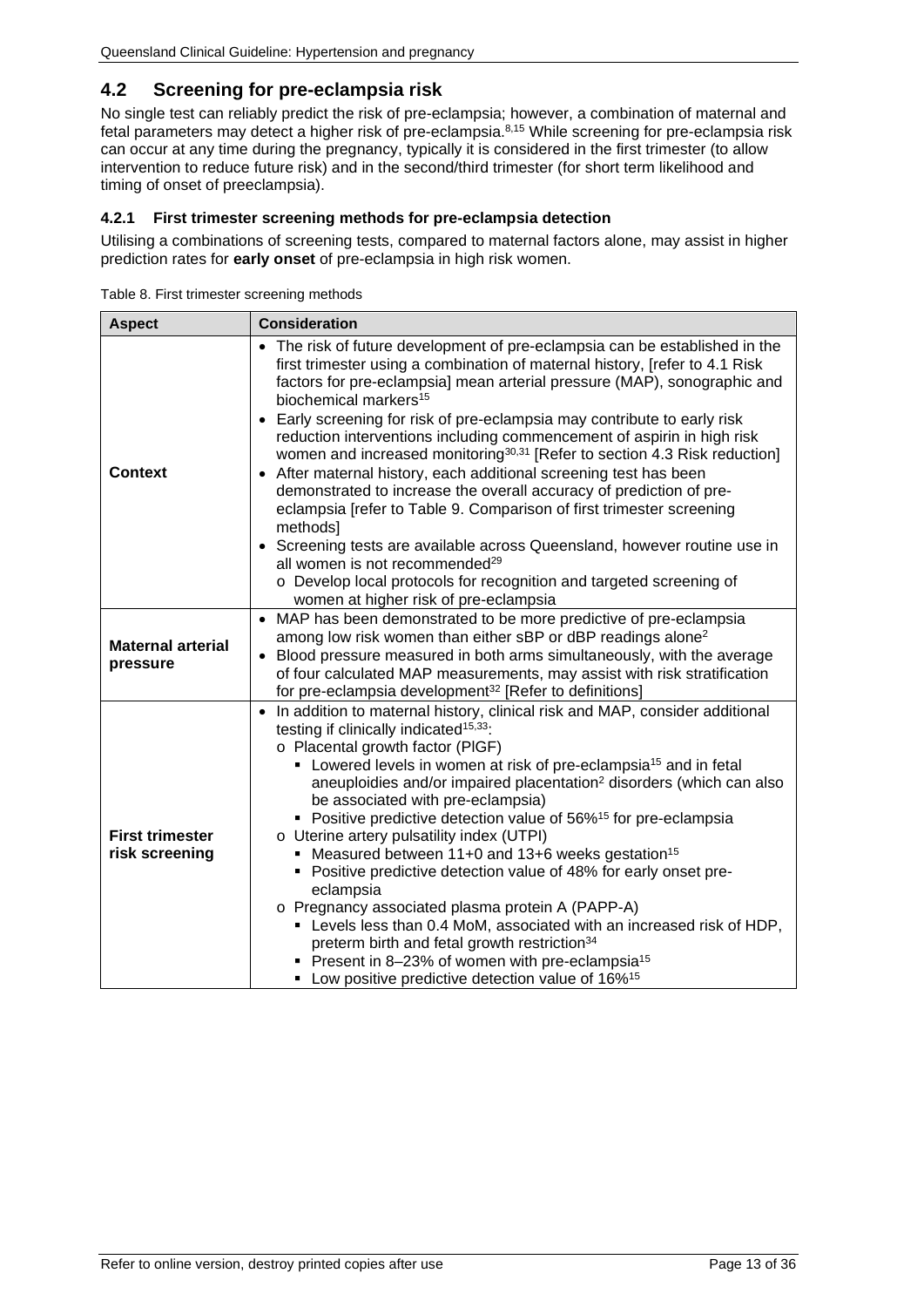## 4.2 Screening for pre-eclampsia risk

No single test can reliably predict the risk of pre-eclampsia; however, a combination of maternal and fetal parameters may detect a higher risk of pre-eclampsia.[8,15] While screening for pre-eclampsia risk can occur at any time during the pregnancy, typically it is considered in the first trimester (to allow intervention to reduce future risk) and in the second/third trimester (for short term likelihood and timing of onset of preeclampsia).

### 4.2.1 First trimester screening methods for pre-eclampsia detection

Utilising a combinations of screening tests, compared to maternal factors alone, may assist in higher prediction rates for **early onset** of pre-eclampsia in high risk women.

Table 8. First trimester screening methods

| Aspect | Consideration |
|---|---|
| **Context** | • The risk of future development of pre-eclampsia can be established in the first trimester using a combination of maternal history, [refer to 4.1 Risk factors for pre-eclampsia] mean arterial pressure (MAP), sonographic and biochemical markers[15]<br>• Early screening for risk of pre-eclampsia may contribute to early risk reduction interventions including commencement of aspirin in high risk women and increased monitoring[30,31] [Refer to section 4.3 Risk reduction]<br>• After maternal history, each additional screening test has been demonstrated to increase the overall accuracy of prediction of pre-eclampsia [refer to Table 9. Comparison of first trimester screening methods]<br>• Screening tests are available across Queensland, however routine use in all women is not recommended[29]<br>  o Develop local protocols for recognition and targeted screening of women at higher risk of pre-eclampsia |
| **Maternal arterial pressure** | • MAP has been demonstrated to be more predictive of pre-eclampsia among low risk women than either sBP or dBP readings alone[2]<br>• Blood pressure measured in both arms simultaneously, with the average of four calculated MAP measurements, may assist with risk stratification for pre-eclampsia development[32] [Refer to definitions] |
| **First trimester risk screening** | • In addition to maternal history, clinical risk and MAP, consider additional testing if clinically indicated[15,33]:<br>  o Placental growth factor (PlGF)<br>    ▪ Lowered levels in women at risk of pre-eclampsia[15] and in fetal aneuploidies and/or impaired placentation[2] disorders (which can also be associated with pre-eclampsia)<br>    ▪ Positive predictive detection value of 56%[15] for pre-eclampsia<br>  o Uterine artery pulsatility index (UTPI)<br>    ▪ Measured between 11+0 and 13+6 weeks gestation[15]<br>    ▪ Positive predictive detection value of 48% for early onset pre-eclampsia<br>  o Pregnancy associated plasma protein A (PAPP-A)<br>    ▪ Levels less than 0.4 MoM, associated with an increased risk of HDP, preterm birth and fetal growth restriction[34]<br>    ▪ Present in 8–23% of women with pre-eclampsia[15]<br>    ▪ Low positive predictive detection value of 16%[15] |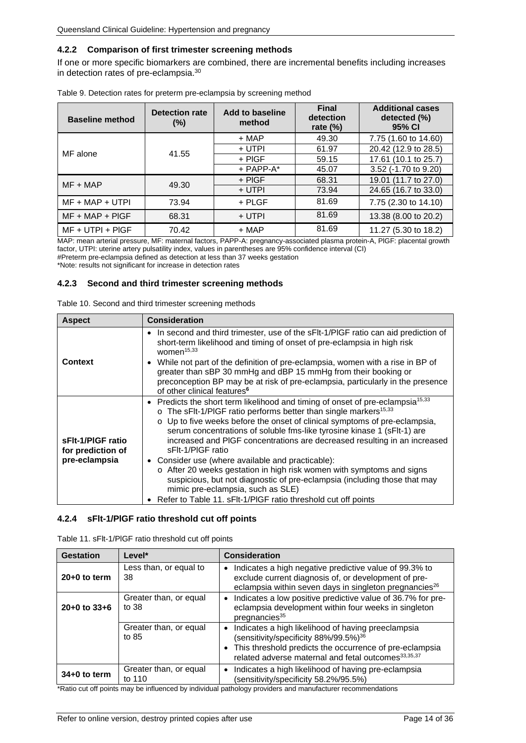### 4.2.2 Comparison of first trimester screening methods

If one or more specific biomarkers are combined, there are incremental benefits including increases in detection rates of pre-eclampsia.[30]

Table 9. Detection rates for preterm pre-eclampsia by screening method

| Baseline method | Detection rate (%) | Add to baseline method | Final detection rate (%) | Additional cases detected (%) 95% CI |
|---|---|---|---|---|
| MF alone | 41.55 | + MAP | 49.30 | 7.75 (1.60 to 14.60) |
| | | + UTPI | 61.97 | 20.42 (12.9 to 28.5) |
| | | + PlGF | 59.15 | 17.61 (10.1 to 25.7) |
| | | + PAPP-A* | 45.07 | 3.52 (-1.70 to 9.20) |
| MF + MAP | 49.30 | + PlGF | 68.31 | 19.01 (11.7 to 27.0) |
| | | + UTPI | 73.94 | 24.65 (16.7 to 33.0) |
| MF + MAP + UTPI | 73.94 | + PLGF | 81.69 | 7.75 (2.30 to 14.10) |
| MF + MAP + PlGF | 68.31 | + UTPI | 81.69 | 13.38 (8.00 to 20.2) |
| MF + UTPI + PlGF | 70.42 | + MAP | 81.69 | 11.27 (5.30 to 18.2) |

MAP: mean arterial pressure, MF: maternal factors, PAPP-A: pregnancy-associated plasma protein-A, PlGF: placental growth factor, UTPI: uterine artery pulsatility index, values in parentheses are 95% confidence interval (CI)
#Preterm pre-eclampsia defined as detection at less than 37 weeks gestation
*Note: results not significant for increase in detection rates

### 4.2.3 Second and third trimester screening methods

Table 10. Second and third trimester screening methods

| Aspect | Consideration |
|---|---|
| **Context** | • In second and third trimester, use of the sFlt-1/PlGF ratio can aid prediction of short-term likelihood and timing of onset of pre-eclampsia in high risk women[15,33]<br>• While not part of the definition of pre-eclampsia, women with a rise in BP of greater than sBP 30 mmHg and dBP 15 mmHg from their booking or preconception BP may be at risk of pre-eclampsia, particularly in the presence of other clinical features[6] |
| **sFlt-1/PlGF ratio for prediction of pre-eclampsia** | • Predicts the short term likelihood and timing of onset of pre-eclampsia[15,33]<br>  o The sFlt-1/PlGF ratio performs better than single markers[15,33]<br>  o Up to five weeks before the onset of clinical symptoms of pre-eclampsia, serum concentrations of soluble fms-like tyrosine kinase 1 (sFlt-1) are increased and PlGF concentrations are decreased resulting in an increased sFlt-1/PlGF ratio<br>• Consider use (where available and practicable):<br>  o After 20 weeks gestation in high risk women with symptoms and signs suspicious, but not diagnostic of pre-eclampsia (including those that may mimic pre-eclampsia, such as SLE)<br>• Refer to Table 11. sFlt-1/PlGF ratio threshold cut off points |

### 4.2.4 sFlt-1/PlGF ratio threshold cut off points

Table 11. sFlt-1/PlGF ratio threshold cut off points

| Gestation | Level* | Consideration |
|---|---|---|
| **20+0 to term** | Less than, or equal to 38 | • Indicates a high negative predictive value of 99.3% to exclude current diagnosis of, or development of pre-eclampsia within seven days in singleton pregnancies[26] |
| **20+0 to 33+6** | Greater than, or equal to 38 | • Indicates a low positive predictive value of 36.7% for pre-eclampsia development within four weeks in singleton pregnancies[35] |
| | Greater than, or equal to 85 | • Indicates a high likelihood of having preeclampsia (sensitivity/specificity 88%/99.5%)[36]<br>• This threshold predicts the occurrence of pre-eclampsia related adverse maternal and fetal outcomes[33,35,37] |
| **34+0 to term** | Greater than, or equal to 110 | • Indicates a high likelihood of having pre-eclampsia (sensitivity/specificity 58.2%/95.5%) |

*Ratio cut off points may be influenced by individual pathology providers and manufacturer recommendations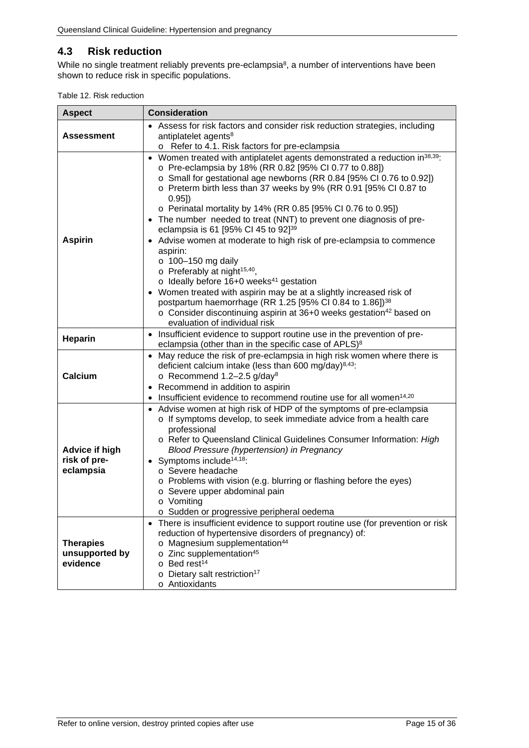## 4.3 Risk reduction

While no single treatment reliably prevents pre-eclampsia[8], a number of interventions have been shown to reduce risk in specific populations.

Table 12. Risk reduction

| Aspect | Consideration |
|---|---|
| **Assessment** | • Assess for risk factors and consider risk reduction strategies, including antiplatelet agents[8]<br>  o Refer to 4.1. Risk factors for pre-eclampsia |
| **Aspirin** | • Women treated with antiplatelet agents demonstrated a reduction in[38,39]:<br>  o Pre-eclampsia by 18% (RR 0.82 [95% CI 0.77 to 0.88])<br>  o Small for gestational age newborns (RR 0.84 [95% CI 0.76 to 0.92])<br>  o Preterm birth less than 37 weeks by 9% (RR 0.91 [95% CI 0.87 to 0.95])<br>  o Perinatal mortality by 14% (RR 0.85 [95% CI 0.76 to 0.95])<br>• The number needed to treat (NNT) to prevent one diagnosis of pre-eclampsia is 61 [95% CI 45 to 92][39]<br>• Advise women at moderate to high risk of pre-eclampsia to commence aspirin:<br>  o 100–150 mg daily<br>  o Preferably at night[15,40],<br>  o Ideally before 16+0 weeks[41] gestation<br>• Women treated with aspirin may be at a slightly increased risk of postpartum haemorrhage (RR 1.25 [95% CI 0.84 to 1.86])[38]<br>  o Consider discontinuing aspirin at 36+0 weeks gestation[42] based on evaluation of individual risk |
| **Heparin** | • Insufficient evidence to support routine use in the prevention of pre-eclampsia (other than in the specific case of APLS)[8] |
| **Calcium** | • May reduce the risk of pre-eclampsia in high risk women where there is deficient calcium intake (less than 600 mg/day)[8,43]:<br>  o Recommend 1.2–2.5 g/day[8]<br>• Recommend in addition to aspirin<br>• Insufficient evidence to recommend routine use for all women[14,20] |
| **Advice if high risk of pre-eclampsia** | • Advise women at high risk of HDP of the symptoms of pre-eclampsia<br>  o If symptoms develop, to seek immediate advice from a health care professional<br>  o Refer to Queensland Clinical Guidelines Consumer Information: *High Blood Pressure (hypertension) in Pregnancy*<br>• Symptoms include[14,18]:<br>  o Severe headache<br>  o Problems with vision (e.g. blurring or flashing before the eyes)<br>  o Severe upper abdominal pain<br>  o Vomiting<br>  o Sudden or progressive peripheral oedema |
| **Therapies unsupported by evidence** | • There is insufficient evidence to support routine use (for prevention or risk reduction of hypertensive disorders of pregnancy) of:<br>  o Magnesium supplementation[44]<br>  o Zinc supplementation[45]<br>  o Bed rest[14]<br>  o Dietary salt restriction[17]<br>  o Antioxidants |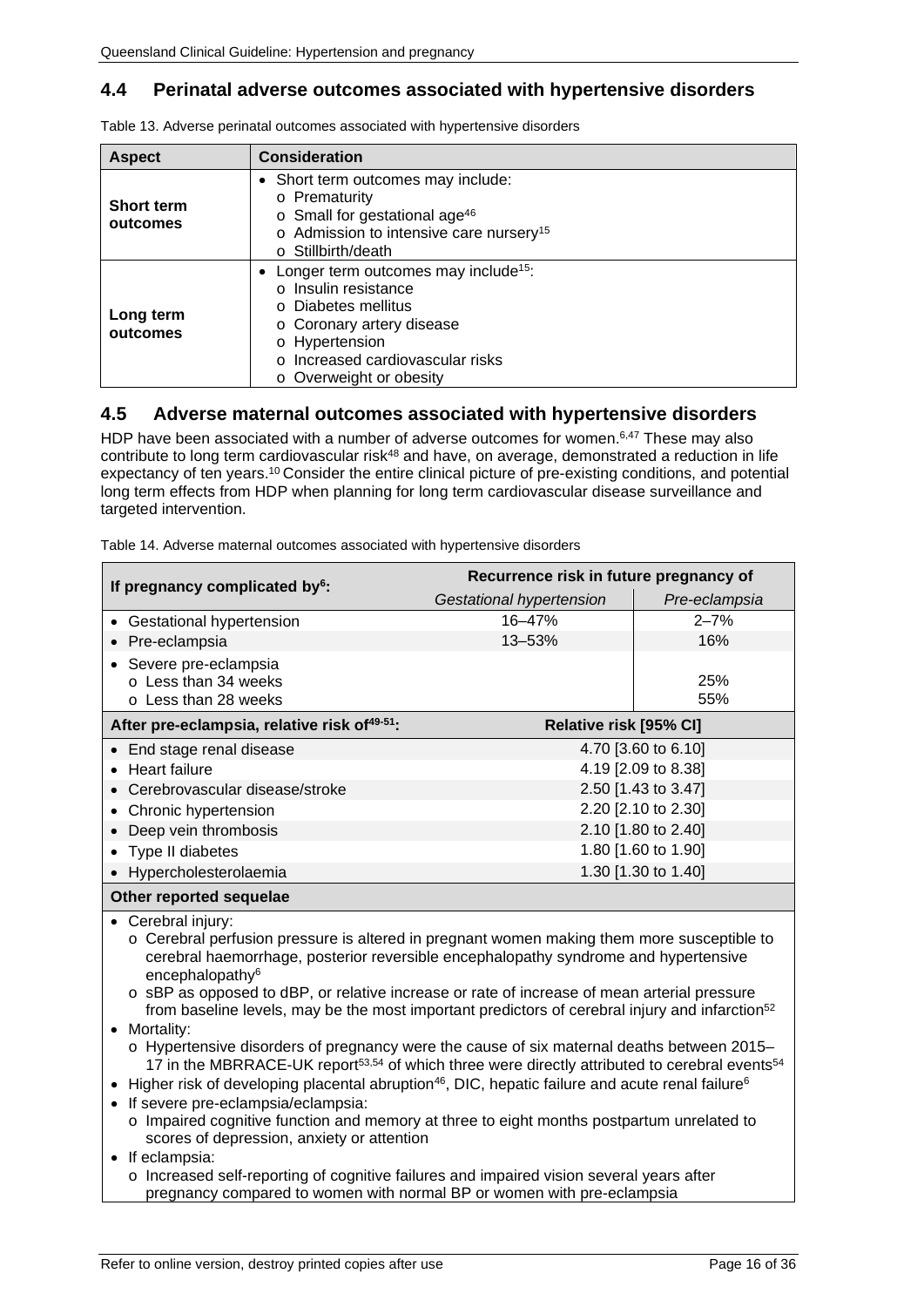## 4.4 Perinatal adverse outcomes associated with hypertensive disorders

Table 13. Adverse perinatal outcomes associated with hypertensive disorders

| Aspect | Consideration |
|---|---|
| **Short term outcomes** | • Short term outcomes may include:<br>o Prematurity<br>o Small for gestational age[46]<br>o Admission to intensive care nursery[15]<br>o Stillbirth/death |
| **Long term outcomes** | • Longer term outcomes may include[15]:<br>o Insulin resistance<br>o Diabetes mellitus<br>o Coronary artery disease<br>o Hypertension<br>o Increased cardiovascular risks<br>o Overweight or obesity |

## 4.5 Adverse maternal outcomes associated with hypertensive disorders

HDP have been associated with a number of adverse outcomes for women.[6,47] These may also contribute to long term cardiovascular risk[48] and have, on average, demonstrated a reduction in life expectancy of ten years.[10] Consider the entire clinical picture of pre-existing conditions, and potential long term effects from HDP when planning for long term cardiovascular disease surveillance and targeted intervention.

Table 14. Adverse maternal outcomes associated with hypertensive disorders

| If pregnancy complicated by[6]: | Recurrence risk in future pregnancy of | |
|---|---|---|
| | *Gestational hypertension* | *Pre-eclampsia* |
| • Gestational hypertension | 16–47% | 2–7% |
| • Pre-eclampsia | 13–53% | 16% |
| • Severe pre-eclampsia<br>o Less than 34 weeks<br>o Less than 28 weeks | | <br>25%<br>55% |
| **After pre-eclampsia, relative risk of[49-51]:** | **Relative risk [95% CI]** | |
| • End stage renal disease | 4.70 [3.60 to 6.10] | |
| • Heart failure | 4.19 [2.09 to 8.38] | |
| • Cerebrovascular disease/stroke | 2.50 [1.43 to 3.47] | |
| • Chronic hypertension | 2.20 [2.10 to 2.30] | |
| • Deep vein thrombosis | 2.10 [1.80 to 2.40] | |
| • Type II diabetes | 1.80 [1.60 to 1.90] | |
| • Hypercholesterolaemia | 1.30 [1.30 to 1.40] | |
| **Other reported sequelae** | | |
| • Cerebral injury:<br>o Cerebral perfusion pressure is altered in pregnant women making them more susceptible to cerebral haemorrhage, posterior reversible encephalopathy syndrome and hypertensive encephalopathy[6]<br>o sBP as opposed to dBP, or relative increase or rate of increase of mean arterial pressure from baseline levels, may be the most important predictors of cerebral injury and infarction[52]<br>• Mortality:<br>o Hypertensive disorders of pregnancy were the cause of six maternal deaths between 2015–17 in the MBRRACE-UK report[53,54] of which three were directly attributed to cerebral events[54]<br>• Higher risk of developing placental abruption[46], DIC, hepatic failure and acute renal failure[6]<br>• If severe pre-eclampsia/eclampsia:<br>o Impaired cognitive function and memory at three to eight months postpartum unrelated to scores of depression, anxiety or attention<br>• If eclampsia:<br>o Increased self-reporting of cognitive failures and impaired vision several years after pregnancy compared to women with normal BP or women with pre-eclampsia | | |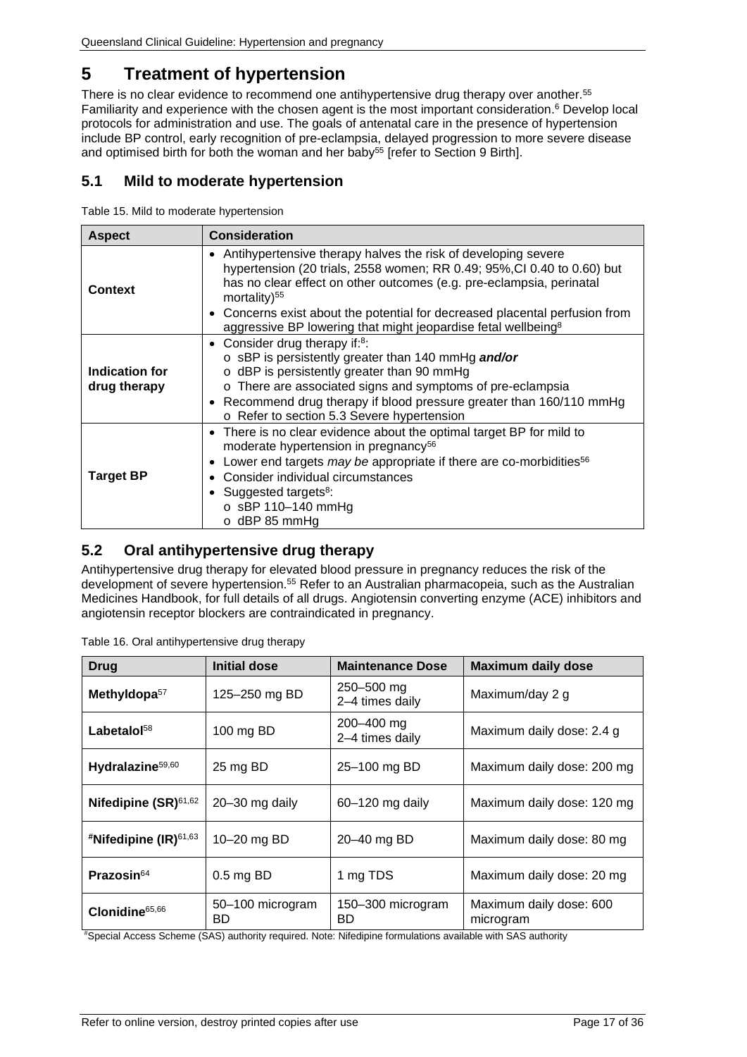# 5 Treatment of hypertension

There is no clear evidence to recommend one antihypertensive drug therapy over another.[55] Familiarity and experience with the chosen agent is the most important consideration.[6] Develop local protocols for administration and use. The goals of antenatal care in the presence of hypertension include BP control, early recognition of pre-eclampsia, delayed progression to more severe disease and optimised birth for both the woman and her baby[55] [refer to Section 9 Birth].

## 5.1 Mild to moderate hypertension

Table 15. Mild to moderate hypertension

| Aspect | Consideration |
|---|---|
| **Context** | • Antihypertensive therapy halves the risk of developing severe hypertension (20 trials, 2558 women; RR 0.49; 95%,CI 0.40 to 0.60) but has no clear effect on other outcomes (e.g. pre-eclampsia, perinatal mortality)[55]<br>• Concerns exist about the potential for decreased placental perfusion from aggressive BP lowering that might jeopardise fetal wellbeing[8] |
| **Indication for drug therapy** | • Consider drug therapy if:[8]:<br>o sBP is persistently greater than 140 mmHg ***and/or***<br>o dBP is persistently greater than 90 mmHg<br>o There are associated signs and symptoms of pre-eclampsia<br>• Recommend drug therapy if blood pressure greater than 160/110 mmHg<br>o Refer to section 5.3 Severe hypertension |
| **Target BP** | • There is no clear evidence about the optimal target BP for mild to moderate hypertension in pregnancy[56]<br>• Lower end targets *may be* appropriate if there are co-morbidities[56]<br>• Consider individual circumstances<br>• Suggested targets[8]:<br>o sBP 110–140 mmHg<br>o dBP 85 mmHg |

## 5.2 Oral antihypertensive drug therapy

Antihypertensive drug therapy for elevated blood pressure in pregnancy reduces the risk of the development of severe hypertension.[55] Refer to an Australian pharmacopeia, such as the Australian Medicines Handbook, for full details of all drugs. Angiotensin converting enzyme (ACE) inhibitors and angiotensin receptor blockers are contraindicated in pregnancy.

Table 16. Oral antihypertensive drug therapy

| Drug | Initial dose | Maintenance Dose | Maximum daily dose |
|---|---|---|---|
| **Methyldopa**[57] | 125–250 mg BD | 250–500 mg 2–4 times daily | Maximum/day 2 g |
| **Labetalol**[58] | 100 mg BD | 200–400 mg 2–4 times daily | Maximum daily dose: 2.4 g |
| **Hydralazine**[59,60] | 25 mg BD | 25–100 mg BD | Maximum daily dose: 200 mg |
| **Nifedipine (SR)**[61,62] | 20–30 mg daily | 60–120 mg daily | Maximum daily dose: 120 mg |
| **#Nifedipine (IR)**[61,63] | 10–20 mg BD | 20–40 mg BD | Maximum daily dose: 80 mg |
| **Prazosin**[64] | 0.5 mg BD | 1 mg TDS | Maximum daily dose: 20 mg |
| **Clonidine**[65,66] | 50–100 microgram BD | 150–300 microgram BD | Maximum daily dose: 600 microgram |

#Special Access Scheme (SAS) authority required. Note: Nifedipine formulations available with SAS authority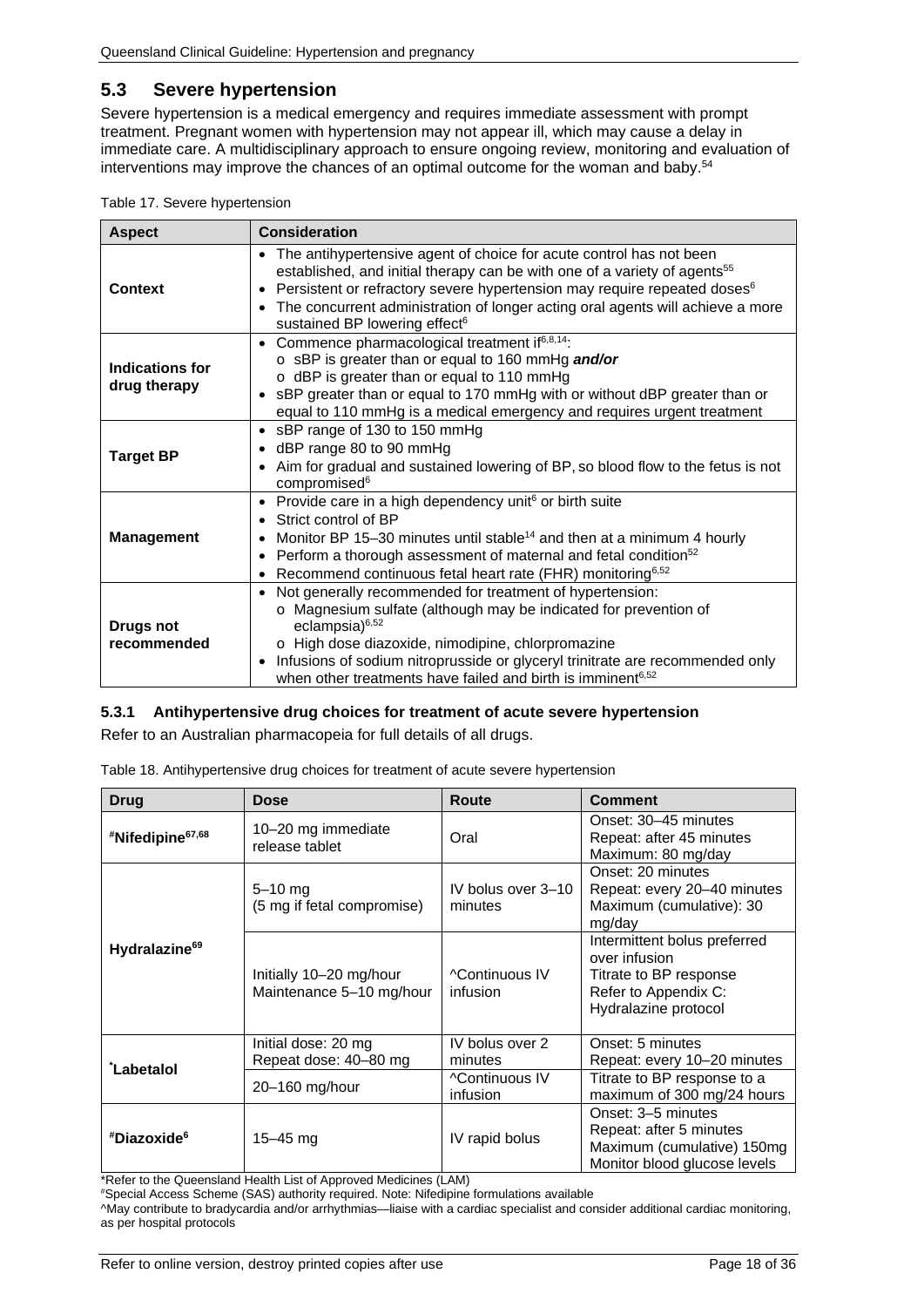## 5.3 Severe hypertension

Severe hypertension is a medical emergency and requires immediate assessment with prompt treatment. Pregnant women with hypertension may not appear ill, which may cause a delay in immediate care. A multidisciplinary approach to ensure ongoing review, monitoring and evaluation of interventions may improve the chances of an optimal outcome for the woman and baby.[54]

Table 17. Severe hypertension

| Aspect | Consideration |
|---|---|
| **Context** | • The antihypertensive agent of choice for acute control has not been established, and initial therapy can be with one of a variety of agents[55]<br>• Persistent or refractory severe hypertension may require repeated doses[6]<br>• The concurrent administration of longer acting oral agents will achieve a more sustained BP lowering effect[6] |
| **Indications for drug therapy** | • Commence pharmacological treatment if[6,8,14]:<br>o sBP is greater than or equal to 160 mmHg ***and/or***<br>o dBP is greater than or equal to 110 mmHg<br>• sBP greater than or equal to 170 mmHg with or without dBP greater than or equal to 110 mmHg is a medical emergency and requires urgent treatment |
| **Target BP** | • sBP range of 130 to 150 mmHg<br>• dBP range 80 to 90 mmHg<br>• Aim for gradual and sustained lowering of BP, so blood flow to the fetus is not compromised[6] |
| **Management** | • Provide care in a high dependency unit[6] or birth suite<br>• Strict control of BP<br>• Monitor BP 15–30 minutes until stable[14] and then at a minimum 4 hourly<br>• Perform a thorough assessment of maternal and fetal condition[52]<br>• Recommend continuous fetal heart rate (FHR) monitoring[6,52] |
| **Drugs not recommended** | • Not generally recommended for treatment of hypertension:<br>o Magnesium sulfate (although may be indicated for prevention of eclampsia)[6,52]<br>o High dose diazoxide, nimodipine, chlorpromazine<br>• Infusions of sodium nitroprusside or glyceryl trinitrate are recommended only when other treatments have failed and birth is imminent[6,52] |

### 5.3.1 Antihypertensive drug choices for treatment of acute severe hypertension

Refer to an Australian pharmacopeia for full details of all drugs.

Table 18. Antihypertensive drug choices for treatment of acute severe hypertension

| Drug | Dose | Route | Comment |
|---|---|---|---|
| **#Nifedipine[67,68]** | 10–20 mg immediate release tablet | Oral | Onset: 30–45 minutes<br>Repeat: after 45 minutes<br>Maximum: 80 mg/day |
| **Hydralazine[69]** | 5–10 mg<br>(5 mg if fetal compromise) | IV bolus over 3–10 minutes | Onset: 20 minutes<br>Repeat: every 20–40 minutes<br>Maximum (cumulative): 30 mg/day |
| | Initially 10–20 mg/hour<br>Maintenance 5–10 mg/hour | ^Continuous IV infusion | Intermittent bolus preferred over infusion<br>Titrate to BP response<br>Refer to Appendix C: Hydralazine protocol |
| **\*Labetalol** | Initial dose: 20 mg<br>Repeat dose: 40–80 mg | IV bolus over 2 minutes | Onset: 5 minutes<br>Repeat: every 10–20 minutes |
| | 20–160 mg/hour | ^Continuous IV infusion | Titrate to BP response to a maximum of 300 mg/24 hours |
| **#Diazoxide[6]** | 15–45 mg | IV rapid bolus | Onset: 3–5 minutes<br>Repeat: after 5 minutes<br>Maximum (cumulative) 150mg<br>Monitor blood glucose levels |

*Refer to the Queensland Health List of Approved Medicines (LAM)

#Special Access Scheme (SAS) authority required. Note: Nifedipine formulations available

^May contribute to bradycardia and/or arrhythmias—liaise with a cardiac specialist and consider additional cardiac monitoring, as per hospital protocols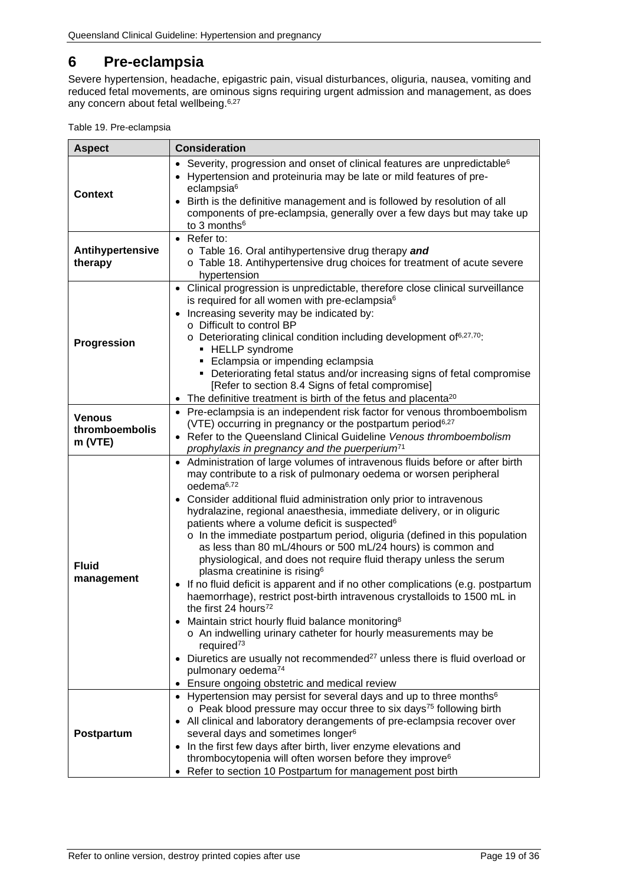# 6 Pre-eclampsia

Severe hypertension, headache, epigastric pain, visual disturbances, oliguria, nausea, vomiting and reduced fetal movements, are ominous signs requiring urgent admission and management, as does any concern about fetal wellbeing.[6,27]

Table 19. Pre-eclampsia

| Aspect | Consideration |
|---|---|
| **Context** | • Severity, progression and onset of clinical features are unpredictable[6]<br>• Hypertension and proteinuria may be late or mild features of pre-eclampsia[6]<br>• Birth is the definitive management and is followed by resolution of all components of pre-eclampsia, generally over a few days but may take up to 3 months[6] |
| **Antihypertensive therapy** | • Refer to:<br>  o Table 16. Oral antihypertensive drug therapy ***and***<br>  o Table 18. Antihypertensive drug choices for treatment of acute severe hypertension |
| **Progression** | • Clinical progression is unpredictable, therefore close clinical surveillance is required for all women with pre-eclampsia[6]<br>• Increasing severity may be indicated by:<br>  o Difficult to control BP<br>  o Deteriorating clinical condition including development of[6,27,70]:<br>    ▪ HELLP syndrome<br>    ▪ Eclampsia or impending eclampsia<br>    ▪ Deteriorating fetal status and/or increasing signs of fetal compromise [Refer to section 8.4 Signs of fetal compromise]<br>• The definitive treatment is birth of the fetus and placenta[20] |
| **Venous thromboembolism (VTE)** | • Pre-eclampsia is an independent risk factor for venous thromboembolism (VTE) occurring in pregnancy or the postpartum period[6,27]<br>• Refer to the Queensland Clinical Guideline *Venous thromboembolism prophylaxis in pregnancy and the puerperium*[71] |
| **Fluid management** | • Administration of large volumes of intravenous fluids before or after birth may contribute to a risk of pulmonary oedema or worsen peripheral oedema[6,72]<br>• Consider additional fluid administration only prior to intravenous hydralazine, regional anaesthesia, immediate delivery, or in oliguric patients where a volume deficit is suspected[6]<br>  o In the immediate postpartum period, oliguria (defined in this population as less than 80 mL/4hours or 500 mL/24 hours) is common and physiological, and does not require fluid therapy unless the serum plasma creatinine is rising[6]<br>• If no fluid deficit is apparent and if no other complications (e.g. postpartum haemorrhage), restrict post-birth intravenous crystalloids to 1500 mL in the first 24 hours[72]<br>• Maintain strict hourly fluid balance monitoring[8]<br>  o An indwelling urinary catheter for hourly measurements may be required[73]<br>• Diuretics are usually not recommended[27] unless there is fluid overload or pulmonary oedema[74]<br>• Ensure ongoing obstetric and medical review |
| **Postpartum** | • Hypertension may persist for several days and up to three months[6]<br>  o Peak blood pressure may occur three to six days[75] following birth<br>• All clinical and laboratory derangements of pre-eclampsia recover over several days and sometimes longer[6]<br>• In the first few days after birth, liver enzyme elevations and thrombocytopenia will often worsen before they improve[6]<br>• Refer to section 10 Postpartum for management post birth |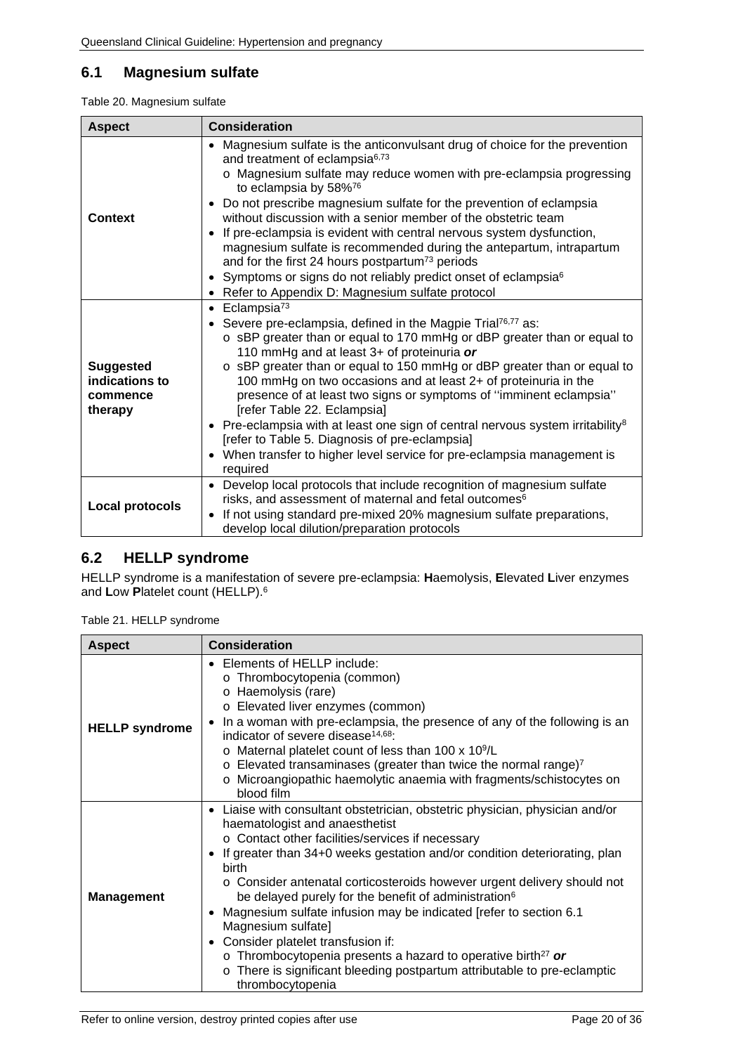## 6.1 Magnesium sulfate

Table 20. Magnesium sulfate

| Aspect | Consideration |
|---|---|
| **Context** | • Magnesium sulfate is the anticonvulsant drug of choice for the prevention and treatment of eclampsia[6,73]<br>o Magnesium sulfate may reduce women with pre-eclampsia progressing to eclampsia by 58%[76]<br>• Do not prescribe magnesium sulfate for the prevention of eclampsia without discussion with a senior member of the obstetric team<br>• If pre-eclampsia is evident with central nervous system dysfunction, magnesium sulfate is recommended during the antepartum, intrapartum and for the first 24 hours postpartum[73] periods<br>• Symptoms or signs do not reliably predict onset of eclampsia[6]<br>• Refer to Appendix D: Magnesium sulfate protocol |
| **Suggested indications to commence therapy** | • Eclampsia[73]<br>• Severe pre-eclampsia, defined in the Magpie Trial[76,77] as:<br>o sBP greater than or equal to 170 mmHg or dBP greater than or equal to 110 mmHg and at least 3+ of proteinuria ***or***<br>o sBP greater than or equal to 150 mmHg or dBP greater than or equal to 100 mmHg on two occasions and at least 2+ of proteinuria in the presence of at least two signs or symptoms of ''imminent eclampsia'' [refer Table 22. Eclampsia]<br>• Pre-eclampsia with at least one sign of central nervous system irritability[8] [refer to Table 5. Diagnosis of pre-eclampsia]<br>• When transfer to higher level service for pre-eclampsia management is required |
| **Local protocols** | • Develop local protocols that include recognition of magnesium sulfate risks, and assessment of maternal and fetal outcomes[6]<br>• If not using standard pre-mixed 20% magnesium sulfate preparations, develop local dilution/preparation protocols |

## 6.2 HELLP syndrome

HELLP syndrome is a manifestation of severe pre-eclampsia: **H**aemolysis, **E**levated **L**iver enzymes and **L**ow **P**latelet count (HELLP).[6]

Table 21. HELLP syndrome

| Aspect | Consideration |
|---|---|
| **HELLP syndrome** | • Elements of HELLP include:<br>o Thrombocytopenia (common)<br>o Haemolysis (rare)<br>o Elevated liver enzymes (common)<br>• In a woman with pre-eclampsia, the presence of any of the following is an indicator of severe disease[14,68]:<br>o Maternal platelet count of less than 100 x $10^9$/L<br>o Elevated transaminases (greater than twice the normal range)[7]<br>o Microangiopathic haemolytic anaemia with fragments/schistocytes on blood film |
| **Management** | • Liaise with consultant obstetrician, obstetric physician, physician and/or haematologist and anaesthetist<br>o Contact other facilities/services if necessary<br>• If greater than 34+0 weeks gestation and/or condition deteriorating, plan birth<br>o Consider antenatal corticosteroids however urgent delivery should not be delayed purely for the benefit of administration[6]<br>• Magnesium sulfate infusion may be indicated [refer to section 6.1 Magnesium sulfate]<br>• Consider platelet transfusion if:<br>o Thrombocytopenia presents a hazard to operative birth[27] ***or***<br>o There is significant bleeding postpartum attributable to pre-eclamptic thrombocytopenia |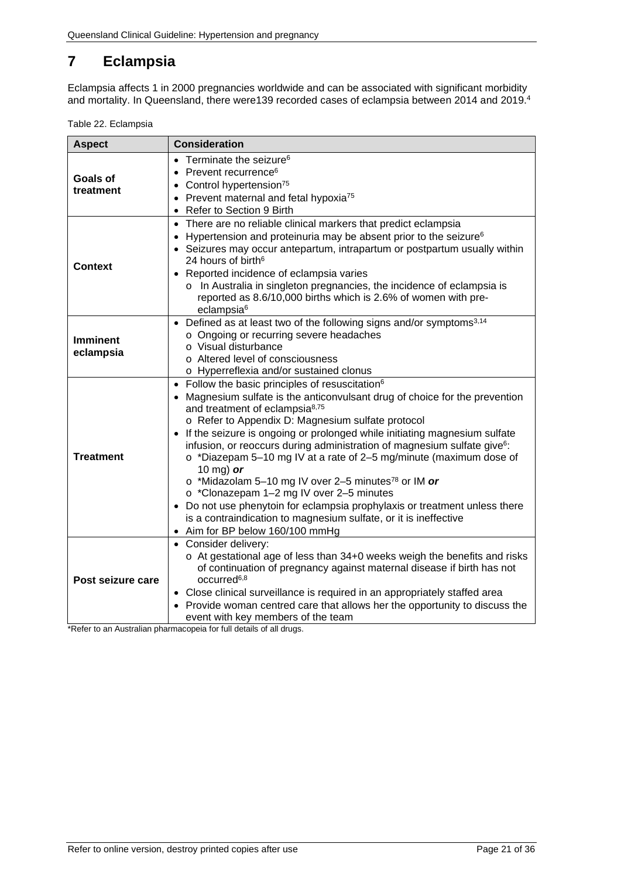# 7 Eclampsia

Eclampsia affects 1 in 2000 pregnancies worldwide and can be associated with significant morbidity and mortality. In Queensland, there were139 recorded cases of eclampsia between 2014 and 2019.[4]

Table 22. Eclampsia

| Aspect | Consideration |
|---|---|
| **Goals of treatment** | • Terminate the seizure[6]<br>• Prevent recurrence[6]<br>• Control hypertension[75]<br>• Prevent maternal and fetal hypoxia[75]<br>• Refer to Section 9 Birth |
| **Context** | • There are no reliable clinical markers that predict eclampsia<br>• Hypertension and proteinuria may be absent prior to the seizure[6]<br>• Seizures may occur antepartum, intrapartum or postpartum usually within 24 hours of birth[6]<br>• Reported incidence of eclampsia varies<br>  o In Australia in singleton pregnancies, the incidence of eclampsia is reported as 8.6/10,000 births which is 2.6% of women with pre-eclampsia[6] |
| **Imminent eclampsia** | • Defined as at least two of the following signs and/or symptoms[3,14]<br>  o Ongoing or recurring severe headaches<br>  o Visual disturbance<br>  o Altered level of consciousness<br>  o Hyperreflexia and/or sustained clonus |
| **Treatment** | • Follow the basic principles of resuscitation[6]<br>• Magnesium sulfate is the anticonvulsant drug of choice for the prevention and treatment of eclampsia[8,75]<br>  o Refer to Appendix D: Magnesium sulfate protocol<br>• If the seizure is ongoing or prolonged while initiating magnesium sulfate infusion, or reoccurs during administration of magnesium sulfate give[6]:<br>  o *Diazepam 5–10 mg IV at a rate of 2–5 mg/minute (maximum dose of 10 mg) ***or***<br>  o *Midazolam 5–10 mg IV over 2–5 minutes[78] or IM ***or***<br>  o *Clonazepam 1–2 mg IV over 2–5 minutes<br>• Do not use phenytoin for eclampsia prophylaxis or treatment unless there is a contraindication to magnesium sulfate, or it is ineffective<br>• Aim for BP below 160/100 mmHg |
| **Post seizure care** | • Consider delivery:<br>  o At gestational age of less than 34+0 weeks weigh the benefits and risks of continuation of pregnancy against maternal disease if birth has not occurred[6,8]<br>• Close clinical surveillance is required in an appropriately staffed area<br>• Provide woman centred care that allows her the opportunity to discuss the event with key members of the team |

*Refer to an Australian pharmacopeia for full details of all drugs.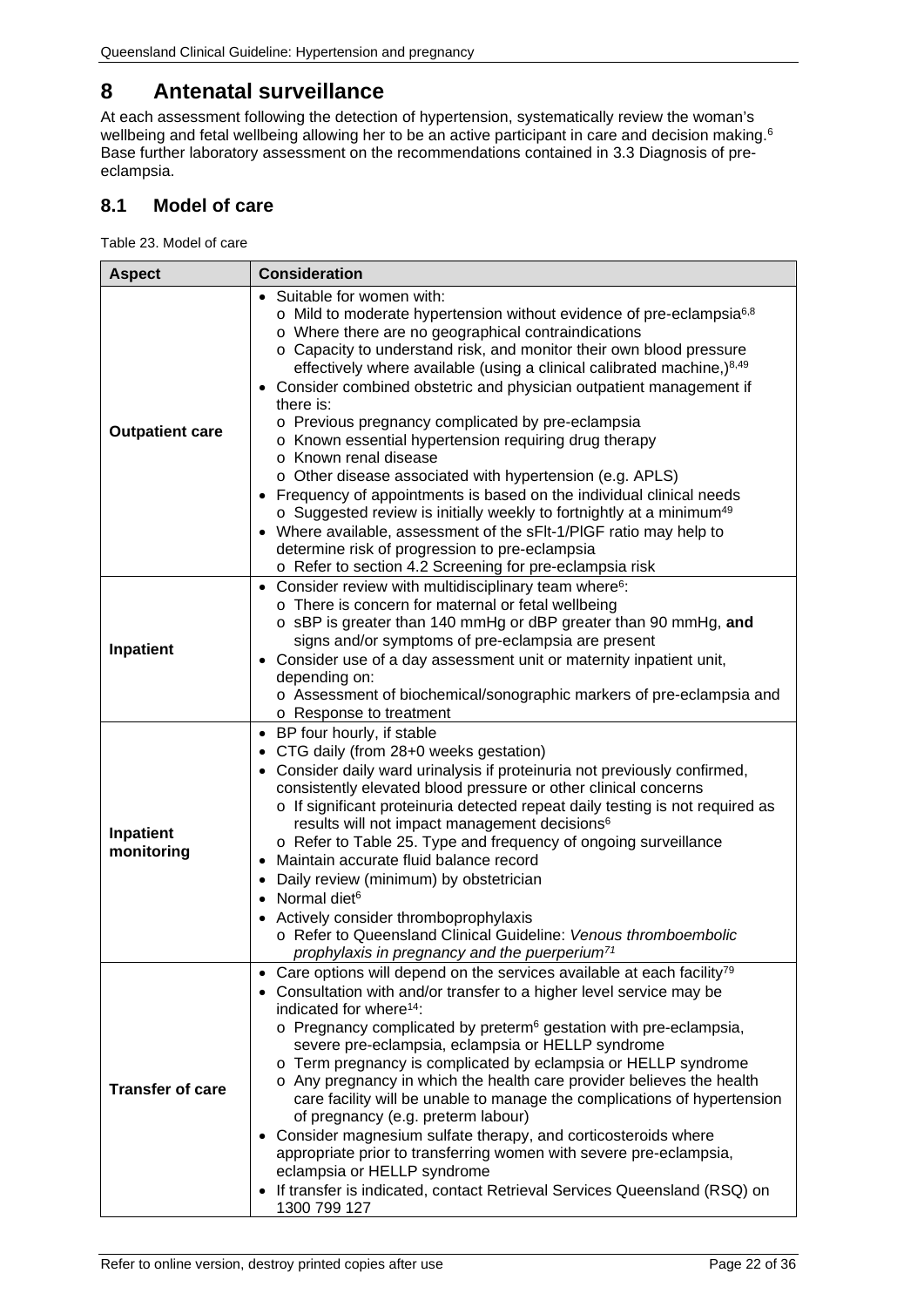# 8 Antenatal surveillance

At each assessment following the detection of hypertension, systematically review the woman's wellbeing and fetal wellbeing allowing her to be an active participant in care and decision making.[6] Base further laboratory assessment on the recommendations contained in 3.3 Diagnosis of pre-eclampsia.

## 8.1 Model of care

Table 23. Model of care

| Aspect | Consideration |
|---|---|
| **Outpatient care** | • Suitable for women with:<br>○ Mild to moderate hypertension without evidence of pre-eclampsia[6,8]<br>○ Where there are no geographical contraindications<br>○ Capacity to understand risk, and monitor their own blood pressure effectively where available (using a clinical calibrated machine,)[8,49]<br>• Consider combined obstetric and physician outpatient management if there is:<br>○ Previous pregnancy complicated by pre-eclampsia<br>○ Known essential hypertension requiring drug therapy<br>○ Known renal disease<br>○ Other disease associated with hypertension (e.g. APLS)<br>• Frequency of appointments is based on the individual clinical needs<br>○ Suggested review is initially weekly to fortnightly at a minimum[49]<br>• Where available, assessment of the sFlt-1/PlGF ratio may help to determine risk of progression to pre-eclampsia<br>○ Refer to section 4.2 Screening for pre-eclampsia risk |
| **Inpatient** | • Consider review with multidisciplinary team where[6]:<br>○ There is concern for maternal or fetal wellbeing<br>○ sBP is greater than 140 mmHg or dBP greater than 90 mmHg, **and** signs and/or symptoms of pre-eclampsia are present<br>• Consider use of a day assessment unit or maternity inpatient unit, depending on:<br>○ Assessment of biochemical/sonographic markers of pre-eclampsia and<br>○ Response to treatment |
| **Inpatient monitoring** | • BP four hourly, if stable<br>• CTG daily (from 28+0 weeks gestation)<br>• Consider daily ward urinalysis if proteinuria not previously confirmed, consistently elevated blood pressure or other clinical concerns<br>○ If significant proteinuria detected repeat daily testing is not required as results will not impact management decisions[6]<br>○ Refer to Table 25. Type and frequency of ongoing surveillance<br>• Maintain accurate fluid balance record<br>• Daily review (minimum) by obstetrician<br>• Normal diet[6]<br>• Actively consider thromboprophylaxis<br>○ Refer to Queensland Clinical Guideline: *Venous thromboembolic prophylaxis in pregnancy and the puerperium*[71] |
| **Transfer of care** | • Care options will depend on the services available at each facility[79]<br>• Consultation with and/or transfer to a higher level service may be indicated for where[14]:<br>○ Pregnancy complicated by preterm[6] gestation with pre-eclampsia, severe pre-eclampsia, eclampsia or HELLP syndrome<br>○ Term pregnancy is complicated by eclampsia or HELLP syndrome<br>○ Any pregnancy in which the health care provider believes the health care facility will be unable to manage the complications of hypertension of pregnancy (e.g. preterm labour)<br>• Consider magnesium sulfate therapy, and corticosteroids where appropriate prior to transferring women with severe pre-eclampsia, eclampsia or HELLP syndrome<br>• If transfer is indicated, contact Retrieval Services Queensland (RSQ) on 1300 799 127 |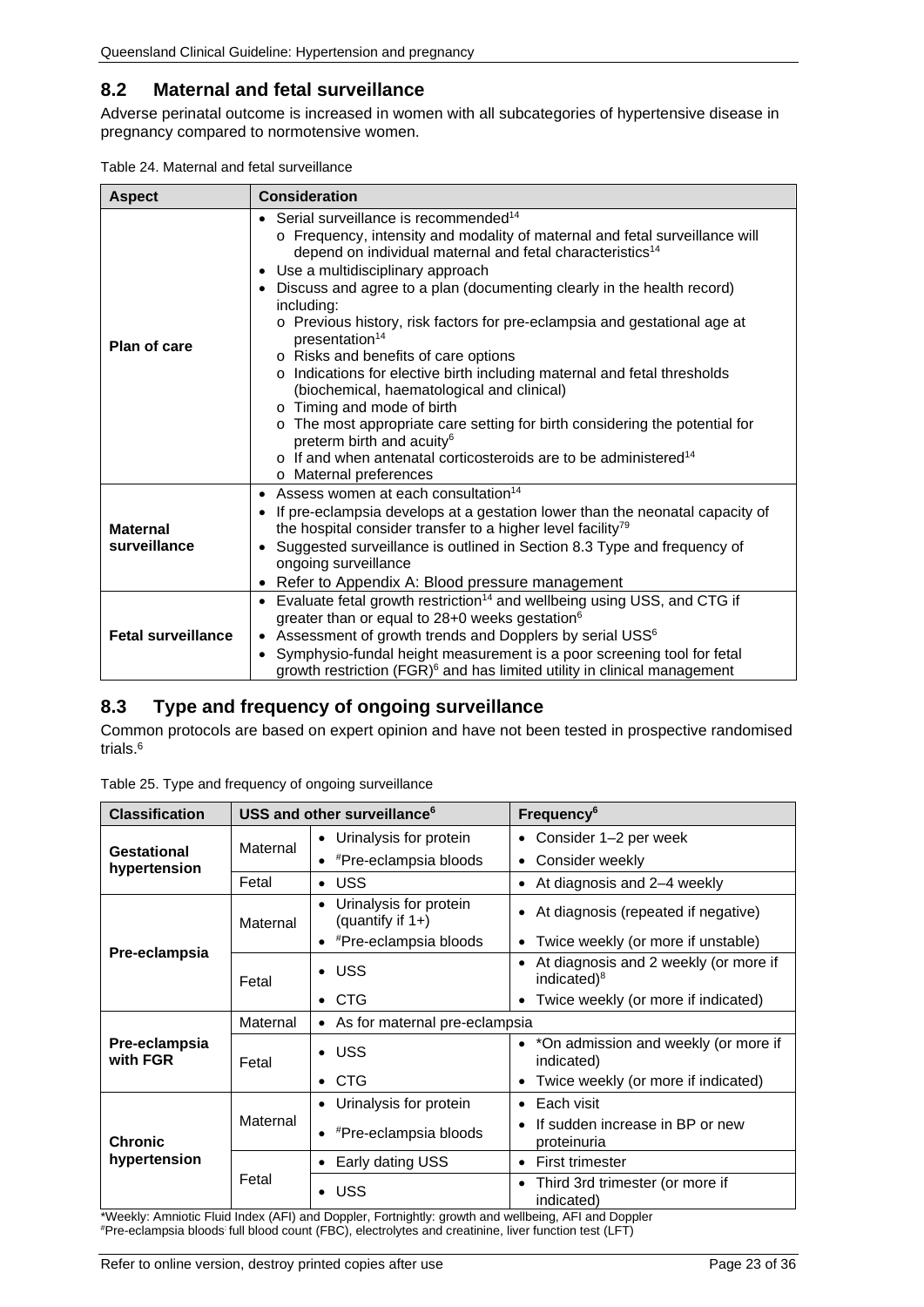## 8.2 Maternal and fetal surveillance

Adverse perinatal outcome is increased in women with all subcategories of hypertensive disease in pregnancy compared to normotensive women.

Table 24. Maternal and fetal surveillance

| Aspect | Consideration |
|---|---|
| **Plan of care** | • Serial surveillance is recommended[14]<br>o Frequency, intensity and modality of maternal and fetal surveillance will depend on individual maternal and fetal characteristics[14]<br>• Use a multidisciplinary approach<br>• Discuss and agree to a plan (documenting clearly in the health record) including:<br>o Previous history, risk factors for pre-eclampsia and gestational age at presentation[14]<br>o Risks and benefits of care options<br>o Indications for elective birth including maternal and fetal thresholds (biochemical, haematological and clinical)<br>o Timing and mode of birth<br>o The most appropriate care setting for birth considering the potential for preterm birth and acuity[6]<br>o If and when antenatal corticosteroids are to be administered[14]<br>o Maternal preferences |
| **Maternal surveillance** | • Assess women at each consultation[14]<br>• If pre-eclampsia develops at a gestation lower than the neonatal capacity of the hospital consider transfer to a higher level facility[79]<br>• Suggested surveillance is outlined in Section 8.3 Type and frequency of ongoing surveillance<br>• Refer to Appendix A: Blood pressure management |
| **Fetal surveillance** | • Evaluate fetal growth restriction[14] and wellbeing using USS, and CTG if greater than or equal to 28+0 weeks gestation[6]<br>• Assessment of growth trends and Dopplers by serial USS[6]<br>• Symphysio-fundal height measurement is a poor screening tool for fetal growth restriction (FGR)[6] and has limited utility in clinical management |

## 8.3 Type and frequency of ongoing surveillance

Common protocols are based on expert opinion and have not been tested in prospective randomised trials.[6]

Table 25. Type and frequency of ongoing surveillance

| Classification | USS and other surveillance[6] | | Frequency[6] |
|---|---|---|---|
| **Gestational hypertension** | Maternal | • Urinalysis for protein | • Consider 1–2 per week |
| | | • #Pre-eclampsia bloods | • Consider weekly |
| | Fetal | • USS | • At diagnosis and 2–4 weekly |
| **Pre-eclampsia** | Maternal | • Urinalysis for protein (quantify if 1+) | • At diagnosis (repeated if negative) |
| | | • #Pre-eclampsia bloods | • Twice weekly (or more if unstable) |
| | Fetal | • USS | • At diagnosis and 2 weekly (or more if indicated)[8] |
| | | • CTG | • Twice weekly (or more if indicated) |
| **Pre-eclampsia with FGR** | Maternal | • As for maternal pre-eclampsia | |
| | Fetal | • USS | • *On admission and weekly (or more if indicated) |
| | | • CTG | • Twice weekly (or more if indicated) |
| **Chronic hypertension** | Maternal | • Urinalysis for protein | • Each visit |
| | | • #Pre-eclampsia bloods | • If sudden increase in BP or new proteinuria |
| | Fetal | • Early dating USS | • First trimester |
| | | • USS | • Third 3rd trimester (or more if indicated) |

*Weekly: Amniotic Fluid Index (AFI) and Doppler, Fortnightly: growth and wellbeing, AFI and Doppler
#Pre-eclampsia bloods: full blood count (FBC), electrolytes and creatinine, liver function test (LFT)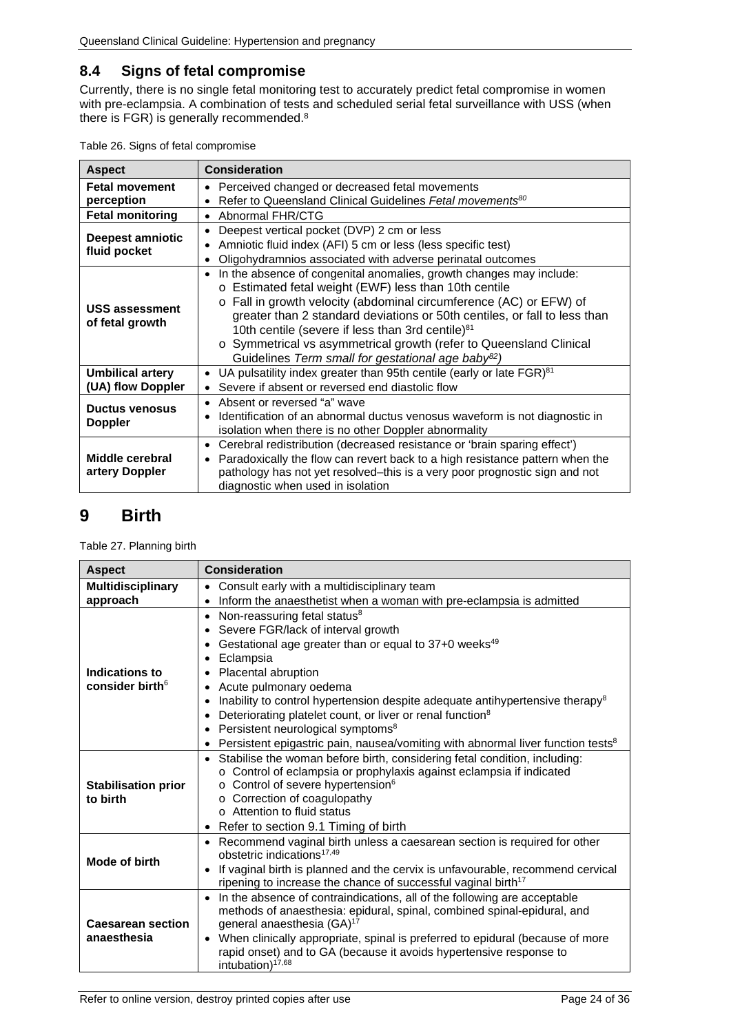## 8.4 Signs of fetal compromise

Currently, there is no single fetal monitoring test to accurately predict fetal compromise in women with pre-eclampsia. A combination of tests and scheduled serial fetal surveillance with USS (when there is FGR) is generally recommended.[8]

Table 26. Signs of fetal compromise

| Aspect | Consideration |
|---|---|
| **Fetal movement perception** | • Perceived changed or decreased fetal movements<br>• Refer to Queensland Clinical Guidelines *Fetal movements*[80] |
| **Fetal monitoring** | • Abnormal FHR/CTG |
| **Deepest amniotic fluid pocket** | • Deepest vertical pocket (DVP) 2 cm or less<br>• Amniotic fluid index (AFI) 5 cm or less (less specific test)<br>• Oligohydramnios associated with adverse perinatal outcomes |
| **USS assessment of fetal growth** | • In the absence of congenital anomalies, growth changes may include:<br>o Estimated fetal weight (EWF) less than 10th centile<br>o Fall in growth velocity (abdominal circumference (AC) or EFW) of greater than 2 standard deviations or 50th centiles, or fall to less than 10th centile (severe if less than 3rd centile)[81]<br>o Symmetrical vs asymmetrical growth (refer to Queensland Clinical Guidelines *Term small for gestational age baby*[82]) |
| **Umbilical artery (UA) flow Doppler** | • UA pulsatility index greater than 95th centile (early or late FGR)[81]<br>• Severe if absent or reversed end diastolic flow |
| **Ductus venosus Doppler** | • Absent or reversed "a" wave<br>• Identification of an abnormal ductus venosus waveform is not diagnostic in isolation when there is no other Doppler abnormality |
| **Middle cerebral artery Doppler** | • Cerebral redistribution (decreased resistance or 'brain sparing effect')<br>• Paradoxically the flow can revert back to a high resistance pattern when the pathology has not yet resolved–this is a very poor prognostic sign and not diagnostic when used in isolation |

# 9 Birth

Table 27. Planning birth

| Aspect | Consideration |
|---|---|
| **Multidisciplinary approach** | • Consult early with a multidisciplinary team<br>• Inform the anaesthetist when a woman with pre-eclampsia is admitted |
| **Indications to consider birth**[6] | • Non-reassuring fetal status[8]<br>• Severe FGR/lack of interval growth<br>• Gestational age greater than or equal to 37+0 weeks[49]<br>• Eclampsia<br>• Placental abruption<br>• Acute pulmonary oedema<br>• Inability to control hypertension despite adequate antihypertensive therapy[8]<br>• Deteriorating platelet count, or liver or renal function[8]<br>• Persistent neurological symptoms[8]<br>• Persistent epigastric pain, nausea/vomiting with abnormal liver function tests[8] |
| **Stabilisation prior to birth** | • Stabilise the woman before birth, considering fetal condition, including:<br>o Control of eclampsia or prophylaxis against eclampsia if indicated<br>o Control of severe hypertension[6]<br>o Correction of coagulopathy<br>o Attention to fluid status<br>• Refer to section 9.1 Timing of birth |
| **Mode of birth** | • Recommend vaginal birth unless a caesarean section is required for other obstetric indications[17,49]<br>• If vaginal birth is planned and the cervix is unfavourable, recommend cervical ripening to increase the chance of successful vaginal birth[17] |
| **Caesarean section anaesthesia** | • In the absence of contraindications, all of the following are acceptable methods of anaesthesia: epidural, spinal, combined spinal-epidural, and general anaesthesia (GA)[17]<br>• When clinically appropriate, spinal is preferred to epidural (because of more rapid onset) and to GA (because it avoids hypertensive response to intubation)[17,68] |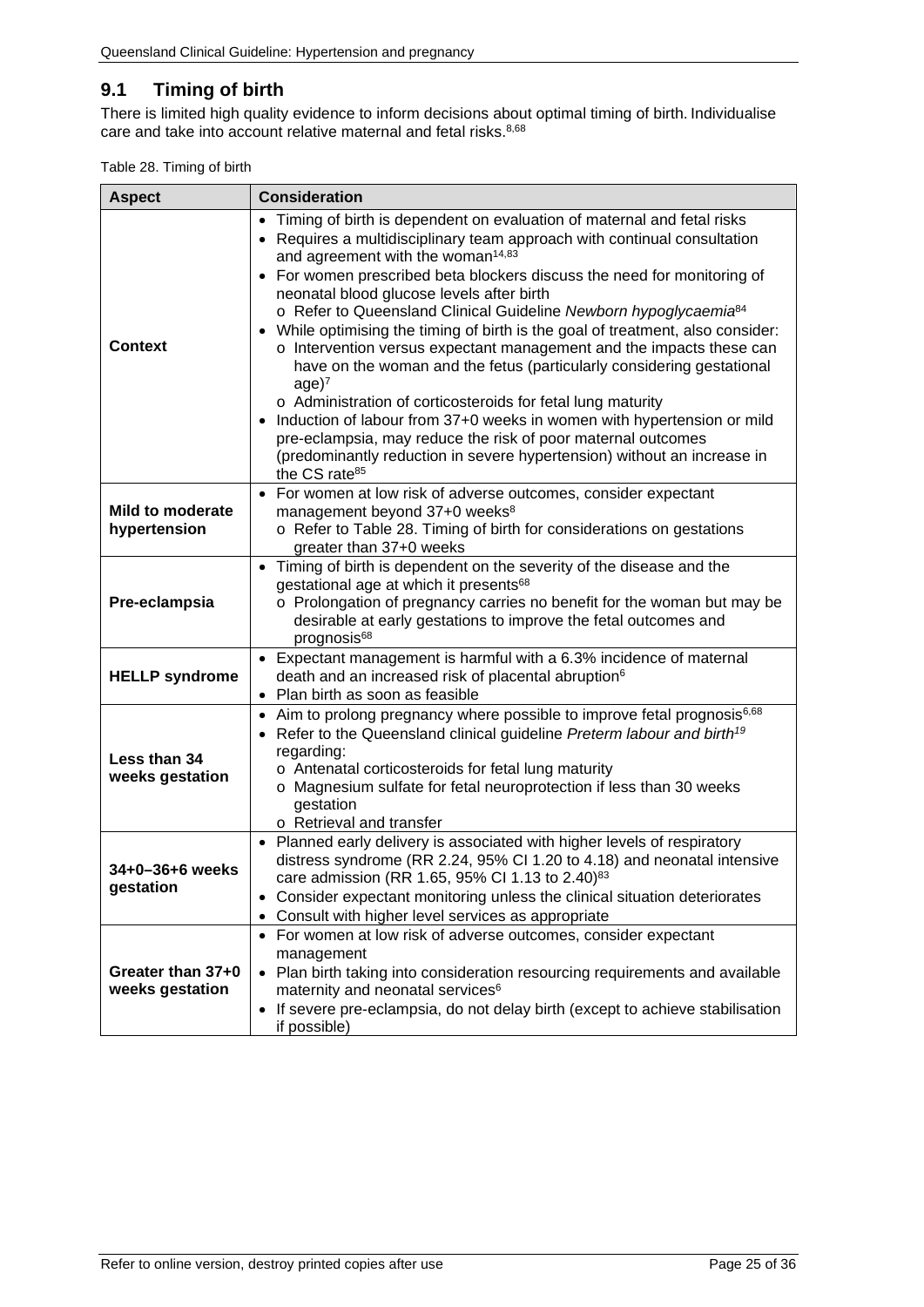## 9.1 Timing of birth

There is limited high quality evidence to inform decisions about optimal timing of birth. Individualise care and take into account relative maternal and fetal risks.[8,68]

Table 28. Timing of birth

| Aspect | Consideration |
|---|---|
| **Context** | • Timing of birth is dependent on evaluation of maternal and fetal risks<br>• Requires a multidisciplinary team approach with continual consultation and agreement with the woman[14,83]<br>• For women prescribed beta blockers discuss the need for monitoring of neonatal blood glucose levels after birth<br>  o Refer to Queensland Clinical Guideline *Newborn hypoglycaemia*[84]<br>• While optimising the timing of birth is the goal of treatment, also consider:<br>  o Intervention versus expectant management and the impacts these can have on the woman and the fetus (particularly considering gestational age)[7]<br>  o Administration of corticosteroids for fetal lung maturity<br>• Induction of labour from 37+0 weeks in women with hypertension or mild pre-eclampsia, may reduce the risk of poor maternal outcomes (predominantly reduction in severe hypertension) without an increase in the CS rate[85] |
| **Mild to moderate hypertension** | • For women at low risk of adverse outcomes, consider expectant management beyond 37+0 weeks[8]<br>  o Refer to Table 28. Timing of birth for considerations on gestations greater than 37+0 weeks |
| **Pre-eclampsia** | • Timing of birth is dependent on the severity of the disease and the gestational age at which it presents[68]<br>  o Prolongation of pregnancy carries no benefit for the woman but may be desirable at early gestations to improve the fetal outcomes and prognosis[68] |
| **HELLP syndrome** | • Expectant management is harmful with a 6.3% incidence of maternal death and an increased risk of placental abruption[6]<br>• Plan birth as soon as feasible |
| **Less than 34 weeks gestation** | • Aim to prolong pregnancy where possible to improve fetal prognosis[6,68]<br>• Refer to the Queensland clinical guideline *Preterm labour and birth*[19] regarding:<br>  o Antenatal corticosteroids for fetal lung maturity<br>  o Magnesium sulfate for fetal neuroprotection if less than 30 weeks gestation<br>  o Retrieval and transfer |
| **34+0–36+6 weeks gestation** | • Planned early delivery is associated with higher levels of respiratory distress syndrome (RR 2.24, 95% CI 1.20 to 4.18) and neonatal intensive care admission (RR 1.65, 95% CI 1.13 to 2.40)[83]<br>• Consider expectant monitoring unless the clinical situation deteriorates<br>• Consult with higher level services as appropriate |
| **Greater than 37+0 weeks gestation** | • For women at low risk of adverse outcomes, consider expectant management<br>• Plan birth taking into consideration resourcing requirements and available maternity and neonatal services[6]<br>• If severe pre-eclampsia, do not delay birth (except to achieve stabilisation if possible) |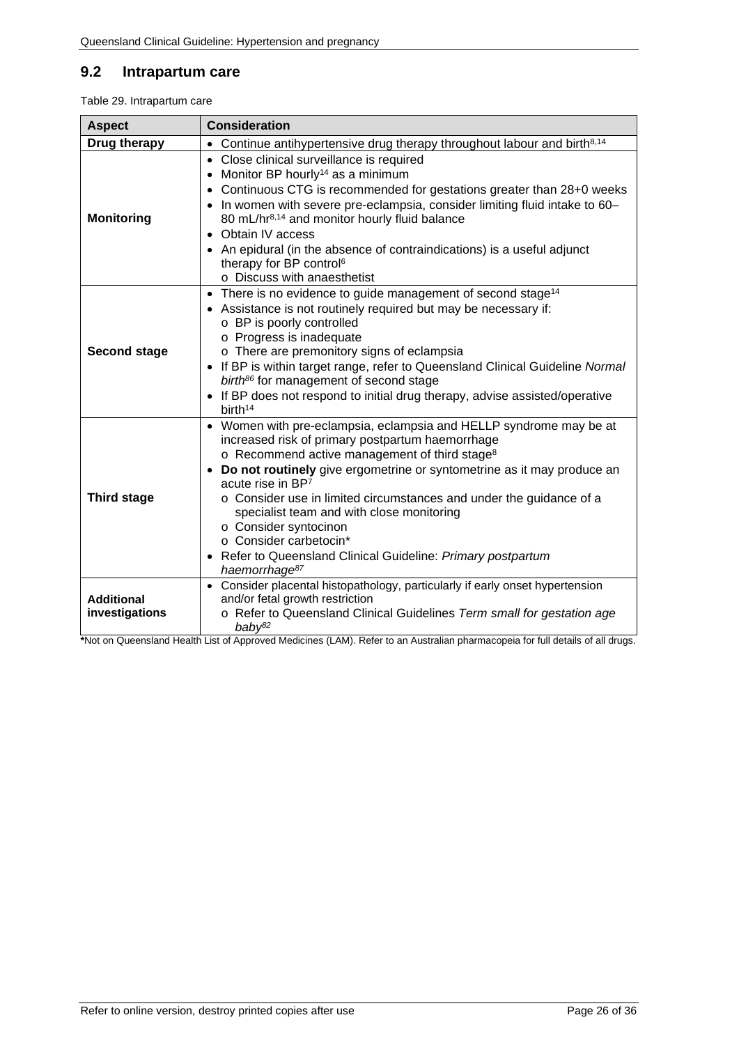## 9.2 Intrapartum care

Table 29. Intrapartum care

| Aspect | Consideration |
|---|---|
| **Drug therapy** | • Continue antihypertensive drug therapy throughout labour and birth[8,14] |
| **Monitoring** | • Close clinical surveillance is required<br>• Monitor BP hourly[14] as a minimum<br>• Continuous CTG is recommended for gestations greater than 28+0 weeks<br>• In women with severe pre-eclampsia, consider limiting fluid intake to 60–80 mL/hr[8,14] and monitor hourly fluid balance<br>• Obtain IV access<br>• An epidural (in the absence of contraindications) is a useful adjunct therapy for BP control[6]<br>  o Discuss with anaesthetist |
| **Second stage** | • There is no evidence to guide management of second stage[14]<br>• Assistance is not routinely required but may be necessary if:<br>  o BP is poorly controlled<br>  o Progress is inadequate<br>  o There are premonitory signs of eclampsia<br>• If BP is within target range, refer to Queensland Clinical Guideline *Normal birth*[86] for management of second stage<br>• If BP does not respond to initial drug therapy, advise assisted/operative birth[14] |
| **Third stage** | • Women with pre-eclampsia, eclampsia and HELLP syndrome may be at increased risk of primary postpartum haemorrhage<br>  o Recommend active management of third stage[8]<br>• **Do not routinely** give ergometrine or syntometrine as it may produce an acute rise in BP[7]<br>  o Consider use in limited circumstances and under the guidance of a specialist team and with close monitoring<br>  o Consider syntocinon<br>  o Consider carbetocin*<br>• Refer to Queensland Clinical Guideline: *Primary postpartum haemorrhage*[87] |
| **Additional investigations** | • Consider placental histopathology, particularly if early onset hypertension and/or fetal growth restriction<br>  o Refer to Queensland Clinical Guidelines *Term small for gestation age baby*[82] |

***Not on Queensland Health List of Approved Medicines (LAM). Refer to an Australian pharmacopeia for full details of all drugs.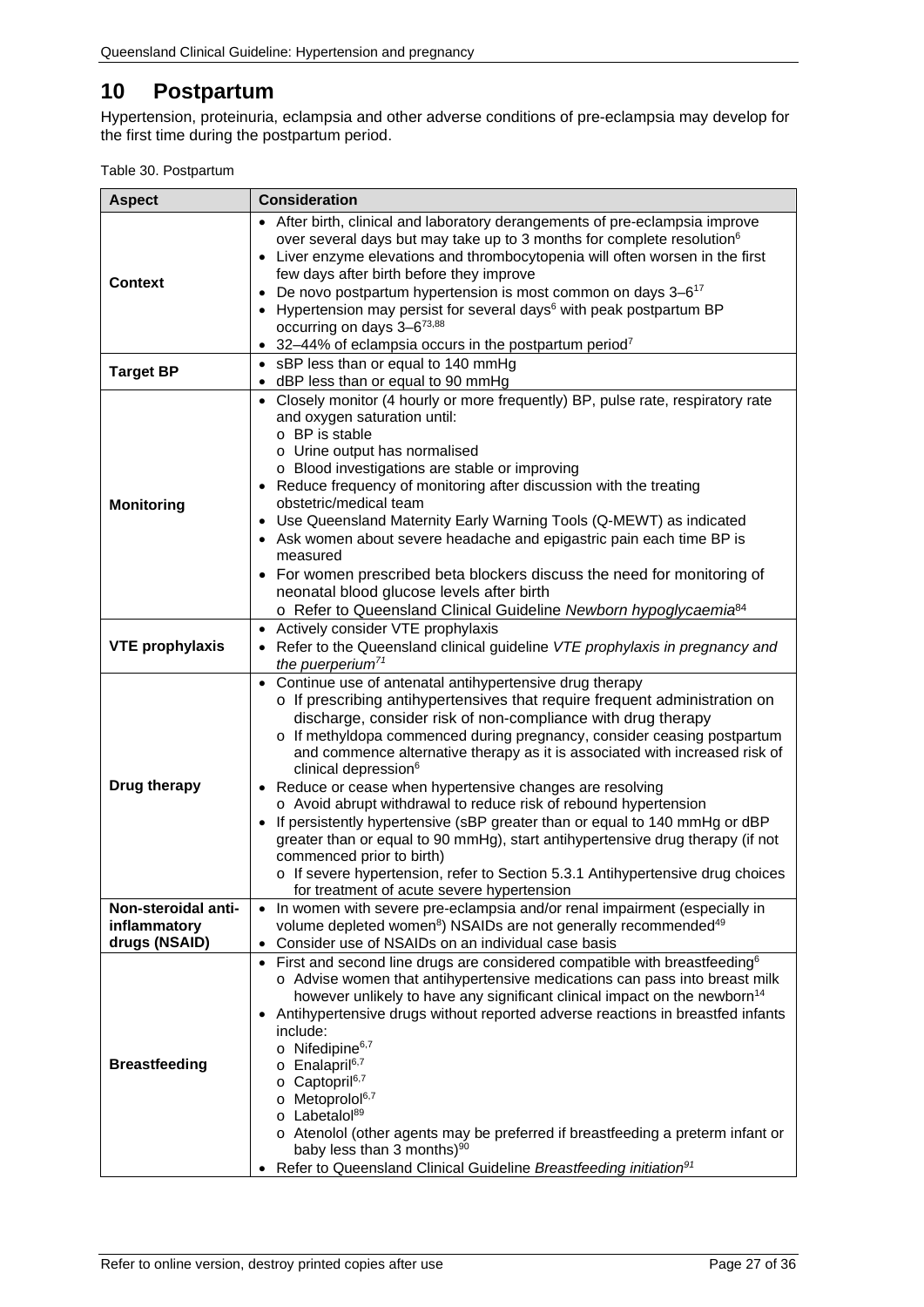# 10 Postpartum

Hypertension, proteinuria, eclampsia and other adverse conditions of pre-eclampsia may develop for the first time during the postpartum period.

Table 30. Postpartum

| Aspect | Consideration |
|---|---|
| **Context** | • After birth, clinical and laboratory derangements of pre-eclampsia improve over several days but may take up to 3 months for complete resolution[6]<br>• Liver enzyme elevations and thrombocytopenia will often worsen in the first few days after birth before they improve<br>• De novo postpartum hypertension is most common on days 3–6[17]<br>• Hypertension may persist for several days[6] with peak postpartum BP occurring on days 3–6[73,88]<br>• 32–44% of eclampsia occurs in the postpartum period[7] |
| **Target BP** | • sBP less than or equal to 140 mmHg<br>• dBP less than or equal to 90 mmHg |
| **Monitoring** | • Closely monitor (4 hourly or more frequently) BP, pulse rate, respiratory rate and oxygen saturation until:<br>  o BP is stable<br>  o Urine output has normalised<br>  o Blood investigations are stable or improving<br>• Reduce frequency of monitoring after discussion with the treating obstetric/medical team<br>• Use Queensland Maternity Early Warning Tools (Q-MEWT) as indicated<br>• Ask women about severe headache and epigastric pain each time BP is measured<br>• For women prescribed beta blockers discuss the need for monitoring of neonatal blood glucose levels after birth<br>  o Refer to Queensland Clinical Guideline *Newborn hypoglycaemia*[84] |
| **VTE prophylaxis** | • Actively consider VTE prophylaxis<br>• Refer to the Queensland clinical guideline *VTE prophylaxis in pregnancy and the puerperium*[71] |
| **Drug therapy** | • Continue use of antenatal antihypertensive drug therapy<br>  o If prescribing antihypertensives that require frequent administration on discharge, consider risk of non-compliance with drug therapy<br>  o If methyldopa commenced during pregnancy, consider ceasing postpartum and commence alternative therapy as it is associated with increased risk of clinical depression[6]<br>• Reduce or cease when hypertensive changes are resolving<br>  o Avoid abrupt withdrawal to reduce risk of rebound hypertension<br>• If persistently hypertensive (sBP greater than or equal to 140 mmHg or dBP greater than or equal to 90 mmHg), start antihypertensive drug therapy (if not commenced prior to birth)<br>  o If severe hypertension, refer to Section 5.3.1 Antihypertensive drug choices for treatment of acute severe hypertension |
| **Non-steroidal anti-inflammatory drugs (NSAID)** | • In women with severe pre-eclampsia and/or renal impairment (especially in volume depleted women[8]) NSAIDs are not generally recommended[49]<br>• Consider use of NSAIDs on an individual case basis |
| **Breastfeeding** | • First and second line drugs are considered compatible with breastfeeding[6]<br>  o Advise women that antihypertensive medications can pass into breast milk however unlikely to have any significant clinical impact on the newborn[14]<br>• Antihypertensive drugs without reported adverse reactions in breastfed infants include:<br>  o Nifedipine[6,7]<br>  o Enalapril[6,7]<br>  o Captopril[6,7]<br>  o Metoprolol[6,7]<br>  o Labetalol[89]<br>  o Atenolol (other agents may be preferred if breastfeeding a preterm infant or baby less than 3 months)[90]<br>• Refer to Queensland Clinical Guideline *Breastfeeding initiation*[91] |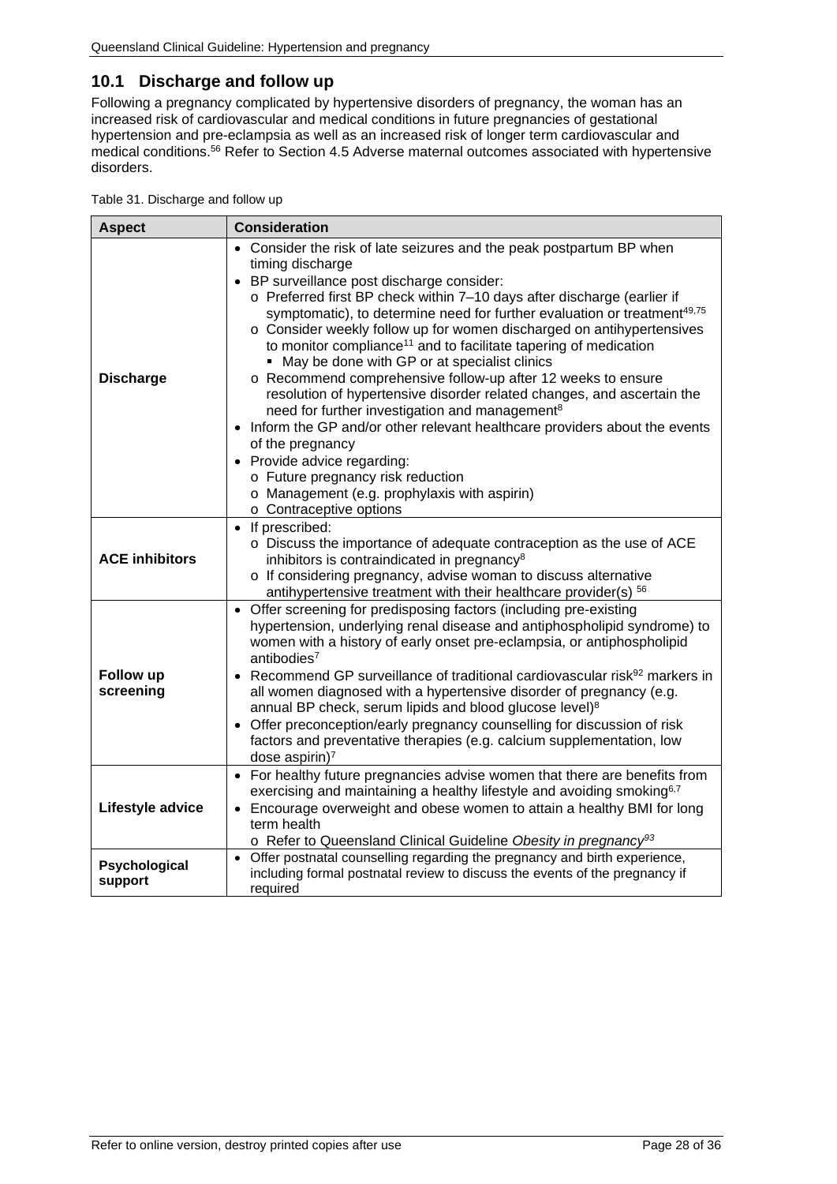## 10.1 Discharge and follow up

Following a pregnancy complicated by hypertensive disorders of pregnancy, the woman has an increased risk of cardiovascular and medical conditions in future pregnancies of gestational hypertension and pre-eclampsia as well as an increased risk of longer term cardiovascular and medical conditions.[56] Refer to Section 4.5 Adverse maternal outcomes associated with hypertensive disorders.

Table 31. Discharge and follow up

| Aspect | Consideration |
|---|---|
| **Discharge** | • Consider the risk of late seizures and the peak postpartum BP when timing discharge<br>• BP surveillance post discharge consider:<br>  o Preferred first BP check within 7–10 days after discharge (earlier if symptomatic), to determine need for further evaluation or treatment[49,75]<br>  o Consider weekly follow up for women discharged on antihypertensives to monitor compliance[11] and to facilitate tapering of medication<br>    ▪ May be done with GP or at specialist clinics<br>  o Recommend comprehensive follow-up after 12 weeks to ensure resolution of hypertensive disorder related changes, and ascertain the need for further investigation and management[8]<br>• Inform the GP and/or other relevant healthcare providers about the events of the pregnancy<br>• Provide advice regarding:<br>  o Future pregnancy risk reduction<br>  o Management (e.g. prophylaxis with aspirin)<br>  o Contraceptive options |
| **ACE inhibitors** | • If prescribed:<br>  o Discuss the importance of adequate contraception as the use of ACE inhibitors is contraindicated in pregnancy[8]<br>  o If considering pregnancy, advise woman to discuss alternative antihypertensive treatment with their healthcare provider(s) [56] |
| **Follow up screening** | • Offer screening for predisposing factors (including pre-existing hypertension, underlying renal disease and antiphospholipid syndrome) to women with a history of early onset pre-eclampsia, or antiphospholipid antibodies[7]<br>• Recommend GP surveillance of traditional cardiovascular risk[92] markers in all women diagnosed with a hypertensive disorder of pregnancy (e.g. annual BP check, serum lipids and blood glucose level)[8]<br>• Offer preconception/early pregnancy counselling for discussion of risk factors and preventative therapies (e.g. calcium supplementation, low dose aspirin)[7] |
| **Lifestyle advice** | • For healthy future pregnancies advise women that there are benefits from exercising and maintaining a healthy lifestyle and avoiding smoking[6,7]<br>• Encourage overweight and obese women to attain a healthy BMI for long term health<br>  o Refer to Queensland Clinical Guideline *Obesity in pregnancy*[93] |
| **Psychological support** | • Offer postnatal counselling regarding the pregnancy and birth experience, including formal postnatal review to discuss the events of the pregnancy if required |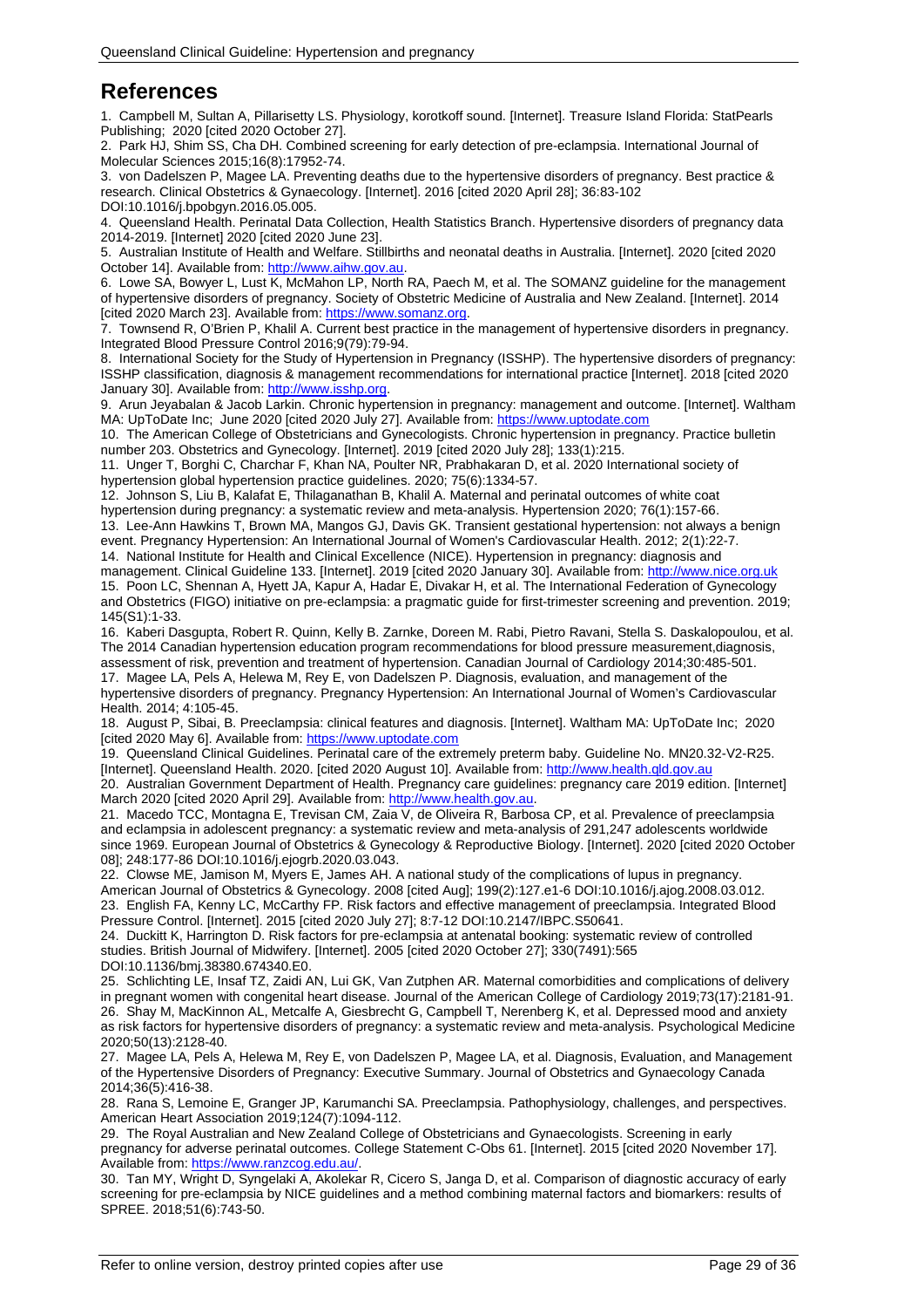# References

1. Campbell M, Sultan A, Pillarisetty LS. Physiology, korotkoff sound. [Internet]. Treasure Island Florida: StatPearls Publishing; 2020 [cited 2020 October 27].
2. Park HJ, Shim SS, Cha DH. Combined screening for early detection of pre-eclampsia. International Journal of Molecular Sciences 2015;16(8):17952-74.
3. von Dadelszen P, Magee LA. Preventing deaths due to the hypertensive disorders of pregnancy. Best practice & research. Clinical Obstetrics & Gynaecology. [Internet]. 2016 [cited 2020 April 28]; 36:83-102 DOI:10.1016/j.bpobgyn.2016.05.005.
4. Queensland Health. Perinatal Data Collection, Health Statistics Branch. Hypertensive disorders of pregnancy data 2014-2019. [Internet] 2020 [cited 2020 June 23].
5. Australian Institute of Health and Welfare. Stillbirths and neonatal deaths in Australia. [Internet]. 2020 [cited 2020 October 14]. Available from: http://www.aihw.gov.au.
6. Lowe SA, Bowyer L, Lust K, McMahon LP, North RA, Paech M, et al. The SOMANZ guideline for the management of hypertensive disorders of pregnancy. Society of Obstetric Medicine of Australia and New Zealand. [Internet]. 2014 [cited 2020 March 23]. Available from: https://www.somanz.org.
7. Townsend R, O'Brien P, Khalil A. Current best practice in the management of hypertensive disorders in pregnancy. Integrated Blood Pressure Control 2016;9(79):79-94.
8. International Society for the Study of Hypertension in Pregnancy (ISSHP). The hypertensive disorders of pregnancy: ISSHP classification, diagnosis & management recommendations for international practice [Internet]. 2018 [cited 2020 January 30]. Available from: http://www.isshp.org.
9. Arun Jeyabalan & Jacob Larkin. Chronic hypertension in pregnancy: management and outcome. [Internet]. Waltham MA: UpToDate Inc; June 2020 [cited 2020 July 27]. Available from: https://www.uptodate.com
10. The American College of Obstetricians and Gynecologists. Chronic hypertension in pregnancy. Practice bulletin number 203. Obstetrics and Gynecology. [Internet]. 2019 [cited 2020 July 28]; 133(1):215.
11. Unger T, Borghi C, Charchar F, Khan NA, Poulter NR, Prabhakaran D, et al. 2020 International society of hypertension global hypertension practice guidelines. 2020; 75(6):1334-57.
12. Johnson S, Liu B, Kalafat E, Thilaganathan B, Khalil A. Maternal and perinatal outcomes of white coat hypertension during pregnancy: a systematic review and meta-analysis. Hypertension 2020; 76(1):157-66.
13. Lee-Ann Hawkins T, Brown MA, Mangos GJ, Davis GK. Transient gestational hypertension: not always a benign event. Pregnancy Hypertension: An International Journal of Women's Cardiovascular Health. 2012; 2(1):22-7.
14. National Institute for Health and Clinical Excellence (NICE). Hypertension in pregnancy: diagnosis and management. Clinical Guideline 133. [Internet]. 2019 [cited 2020 January 30]. Available from: http://www.nice.org.uk
15. Poon LC, Shennan A, Hyett JA, Kapur A, Hadar E, Divakar H, et al. The International Federation of Gynecology and Obstetrics (FIGO) initiative on pre-eclampsia: a pragmatic guide for first-trimester screening and prevention. 2019; 145(S1):1-33.
16. Kaberi Dasgupta, Robert R. Quinn, Kelly B. Zarnke, Doreen M. Rabi, Pietro Ravani, Stella S. Daskalopoulou, et al. The 2014 Canadian hypertension education program recommendations for blood pressure measurement,diagnosis, assessment of risk, prevention and treatment of hypertension. Canadian Journal of Cardiology 2014;30:485-501.
17. Magee LA, Pels A, Helewa M, Rey E, von Dadelszen P. Diagnosis, evaluation, and management of the hypertensive disorders of pregnancy. Pregnancy Hypertension: An International Journal of Women's Cardiovascular Health. 2014; 4:105-45.
18. August P, Sibai, B. Preeclampsia: clinical features and diagnosis. [Internet]. Waltham MA: UpToDate Inc; 2020 [cited 2020 May 6]. Available from: https://www.uptodate.com
19. Queensland Clinical Guidelines. Perinatal care of the extremely preterm baby. Guideline No. MN20.32-V2-R25. [Internet]. Queensland Health. 2020. [cited 2020 August 10]. Available from: http://www.health.qld.gov.au
20. Australian Government Department of Health. Pregnancy care guidelines: pregnancy care 2019 edition. [Internet] March 2020 [cited 2020 April 29]. Available from: http://www.health.gov.au.
21. Macedo TCC, Montagna E, Trevisan CM, Zaia V, de Oliveira R, Barbosa CP, et al. Prevalence of preeclampsia and eclampsia in adolescent pregnancy: a systematic review and meta-analysis of 291,247 adolescents worldwide since 1969. European Journal of Obstetrics & Gynecology & Reproductive Biology. [Internet]. 2020 [cited 2020 October 08]; 248:177-86 DOI:10.1016/j.ejogrb.2020.03.043.
22. Clowse ME, Jamison M, Myers E, James AH. A national study of the complications of lupus in pregnancy. American Journal of Obstetrics & Gynecology. 2008 [cited Aug]; 199(2):127.e1-6 DOI:10.1016/j.ajog.2008.03.012.
23. English FA, Kenny LC, McCarthy FP. Risk factors and effective management of preeclampsia. Integrated Blood Pressure Control. [Internet]. 2015 [cited 2020 July 27]; 8:7-12 DOI:10.2147/IBPC.S50641.
24. Duckitt K, Harrington D. Risk factors for pre-eclampsia at antenatal booking: systematic review of controlled studies. British Journal of Midwifery. [Internet]. 2005 [cited 2020 October 27]; 330(7491):565 DOI:10.1136/bmj.38380.674340.E0.
25. Schlichting LE, Insaf TZ, Zaidi AN, Lui GK, Van Zutphen AR. Maternal comorbidities and complications of delivery in pregnant women with congenital heart disease. Journal of the American College of Cardiology 2019;73(17):2181-91.
26. Shay M, MacKinnon AL, Metcalfe A, Giesbrecht G, Campbell T, Nerenberg K, et al. Depressed mood and anxiety as risk factors for hypertensive disorders of pregnancy: a systematic review and meta-analysis. Psychological Medicine 2020;50(13):2128-40.
27. Magee LA, Pels A, Helewa M, Rey E, von Dadelszen P, Magee LA, et al. Diagnosis, Evaluation, and Management of the Hypertensive Disorders of Pregnancy: Executive Summary. Journal of Obstetrics and Gynaecology Canada 2014;36(5):416-38.
28. Rana S, Lemoine E, Granger JP, Karumanchi SA. Preeclampsia. Pathophysiology, challenges, and perspectives. American Heart Association 2019;124(7):1094-112.
29. The Royal Australian and New Zealand College of Obstetricians and Gynaecologists. Screening in early pregnancy for adverse perinatal outcomes. College Statement C-Obs 61. [Internet]. 2015 [cited 2020 November 17]. Available from: https://www.ranzcog.edu.au/.
30. Tan MY, Wright D, Syngelaki A, Akolekar R, Cicero S, Janga D, et al. Comparison of diagnostic accuracy of early screening for pre-eclampsia by NICE guidelines and a method combining maternal factors and biomarkers: results of SPREE. 2018;51(6):743-50.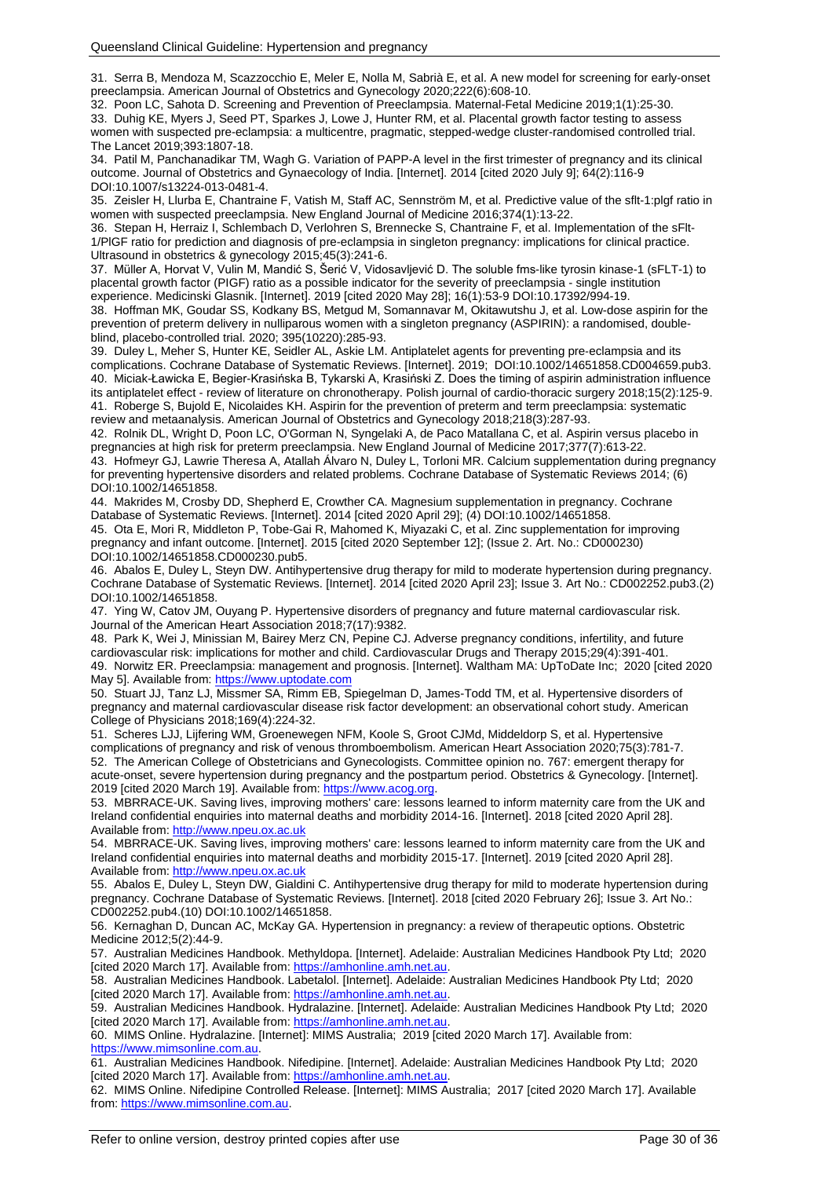31. Serra B, Mendoza M, Scazzocchio E, Meler E, Nolla M, Sabrià E, et al. A new model for screening for early-onset preeclampsia. American Journal of Obstetrics and Gynecology 2020;222(6):608-10.

32. Poon LC, Sahota D. Screening and Prevention of Preeclampsia. Maternal-Fetal Medicine 2019;1(1):25-30.

33. Duhig KE, Myers J, Seed PT, Sparkes J, Lowe J, Hunter RM, et al. Placental growth factor testing to assess women with suspected pre-eclampsia: a multicentre, pragmatic, stepped-wedge cluster-randomised controlled trial. The Lancet 2019;393:1807-18.

34. Patil M, Panchanadikar TM, Wagh G. Variation of PAPP-A level in the first trimester of pregnancy and its clinical outcome. Journal of Obstetrics and Gynaecology of India. [Internet]. 2014 [cited 2020 July 9]; 64(2):116-9 DOI:10.1007/s13224-013-0481-4.

35. Zeisler H, Llurba E, Chantraine F, Vatish M, Staff AC, Sennström M, et al. Predictive value of the sflt-1:plgf ratio in women with suspected preeclampsia. New England Journal of Medicine 2016;374(1):13-22.

36. Stepan H, Herraiz I, Schlembach D, Verlohren S, Brennecke S, Chantraine F, et al. Implementation of the sFlt-1/PlGF ratio for prediction and diagnosis of pre-eclampsia in singleton pregnancy: implications for clinical practice. Ultrasound in obstetrics & gynecology 2015;45(3):241-6.

37. Müller A, Horvat V, Vulin M, Mandić S, Šerić V, Vidosavljević D. The soluble fms-like tyrosin kinase-1 (sFLT-1) to placental growth factor (PIGF) ratio as a possible indicator for the severity of preeclampsia - single institution experience. Medicinski Glasnik. [Internet]. 2019 [cited 2020 May 28]; 16(1):53-9 DOI:10.17392/994-19.

38. Hoffman MK, Goudar SS, Kodkany BS, Metgud M, Somannavar M, Okitawutshu J, et al. Low-dose aspirin for the prevention of preterm delivery in nulliparous women with a singleton pregnancy (ASPIRIN): a randomised, double-blind, placebo-controlled trial. 2020; 395(10220):285-93.

39. Duley L, Meher S, Hunter KE, Seidler AL, Askie LM. Antiplatelet agents for preventing pre-eclampsia and its complications. Cochrane Database of Systematic Reviews. [Internet]. 2019; DOI:10.1002/14651858.CD004659.pub3.

40. Miciak-Ławicka E, Begier-Krasińska B, Tykarski A, Krasiński Z. Does the timing of aspirin administration influence its antiplatelet effect - review of literature on chronotherapy. Polish journal of cardio-thoracic surgery 2018;15(2):125-9.

41. Roberge S, Bujold E, Nicolaides KH. Aspirin for the prevention of preterm and term preeclampsia: systematic review and metaanalysis. American Journal of Obstetrics and Gynecology 2018;218(3):287-93.

42. Rolnik DL, Wright D, Poon LC, O'Gorman N, Syngelaki A, de Paco Matallana C, et al. Aspirin versus placebo in pregnancies at high risk for preterm preeclampsia. New England Journal of Medicine 2017;377(7):613-22.

43. Hofmeyr GJ, Lawrie Theresa A, Atallah Álvaro N, Duley L, Torloni MR. Calcium supplementation during pregnancy for preventing hypertensive disorders and related problems. Cochrane Database of Systematic Reviews 2014; (6) DOI:10.1002/14651858.

44. Makrides M, Crosby DD, Shepherd E, Crowther CA. Magnesium supplementation in pregnancy. Cochrane Database of Systematic Reviews. [Internet]. 2014 [cited 2020 April 29]; (4) DOI:10.1002/14651858.

45. Ota E, Mori R, Middleton P, Tobe-Gai R, Mahomed K, Miyazaki C, et al. Zinc supplementation for improving pregnancy and infant outcome. [Internet]. 2015 [cited 2020 September 12]; (Issue 2. Art. No.: CD000230) DOI:10.1002/14651858.CD000230.pub5.

46. Abalos E, Duley L, Steyn DW. Antihypertensive drug therapy for mild to moderate hypertension during pregnancy. Cochrane Database of Systematic Reviews. [Internet]. 2014 [cited 2020 April 23]; Issue 3. Art No.: CD002252.pub3.(2) DOI:10.1002/14651858.

47. Ying W, Catov JM, Ouyang P. Hypertensive disorders of pregnancy and future maternal cardiovascular risk. Journal of the American Heart Association 2018;7(17):9382.

48. Park K, Wei J, Minissian M, Bairey Merz CN, Pepine CJ. Adverse pregnancy conditions, infertility, and future cardiovascular risk: implications for mother and child. Cardiovascular Drugs and Therapy 2015;29(4):391-401.

49. Norwitz ER. Preeclampsia: management and prognosis. [Internet]. Waltham MA: UpToDate Inc; 2020 [cited 2020 May 5]. Available from: https://www.uptodate.com

50. Stuart JJ, Tanz LJ, Missmer SA, Rimm EB, Spiegelman D, James-Todd TM, et al. Hypertensive disorders of pregnancy and maternal cardiovascular disease risk factor development: an observational cohort study. American College of Physicians 2018;169(4):224-32.

51. Scheres LJJ, Lijfering WM, Groenewegen NFM, Koole S, Groot CJMd, Middeldorp S, et al. Hypertensive complications of pregnancy and risk of venous thromboembolism. American Heart Association 2020;75(3):781-7.

52. The American College of Obstetricians and Gynecologists. Committee opinion no. 767: emergent therapy for acute-onset, severe hypertension during pregnancy and the postpartum period. Obstetrics & Gynecology. [Internet]. 2019 [cited 2020 March 19]. Available from: https://www.acog.org.

53. MBRRACE-UK. Saving lives, improving mothers' care: lessons learned to inform maternity care from the UK and Ireland confidential enquiries into maternal deaths and morbidity 2014-16. [Internet]. 2018 [cited 2020 April 28]. Available from: http://www.npeu.ox.ac.uk

54. MBRRACE-UK. Saving lives, improving mothers' care: lessons learned to inform maternity care from the UK and Ireland confidential enquiries into maternal deaths and morbidity 2015-17. [Internet]. 2019 [cited 2020 April 28]. Available from: http://www.npeu.ox.ac.uk

55. Abalos E, Duley L, Steyn DW, Gialdini C. Antihypertensive drug therapy for mild to moderate hypertension during pregnancy. Cochrane Database of Systematic Reviews. [Internet]. 2018 [cited 2020 February 26]; Issue 3. Art No.: CD002252.pub4.(10) DOI:10.1002/14651858.

56. Kernaghan D, Duncan AC, McKay GA. Hypertension in pregnancy: a review of therapeutic options. Obstetric Medicine 2012;5(2):44-9.

57. Australian Medicines Handbook. Methyldopa. [Internet]. Adelaide: Australian Medicines Handbook Pty Ltd; 2020 [cited 2020 March 17]. Available from: https://amhonline.amh.net.au.

58. Australian Medicines Handbook. Labetalol. [Internet]. Adelaide: Australian Medicines Handbook Pty Ltd; 2020 [cited 2020 March 17]. Available from: https://amhonline.amh.net.au.

59. Australian Medicines Handbook. Hydralazine. [Internet]. Adelaide: Australian Medicines Handbook Pty Ltd; 2020 [cited 2020 March 17]. Available from: https://amhonline.amh.net.au.

60. MIMS Online. Hydralazine. [Internet]: MIMS Australia; 2019 [cited 2020 March 17]. Available from: https://www.mimsonline.com.au.

61. Australian Medicines Handbook. Nifedipine. [Internet]. Adelaide: Australian Medicines Handbook Pty Ltd; 2020 [cited 2020 March 17]. Available from: https://amhonline.amh.net.au.

62. MIMS Online. Nifedipine Controlled Release. [Internet]: MIMS Australia; 2017 [cited 2020 March 17]. Available from: https://www.mimsonline.com.au.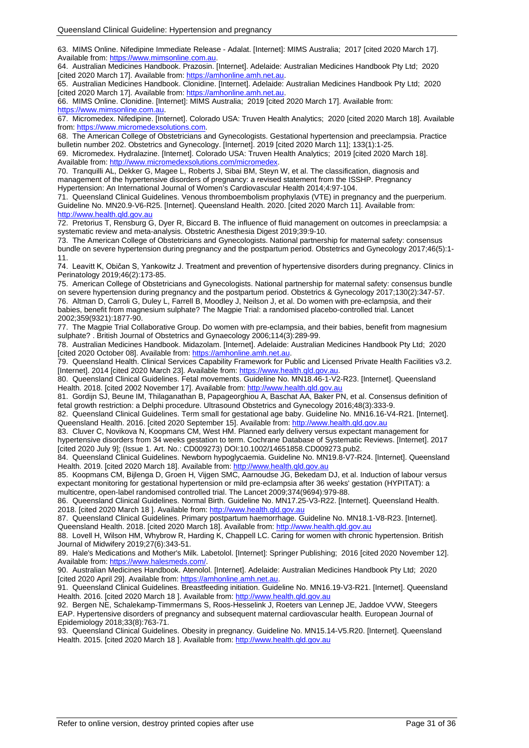63. MIMS Online. Nifedipine Immediate Release - Adalat. [Internet]: MIMS Australia; 2017 [cited 2020 March 17]. Available from: https://www.mimsonline.com.au.

64. Australian Medicines Handbook. Prazosin. [Internet]. Adelaide: Australian Medicines Handbook Pty Ltd; 2020 [cited 2020 March 17]. Available from: https://amhonline.amh.net.au.

65. Australian Medicines Handbook. Clonidine. [Internet]. Adelaide: Australian Medicines Handbook Pty Ltd; 2020 [cited 2020 March 17]. Available from: https://amhonline.amh.net.au.

66. MIMS Online. Clonidine. [Internet]: MIMS Australia; 2019 [cited 2020 March 17]. Available from: https://www.mimsonline.com.au.

67. Micromedex. Nifedipine. [Internet]. Colorado USA: Truven Health Analytics; 2020 [cited 2020 March 18]. Available from: https://www.micromedexsolutions.com.

68. The American College of Obstetricians and Gynecologists. Gestational hypertension and preeclampsia. Practice bulletin number 202. Obstetrics and Gynecology. [Internet]. 2019 [cited 2020 March 11]; 133(1):1-25.

69. Micromedex. Hydralazine. [Internet]. Colorado USA: Truven Health Analytics; 2019 [cited 2020 March 18]. Available from: http://www.micromedexsolutions.com/micromedex.

70. Tranquilli AL, Dekker G, Magee L, Roberts J, Sibai BM, Steyn W, et al. The classification, diagnosis and management of the hypertensive disorders of pregnancy: a revised statement from the ISSHP. Pregnancy Hypertension: An International Journal of Women's Cardiovascular Health 2014;4:97-104.

71. Queensland Clinical Guidelines. Venous thromboembolism prophylaxis (VTE) in pregnancy and the puerperium. Guideline No. MN20.9-V6-R25. [Internet]. Queensland Health. 2020. [cited 2020 March 11]. Available from: http://www.health.qld.gov.au

72. Pretorius T, Rensburg G, Dyer R, Biccard B. The influence of fluid management on outcomes in preeclampsia: a systematic review and meta-analysis. Obstetric Anesthesia Digest 2019;39:9-10.

73. The American College of Obstetricians and Gynecologists. National partnership for maternal safety: consensus bundle on severe hypertension during pregnancy and the postpartum period. Obstetrics and Gynecology 2017;46(5):1-11.

74. Leavitt K, Običan S, Yankowitz J. Treatment and prevention of hypertensive disorders during pregnancy. Clinics in Perinatology 2019;46(2):173-85.

75. American College of Obstetricians and Gynecologists. National partnership for maternal safety: consensus bundle on severe hypertension during pregnancy and the postpartum period. Obstetrics & Gynecology 2017;130(2):347-57.

76. Altman D, Carroli G, Duley L, Farrell B, Moodley J, Neilson J, et al. Do women with pre-eclampsia, and their babies, benefit from magnesium sulphate? The Magpie Trial: a randomised placebo-controlled trial. Lancet 2002;359(9321):1877-90.

77. The Magpie Trial Collaborative Group. Do women with pre-eclampsia, and their babies, benefit from magnesium sulphate? . British Journal of Obstetrics and Gynaecology 2006;114(3):289-99.

78. Australian Medicines Handbook. Midazolam. [Internet]. Adelaide: Australian Medicines Handbook Pty Ltd; 2020 [cited 2020 October 08]. Available from: https://amhonline.amh.net.au.

79. Queensland Health. Clinical Services Capability Framework for Public and Licensed Private Health Facilities v3.2. [Internet]. 2014 [cited 2020 March 23]. Available from: https://www.health.qld.gov.au.

80. Queensland Clinical Guidelines. Fetal movements. Guideline No. MN18.46-1-V2-R23. [Internet]. Queensland Health. 2018. [cited 2002 November 17]. Available from: http://www.health.qld.gov.au

81. Gordijn SJ, Beune IM, Thilaganathan B, Papageorghiou A, Baschat AA, Baker PN, et al. Consensus definition of fetal growth restriction: a Delphi procedure. Ultrasound Obstetrics and Gynecology 2016;48(3):333-9.

82. Queensland Clinical Guidelines. Term small for gestational age baby. Guideline No. MN16.16-V4-R21. [Internet]. Queensland Health. 2016. [cited 2020 September 15]. Available from: http://www.health.qld.gov.au

83. Cluver C, Novikova N, Koopmans CM, West HM. Planned early delivery versus expectant management for hypertensive disorders from 34 weeks gestation to term. Cochrane Database of Systematic Reviews. [Internet]. 2017 [cited 2020 July 9]; (Issue 1. Art. No.: CD009273) DOI:10.1002/14651858.CD009273.pub2.

84. Queensland Clinical Guidelines. Newborn hypoglycaemia. Guideline No. MN19.8-V7-R24. [Internet]. Queensland Health. 2019. [cited 2020 March 18]. Available from: http://www.health.qld.gov.au

85. Koopmans CM, Bijlenga D, Groen H, Vijgen SMC, Aarnoudse JG, Bekedam DJ, et al. Induction of labour versus expectant monitoring for gestational hypertension or mild pre-eclampsia after 36 weeks' gestation (HYPITAT): a multicentre, open-label randomised controlled trial. The Lancet 2009;374(9694):979-88.

86. Queensland Clinical Guidelines. Normal Birth. Guideline No. MN17.25-V3-R22. [Internet]. Queensland Health. 2018. [cited 2020 March 18 ]. Available from: http://www.health.qld.gov.au

87. Queensland Clinical Guidelines. Primary postpartum haemorrhage. Guideline No. MN18.1-V8-R23. [Internet]. Queensland Health. 2018. [cited 2020 March 18]. Available from: http://www.health.qld.gov.au

88. Lovell H, Wilson HM, Whybrow R, Harding K, Chappell LC. Caring for women with chronic hypertension. British Journal of Midwifery 2019;27(6):343-51.

89. Hale's Medications and Mother's Milk. Labetolol. [Internet]: Springer Publishing; 2016 [cited 2020 November 12]. Available from: https://www.halesmeds.com/.

90. Australian Medicines Handbook. Atenolol. [Internet]. Adelaide: Australian Medicines Handbook Pty Ltd; 2020 [cited 2020 April 29]. Available from: https://amhonline.amh.net.au.

91. Queensland Clinical Guidelines. Breastfeeding initiation. Guideline No. MN16.19-V3-R21. [Internet]. Queensland Health. 2016. [cited 2020 March 18 ]. Available from: http://www.health.qld.gov.au

92. Bergen NE, Schalekamp-Timmermans S, Roos-Hesselink J, Roeters van Lennep JE, Jaddoe VVW, Steegers EAP. Hypertensive disorders of pregnancy and subsequent maternal cardiovascular health. European Journal of Epidemiology 2018;33(8):763-71.

93. Queensland Clinical Guidelines. Obesity in pregnancy. Guideline No. MN15.14-V5.R20. [Internet]. Queensland Health. 2015. [cited 2020 March 18 ]. Available from: http://www.health.qld.gov.au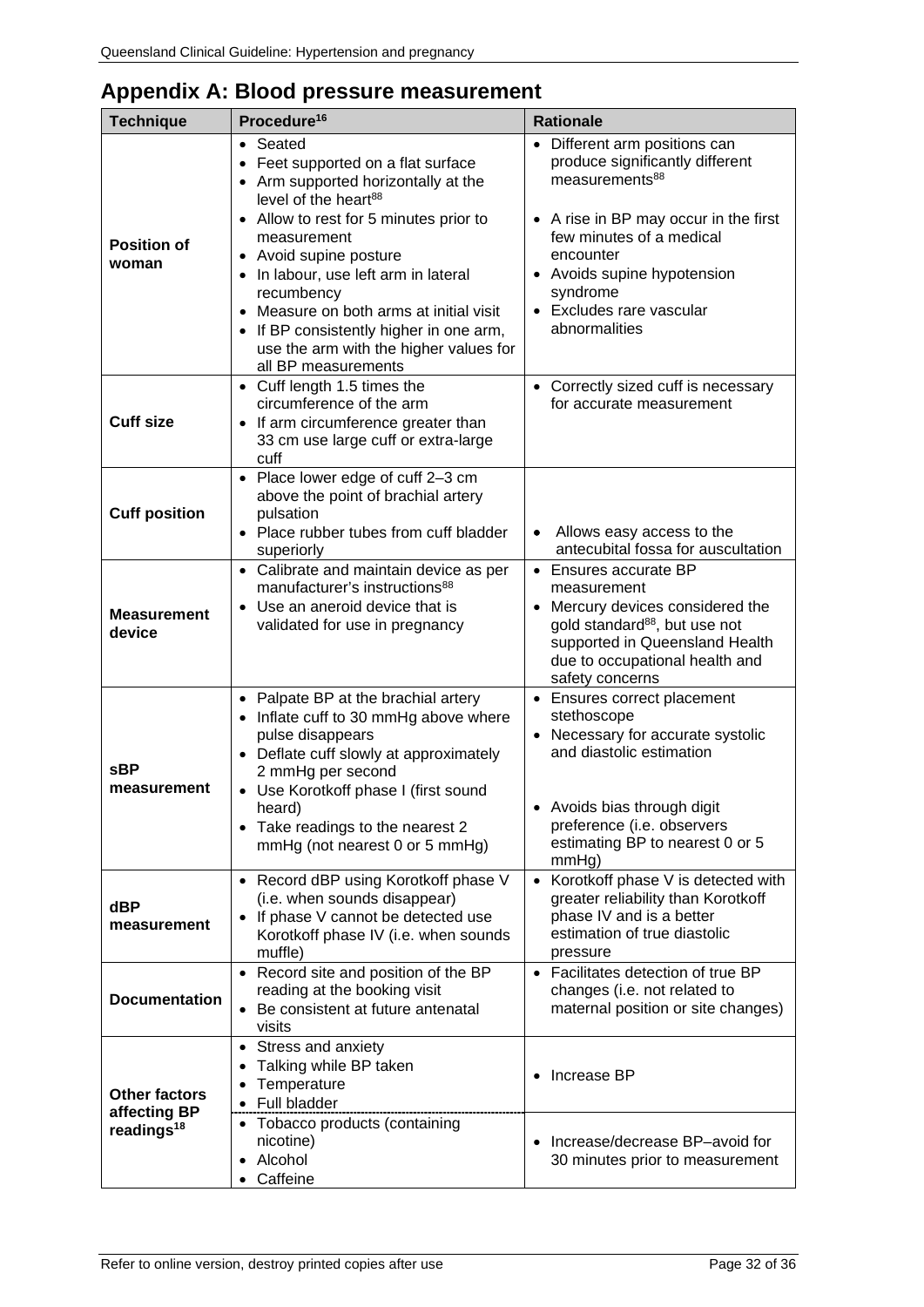## Appendix A: Blood pressure measurement

| Technique | Procedure[16] | Rationale |
|---|---|---|
| **Position of woman** | • Seated<br>• Feet supported on a flat surface<br>• Arm supported horizontally at the level of the heart[88]<br>• Allow to rest for 5 minutes prior to measurement<br>• Avoid supine posture<br>• In labour, use left arm in lateral recumbency<br>• Measure on both arms at initial visit<br>• If BP consistently higher in one arm, use the arm with the higher values for all BP measurements | • Different arm positions can produce significantly different measurements[88]<br>• A rise in BP may occur in the first few minutes of a medical encounter<br>• Avoids supine hypotension syndrome<br>• Excludes rare vascular abnormalities |
| **Cuff size** | • Cuff length 1.5 times the circumference of the arm<br>• If arm circumference greater than 33 cm use large cuff or extra-large cuff | • Correctly sized cuff is necessary for accurate measurement |
| **Cuff position** | • Place lower edge of cuff 2–3 cm above the point of brachial artery pulsation<br>• Place rubber tubes from cuff bladder superiorly | • Allows easy access to the antecubital fossa for auscultation |
| **Measurement device** | • Calibrate and maintain device as per manufacturer's instructions[88]<br>• Use an aneroid device that is validated for use in pregnancy | • Ensures accurate BP measurement<br>• Mercury devices considered the gold standard[88], but use not supported in Queensland Health due to occupational health and safety concerns |
| **sBP measurement** | • Palpate BP at the brachial artery<br>• Inflate cuff to 30 mmHg above where pulse disappears<br>• Deflate cuff slowly at approximately 2 mmHg per second<br>• Use Korotkoff phase I (first sound heard)<br>• Take readings to the nearest 2 mmHg (not nearest 0 or 5 mmHg) | • Ensures correct placement stethoscope<br>• Necessary for accurate systolic and diastolic estimation<br>• Avoids bias through digit preference (i.e. observers estimating BP to nearest 0 or 5 mmHg) |
| **dBP measurement** | • Record dBP using Korotkoff phase V (i.e. when sounds disappear)<br>• If phase V cannot be detected use Korotkoff phase IV (i.e. when sounds muffle) | • Korotkoff phase V is detected with greater reliability than Korotkoff phase IV and is a better estimation of true diastolic pressure |
| **Documentation** | • Record site and position of the BP reading at the booking visit<br>• Be consistent at future antenatal visits | • Facilitates detection of true BP changes (i.e. not related to maternal position or site changes) |
| **Other factors affecting BP readings[18]** | • Stress and anxiety<br>• Talking while BP taken<br>• Temperature<br>• Full bladder | • Increase BP |
| | • Tobacco products (containing nicotine)<br>• Alcohol<br>• Caffeine | • Increase/decrease BP–avoid for 30 minutes prior to measurement |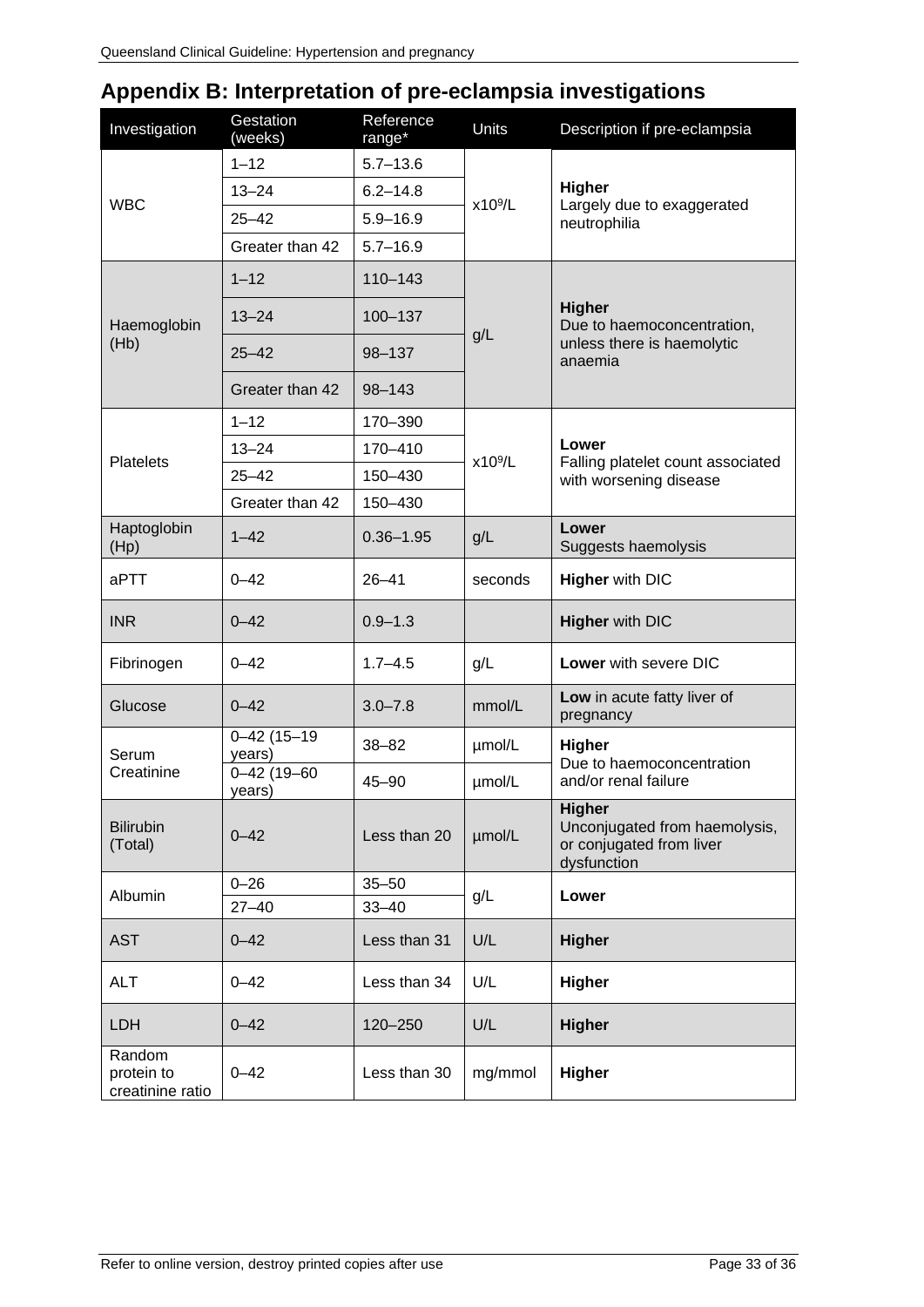# Appendix B: Interpretation of pre-eclampsia investigations

| Investigation | Gestation (weeks) | Reference range* | Units | Description if pre-eclampsia |
|---|---|---|---|---|
| WBC | 1–12 | 5.7–13.6 | $x10^9/L$ | **Higher** Largely due to exaggerated neutrophilia |
| | 13–24 | 6.2–14.8 | | |
| | 25–42 | 5.9–16.9 | | |
| | Greater than 42 | 5.7–16.9 | | |
| Haemoglobin (Hb) | 1–12 | 110–143 | g/L | **Higher** Due to haemoconcentration, unless there is haemolytic anaemia |
| | 13–24 | 100–137 | | |
| | 25–42 | 98–137 | | |
| | Greater than 42 | 98–143 | | |
| Platelets | 1–12 | 170–390 | $x10^9/L$ | **Lower** Falling platelet count associated with worsening disease |
| | 13–24 | 170–410 | | |
| | 25–42 | 150–430 | | |
| | Greater than 42 | 150–430 | | |
| Haptoglobin (Hp) | 1–42 | 0.36–1.95 | g/L | **Lower** Suggests haemolysis |
| aPTT | 0–42 | 26–41 | seconds | **Higher** with DIC |
| INR | 0–42 | 0.9–1.3 | | **Higher** with DIC |
| Fibrinogen | 0–42 | 1.7–4.5 | g/L | **Lower** with severe DIC |
| Glucose | 0–42 | 3.0–7.8 | mmol/L | **Low** in acute fatty liver of pregnancy |
| Serum Creatinine | 0–42 (15–19 years) | 38–82 | µmol/L | **Higher** Due to haemoconcentration and/or renal failure |
| | 0–42 (19–60 years) | 45–90 | µmol/L | |
| Bilirubin (Total) | 0–42 | Less than 20 | µmol/L | **Higher** Unconjugated from haemolysis, or conjugated from liver dysfunction |
| Albumin | 0–26 | 35–50 | g/L | **Lower** |
| | 27–40 | 33–40 | | |
| AST | 0–42 | Less than 31 | U/L | **Higher** |
| ALT | 0–42 | Less than 34 | U/L | **Higher** |
| LDH | 0–42 | 120–250 | U/L | **Higher** |
| Random protein to creatinine ratio | 0–42 | Less than 30 | mg/mmol | **Higher** |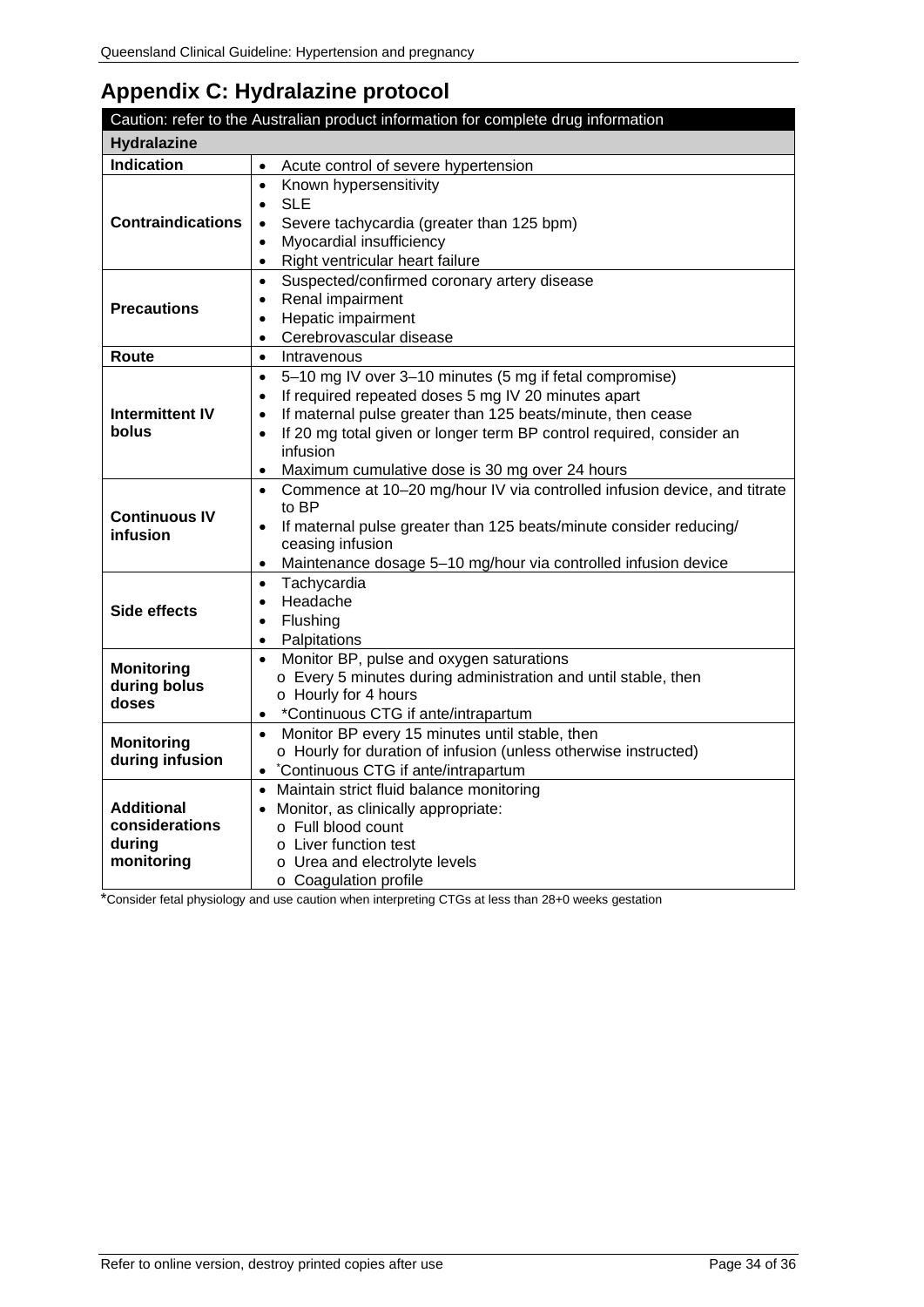# Appendix C: Hydralazine protocol

| Caution: refer to the Australian product information for complete drug information | |
|---|---|
| **Hydralazine** | |
| **Indication** | • Acute control of severe hypertension |
| **Contraindications** | • Known hypersensitivity<br>• SLE<br>• Severe tachycardia (greater than 125 bpm)<br>• Myocardial insufficiency<br>• Right ventricular heart failure |
| **Precautions** | • Suspected/confirmed coronary artery disease<br>• Renal impairment<br>• Hepatic impairment<br>• Cerebrovascular disease |
| **Route** | • Intravenous |
| **Intermittent IV bolus** | • 5–10 mg IV over 3–10 minutes (5 mg if fetal compromise)<br>• If required repeated doses 5 mg IV 20 minutes apart<br>• If maternal pulse greater than 125 beats/minute, then cease<br>• If 20 mg total given or longer term BP control required, consider an infusion<br>• Maximum cumulative dose is 30 mg over 24 hours |
| **Continuous IV infusion** | • Commence at 10–20 mg/hour IV via controlled infusion device, and titrate to BP<br>• If maternal pulse greater than 125 beats/minute consider reducing/ ceasing infusion<br>• Maintenance dosage 5–10 mg/hour via controlled infusion device |
| **Side effects** | • Tachycardia<br>• Headache<br>• Flushing<br>• Palpitations |
| **Monitoring during bolus doses** | • Monitor BP, pulse and oxygen saturations<br>  o Every 5 minutes during administration and until stable, then<br>  o Hourly for 4 hours<br>• *Continuous CTG if ante/intrapartum |
| **Monitoring during infusion** | • Monitor BP every 15 minutes until stable, then<br>  o Hourly for duration of infusion (unless otherwise instructed)<br>• *Continuous CTG if ante/intrapartum |
| **Additional considerations during monitoring** | • Maintain strict fluid balance monitoring<br>• Monitor, as clinically appropriate:<br>  o Full blood count<br>  o Liver function test<br>  o Urea and electrolyte levels<br>  o Coagulation profile |

*Consider fetal physiology and use caution when interpreting CTGs at less than 28+0 weeks gestation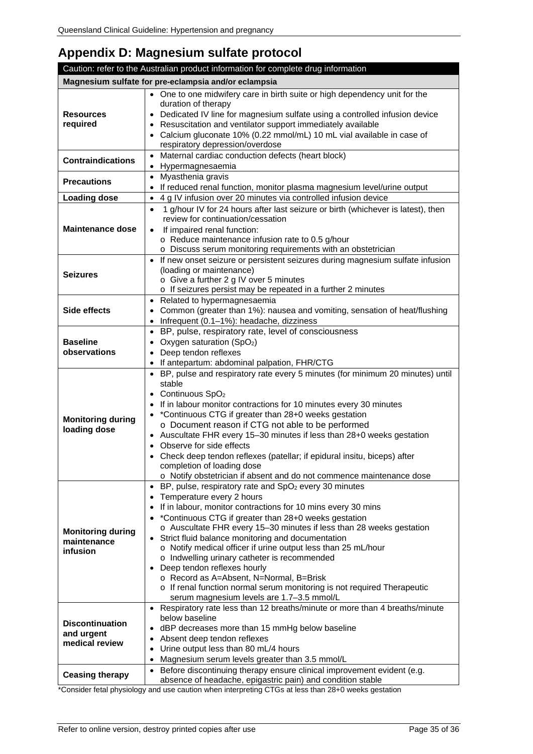# Appendix D: Magnesium sulfate protocol

| Caution: refer to the Australian product information for complete drug information | |
|---|---|
| **Magnesium sulfate for pre-eclampsia and/or eclampsia** | |
| **Resources required** | • One to one midwifery care in birth suite or high dependency unit for the duration of therapy<br>• Dedicated IV line for magnesium sulfate using a controlled infusion device<br>• Resuscitation and ventilator support immediately available<br>• Calcium gluconate 10% (0.22 mmol/mL) 10 mL vial available in case of respiratory depression/overdose |
| **Contraindications** | • Maternal cardiac conduction defects (heart block)<br>• Hypermagnesaemia |
| **Precautions** | • Myasthenia gravis<br>• If reduced renal function, monitor plasma magnesium level/urine output |
| **Loading dose** | • 4 g IV infusion over 20 minutes via controlled infusion device |
| **Maintenance dose** | • 1 g/hour IV for 24 hours after last seizure or birth (whichever is latest), then review for continuation/cessation<br>• If impaired renal function:<br>o Reduce maintenance infusion rate to 0.5 g/hour<br>o Discuss serum monitoring requirements with an obstetrician |
| **Seizures** | • If new onset seizure or persistent seizures during magnesium sulfate infusion (loading or maintenance)<br>o Give a further 2 g IV over 5 minutes<br>o If seizures persist may be repeated in a further 2 minutes |
| **Side effects** | • Related to hypermagnesaemia<br>• Common (greater than 1%): nausea and vomiting, sensation of heat/flushing<br>• Infrequent (0.1–1%): headache, dizziness |
| **Baseline observations** | • BP, pulse, respiratory rate, level of consciousness<br>• Oxygen saturation ($SpO_2$)<br>• Deep tendon reflexes<br>• If antepartum: abdominal palpation, FHR/CTG |
| **Monitoring during loading dose** | • BP, pulse and respiratory rate every 5 minutes (for minimum 20 minutes) until stable<br>• Continuous $SpO_2$<br>• If in labour monitor contractions for 10 minutes every 30 minutes<br>• *Continuous CTG if greater than 28+0 weeks gestation<br>o Document reason if CTG not able to be performed<br>• Auscultate FHR every 15–30 minutes if less than 28+0 weeks gestation<br>• Observe for side effects<br>• Check deep tendon reflexes (patellar; if epidural insitu, biceps) after completion of loading dose<br>o Notify obstetrician if absent and do not commence maintenance dose |
| **Monitoring during maintenance infusion** | • BP, pulse, respiratory rate and $SpO_2$ every 30 minutes<br>• Temperature every 2 hours<br>• If in labour, monitor contractions for 10 mins every 30 mins<br>• *Continuous CTG if greater than 28+0 weeks gestation<br>o Auscultate FHR every 15–30 minutes if less than 28 weeks gestation<br>• Strict fluid balance monitoring and documentation<br>o Notify medical officer if urine output less than 25 mL/hour<br>o Indwelling urinary catheter is recommended<br>• Deep tendon reflexes hourly<br>o Record as A=Absent, N=Normal, B=Brisk<br>o If renal function normal serum monitoring is not required Therapeutic serum magnesium levels are 1.7–3.5 mmol/L |
| **Discontinuation and urgent medical review** | • Respiratory rate less than 12 breaths/minute or more than 4 breaths/minute below baseline<br>• dBP decreases more than 15 mmHg below baseline<br>• Absent deep tendon reflexes<br>• Urine output less than 80 mL/4 hours<br>• Magnesium serum levels greater than 3.5 mmol/L |
| **Ceasing therapy** | • Before discontinuing therapy ensure clinical improvement evident (e.g. absence of headache, epigastric pain) and condition stable |

*Consider fetal physiology and use caution when interpreting CTGs at less than 28+0 weeks gestation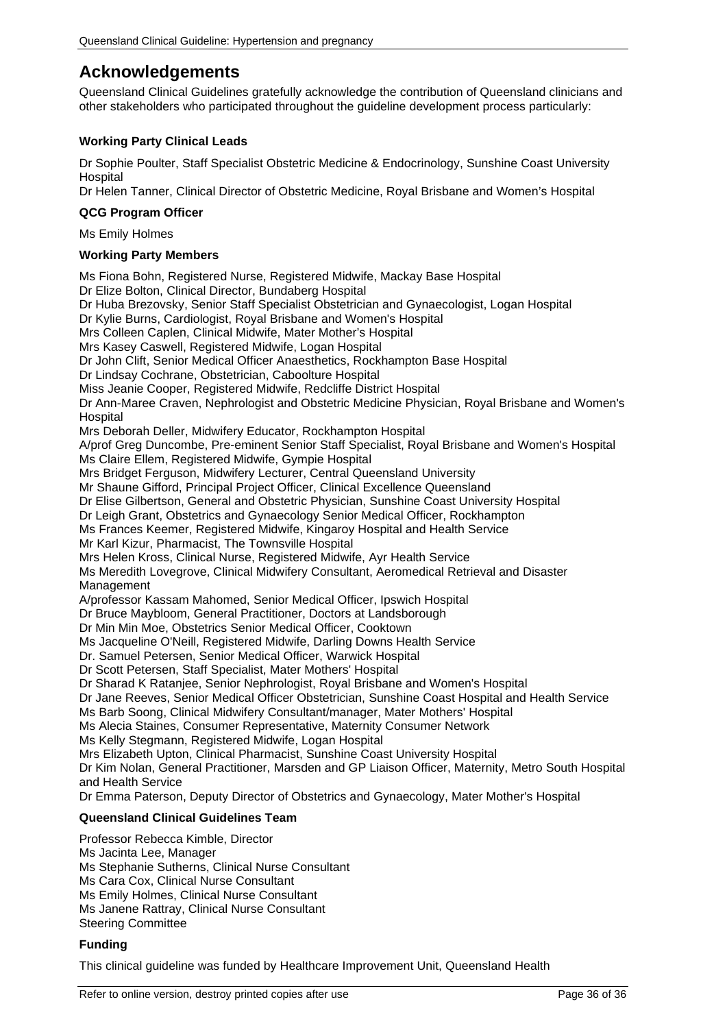# Acknowledgements

Queensland Clinical Guidelines gratefully acknowledge the contribution of Queensland clinicians and other stakeholders who participated throughout the guideline development process particularly:

### Working Party Clinical Leads

Dr Sophie Poulter, Staff Specialist Obstetric Medicine & Endocrinology, Sunshine Coast University Hospital
Dr Helen Tanner, Clinical Director of Obstetric Medicine, Royal Brisbane and Women's Hospital

### QCG Program Officer

Ms Emily Holmes

### Working Party Members

Ms Fiona Bohn, Registered Nurse, Registered Midwife, Mackay Base Hospital
Dr Elize Bolton, Clinical Director, Bundaberg Hospital
Dr Huba Brezovsky, Senior Staff Specialist Obstetrician and Gynaecologist, Logan Hospital
Dr Kylie Burns, Cardiologist, Royal Brisbane and Women's Hospital
Mrs Colleen Caplen, Clinical Midwife, Mater Mother's Hospital
Mrs Kasey Caswell, Registered Midwife, Logan Hospital
Dr John Clift, Senior Medical Officer Anaesthetics, Rockhampton Base Hospital
Dr Lindsay Cochrane, Obstetrician, Caboolture Hospital
Miss Jeanie Cooper, Registered Midwife, Redcliffe District Hospital
Dr Ann-Maree Craven, Nephrologist and Obstetric Medicine Physician, Royal Brisbane and Women's Hospital
Mrs Deborah Deller, Midwifery Educator, Rockhampton Hospital
A/prof Greg Duncombe, Pre-eminent Senior Staff Specialist, Royal Brisbane and Women's Hospital
Ms Claire Ellem, Registered Midwife, Gympie Hospital
Mrs Bridget Ferguson, Midwifery Lecturer, Central Queensland University
Mr Shaune Gifford, Principal Project Officer, Clinical Excellence Queensland
Dr Elise Gilbertson, General and Obstetric Physician, Sunshine Coast University Hospital
Dr Leigh Grant, Obstetrics and Gynaecology Senior Medical Officer, Rockhampton
Ms Frances Keemer, Registered Midwife, Kingaroy Hospital and Health Service
Mr Karl Kizur, Pharmacist, The Townsville Hospital
Mrs Helen Kross, Clinical Nurse, Registered Midwife, Ayr Health Service
Ms Meredith Lovegrove, Clinical Midwifery Consultant, Aeromedical Retrieval and Disaster Management
A/professor Kassam Mahomed, Senior Medical Officer, Ipswich Hospital
Dr Bruce Maybloom, General Practitioner, Doctors at Landsborough
Dr Min Min Moe, Obstetrics Senior Medical Officer, Cooktown
Ms Jacqueline O'Neill, Registered Midwife, Darling Downs Health Service
Dr. Samuel Petersen, Senior Medical Officer, Warwick Hospital
Dr Scott Petersen, Staff Specialist, Mater Mothers' Hospital
Dr Sharad K Ratanjee, Senior Nephrologist, Royal Brisbane and Women's Hospital
Dr Jane Reeves, Senior Medical Officer Obstetrician, Sunshine Coast Hospital and Health Service
Ms Barb Soong, Clinical Midwifery Consultant/manager, Mater Mothers' Hospital
Ms Alecia Staines, Consumer Representative, Maternity Consumer Network
Ms Kelly Stegmann, Registered Midwife, Logan Hospital
Mrs Elizabeth Upton, Clinical Pharmacist, Sunshine Coast University Hospital
Dr Kim Nolan, General Practitioner, Marsden and GP Liaison Officer, Maternity, Metro South Hospital and Health Service
Dr Emma Paterson, Deputy Director of Obstetrics and Gynaecology, Mater Mother's Hospital

### Queensland Clinical Guidelines Team

Professor Rebecca Kimble, Director
Ms Jacinta Lee, Manager
Ms Stephanie Sutherns, Clinical Nurse Consultant
Ms Cara Cox, Clinical Nurse Consultant
Ms Emily Holmes, Clinical Nurse Consultant
Ms Janene Rattray, Clinical Nurse Consultant
Steering Committee

### Funding

This clinical guideline was funded by Healthcare Improvement Unit, Queensland Health